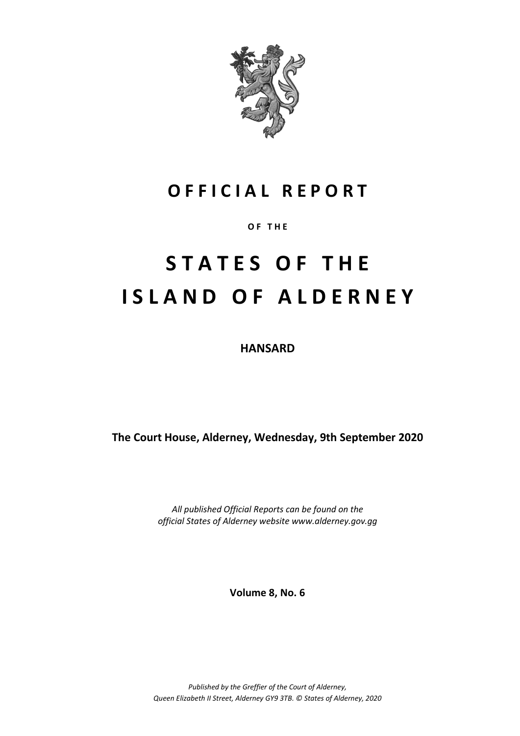# OFFICIAL REPORT

OF THE

# STATES OF THE ISLAND OF ALDERNEY

**HANSARD**

**The Court House, Alderney, Wednesday, 9th September 2020**

*All published Official Reports can be found on the official States of Alderney website www.alderney.gov.gg*

**Volume 8, No. 6**

*Published by the Greffier of the Court of Alderney, Queen Elizabeth II Street, Alderney GY9 3TB. © States of Alderney, 2020*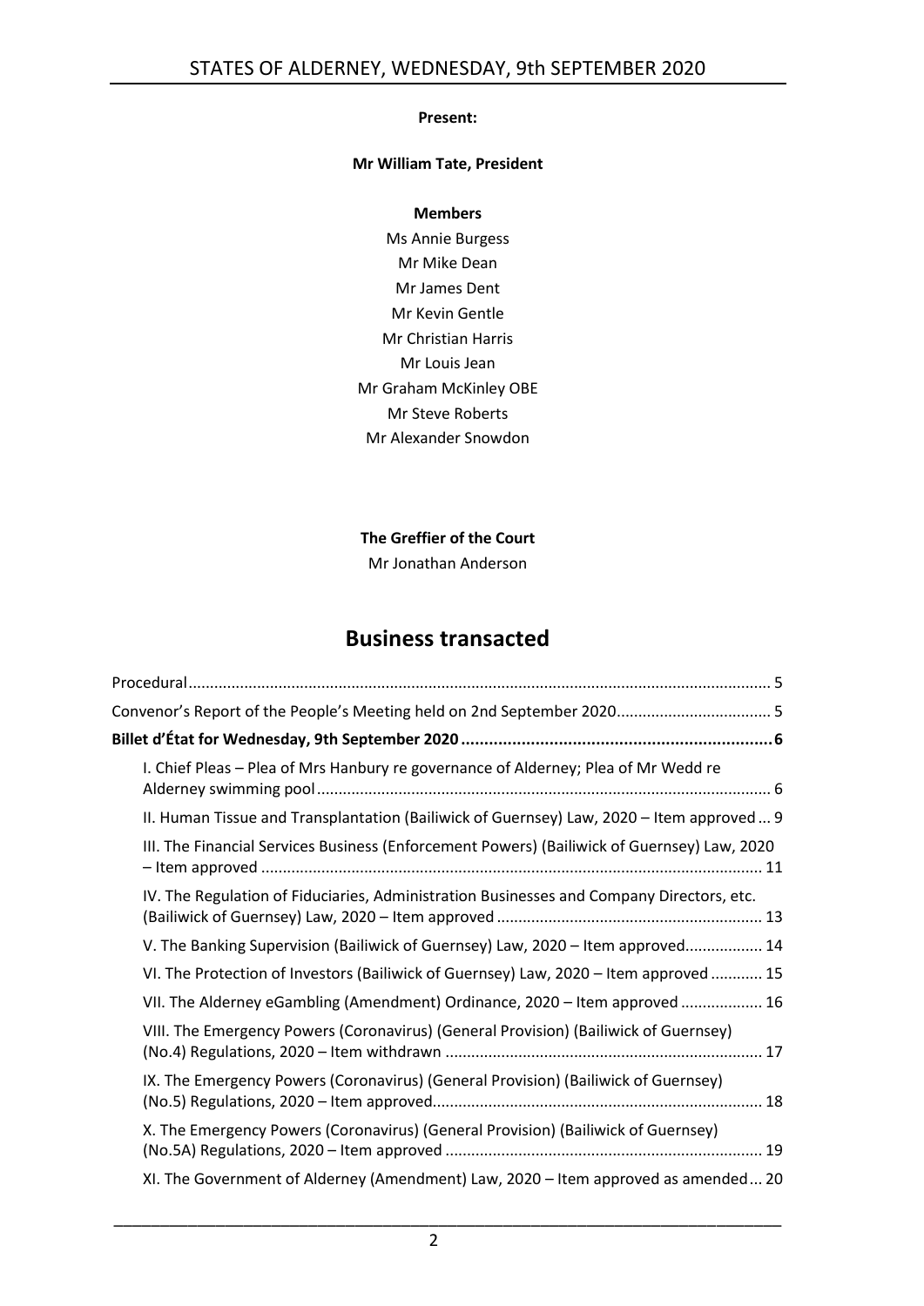**Present:**

**Mr William Tate, President**

**Members**

Ms Annie Burgess
Mr Mike Dean
Mr James Dent
Mr Kevin Gentle
Mr Christian Harris
Mr Louis Jean
Mr Graham McKinley OBE
Mr Steve Roberts
Mr Alexander Snowdon

**The Greffier of the Court**

Mr Jonathan Anderson

# Business transacted

Procedural ..... 5

Convenor's Report of the People's Meeting held on 2nd September 2020 ..... 5

**Billet d'État for Wednesday, 9th September 2020 ..... 6**

I. Chief Pleas – Plea of Mrs Hanbury re governance of Alderney; Plea of Mr Wedd re Alderney swimming pool ..... 6

II. Human Tissue and Transplantation (Bailiwick of Guernsey) Law, 2020 – Item approved ..... 9

III. The Financial Services Business (Enforcement Powers) (Bailiwick of Guernsey) Law, 2020 – Item approved ..... 11

IV. The Regulation of Fiduciaries, Administration Businesses and Company Directors, etc. (Bailiwick of Guernsey) Law, 2020 – Item approved ..... 13

V. The Banking Supervision (Bailiwick of Guernsey) Law, 2020 – Item approved ..... 14

VI. The Protection of Investors (Bailiwick of Guernsey) Law, 2020 – Item approved ..... 15

VII. The Alderney eGambling (Amendment) Ordinance, 2020 – Item approved ..... 16

VIII. The Emergency Powers (Coronavirus) (General Provision) (Bailiwick of Guernsey) (No.4) Regulations, 2020 – Item withdrawn ..... 17

IX. The Emergency Powers (Coronavirus) (General Provision) (Bailiwick of Guernsey) (No.5) Regulations, 2020 – Item approved ..... 18

X. The Emergency Powers (Coronavirus) (General Provision) (Bailiwick of Guernsey) (No.5A) Regulations, 2020 – Item approved ..... 19

XI. The Government of Alderney (Amendment) Law, 2020 – Item approved as amended ..... 20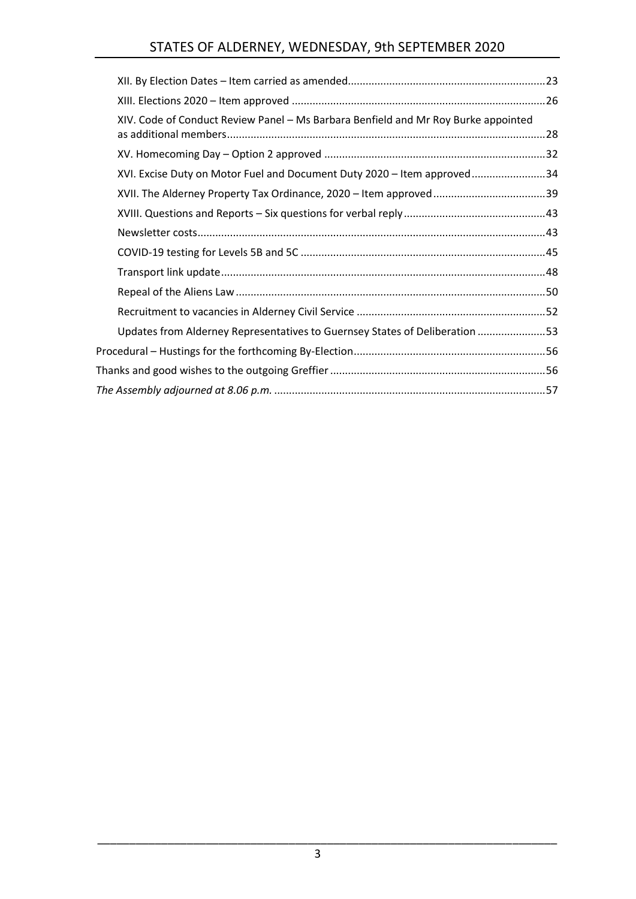XII. By Election Dates – Item carried as amended .....23

XIII. Elections 2020 – Item approved .....26

XIV. Code of Conduct Review Panel – Ms Barbara Benfield and Mr Roy Burke appointed as additional members .....28

XV. Homecoming Day – Option 2 approved .....32

XVI. Excise Duty on Motor Fuel and Document Duty 2020 – Item approved .....34

XVII. The Alderney Property Tax Ordinance, 2020 – Item approved .....39

XVIII. Questions and Reports – Six questions for verbal reply .....43

Newsletter costs .....43

COVID-19 testing for Levels 5B and 5C .....45

Transport link update .....48

Repeal of the Aliens Law .....50

Recruitment to vacancies in Alderney Civil Service .....52

Updates from Alderney Representatives to Guernsey States of Deliberation .....53

Procedural – Hustings for the forthcoming By-Election .....56

Thanks and good wishes to the outgoing Greffier .....56

*The Assembly adjourned at 8.06 p.m.* .....57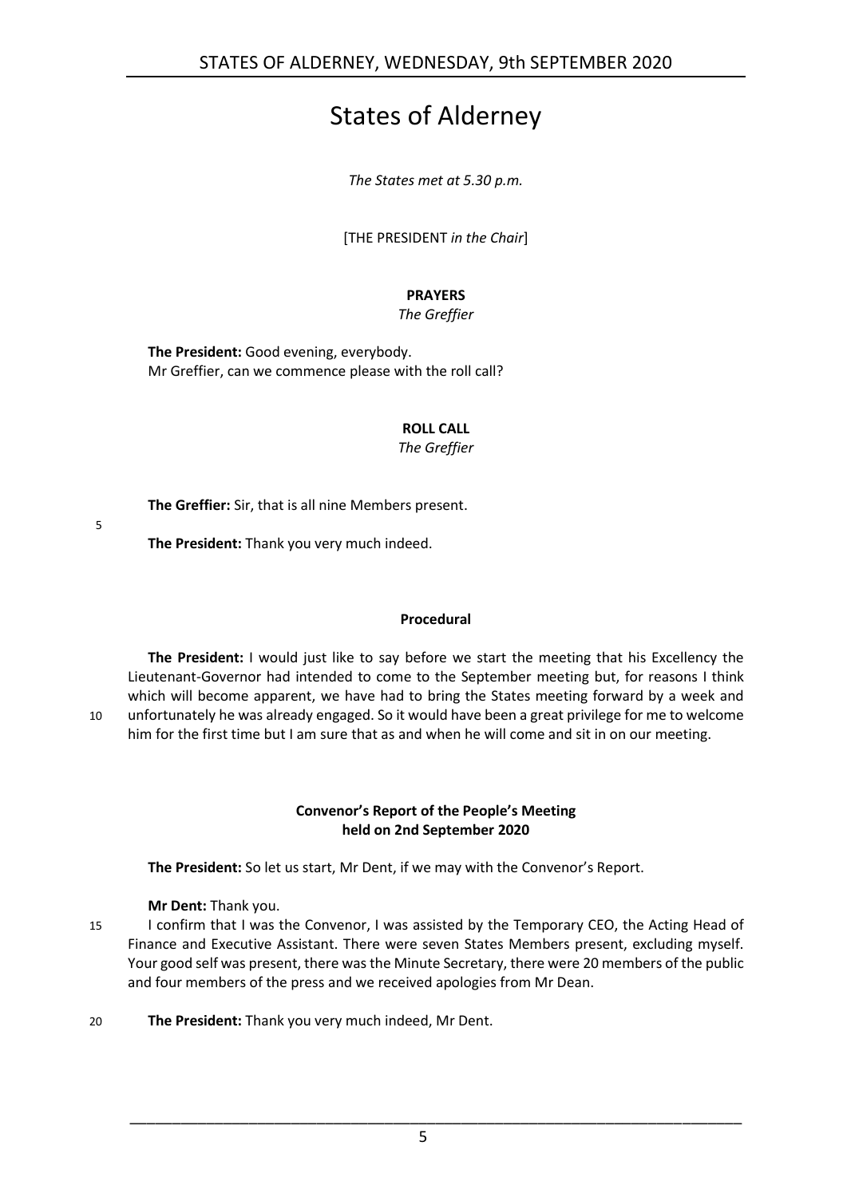# States of Alderney

*The States met at 5.30 p.m.*

[THE PRESIDENT *in the Chair*]

**PRAYERS**
*The Greffier*

**The President:** Good evening, everybody.
Mr Greffier, can we commence please with the roll call?

**ROLL CALL**
*The Greffier*

**The Greffier:** Sir, that is all nine Members present.

**The President:** Thank you very much indeed.

## Procedural

**The President:** I would just like to say before we start the meeting that his Excellency the Lieutenant-Governor had intended to come to the September meeting but, for reasons I think which will become apparent, we have had to bring the States meeting forward by a week and unfortunately he was already engaged. So it would have been a great privilege for me to welcome him for the first time but I am sure that as and when he will come and sit in on our meeting.

## Convenor's Report of the People's Meeting held on 2nd September 2020

**The President:** So let us start, Mr Dent, if we may with the Convenor's Report.

**Mr Dent:** Thank you.

I confirm that I was the Convenor, I was assisted by the Temporary CEO, the Acting Head of Finance and Executive Assistant. There were seven States Members present, excluding myself. Your good self was present, there was the Minute Secretary, there were 20 members of the public and four members of the press and we received apologies from Mr Dean.

**The President:** Thank you very much indeed, Mr Dent.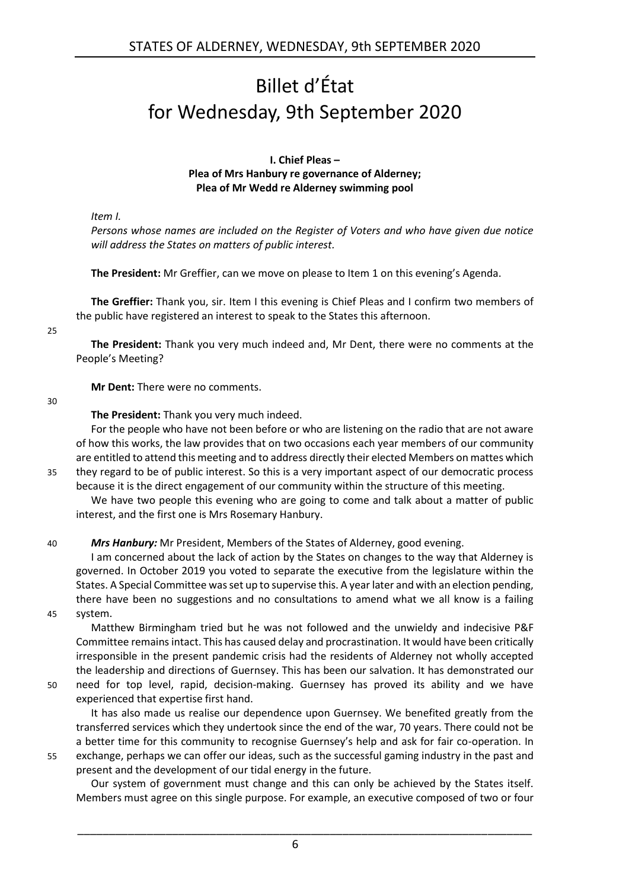# Billet d'État for Wednesday, 9th September 2020

### I. Chief Pleas – Plea of Mrs Hanbury re governance of Alderney; Plea of Mr Wedd re Alderney swimming pool

*Item I.*

*Persons whose names are included on the Register of Voters and who have given due notice will address the States on matters of public interest.*

**The President:** Mr Greffier, can we move on please to Item 1 on this evening's Agenda.

**The Greffier:** Thank you, sir. Item I this evening is Chief Pleas and I confirm two members of the public have registered an interest to speak to the States this afternoon.

**The President:** Thank you very much indeed and, Mr Dent, there were no comments at the People's Meeting?

**Mr Dent:** There were no comments.

**The President:** Thank you very much indeed.

For the people who have not been before or who are listening on the radio that are not aware of how this works, the law provides that on two occasions each year members of our community are entitled to attend this meeting and to address directly their elected Members on mattes which they regard to be of public interest. So this is a very important aspect of our democratic process because it is the direct engagement of our community within the structure of this meeting.

We have two people this evening who are going to come and talk about a matter of public interest, and the first one is Mrs Rosemary Hanbury.

***Mrs Hanbury:*** Mr President, Members of the States of Alderney, good evening.

I am concerned about the lack of action by the States on changes to the way that Alderney is governed. In October 2019 you voted to separate the executive from the legislature within the States. A Special Committee was set up to supervise this. A year later and with an election pending, there have been no suggestions and no consultations to amend what we all know is a failing system.

Matthew Birmingham tried but he was not followed and the unwieldy and indecisive P&F Committee remains intact. This has caused delay and procrastination. It would have been critically irresponsible in the present pandemic crisis had the residents of Alderney not wholly accepted the leadership and directions of Guernsey. This has been our salvation. It has demonstrated our need for top level, rapid, decision-making. Guernsey has proved its ability and we have experienced that expertise first hand.

It has also made us realise our dependence upon Guernsey. We benefited greatly from the transferred services which they undertook since the end of the war, 70 years. There could not be a better time for this community to recognise Guernsey's help and ask for fair co-operation. In exchange, perhaps we can offer our ideas, such as the successful gaming industry in the past and present and the development of our tidal energy in the future.

Our system of government must change and this can only be achieved by the States itself. Members must agree on this single purpose. For example, an executive composed of two or four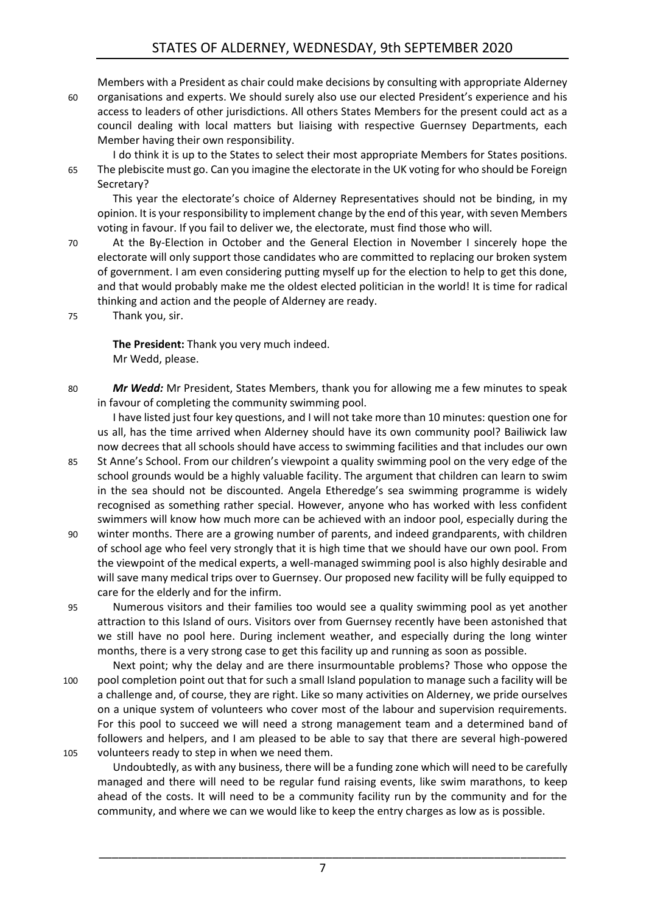Members with a President as chair could make decisions by consulting with appropriate Alderney organisations and experts. We should surely also use our elected President's experience and his access to leaders of other jurisdictions. All others States Members for the present could act as a council dealing with local matters but liaising with respective Guernsey Departments, each Member having their own responsibility.

I do think it is up to the States to select their most appropriate Members for States positions. The plebiscite must go. Can you imagine the electorate in the UK voting for who should be Foreign Secretary?

This year the electorate's choice of Alderney Representatives should not be binding, in my opinion. It is your responsibility to implement change by the end of this year, with seven Members voting in favour. If you fail to deliver we, the electorate, must find those who will.

At the By-Election in October and the General Election in November I sincerely hope the electorate will only support those candidates who are committed to replacing our broken system of government. I am even considering putting myself up for the election to help to get this done, and that would probably make me the oldest elected politician in the world! It is time for radical thinking and action and the people of Alderney are ready.

Thank you, sir.

**The President:** Thank you very much indeed.

Mr Wedd, please.

***Mr Wedd:*** Mr President, States Members, thank you for allowing me a few minutes to speak in favour of completing the community swimming pool.

I have listed just four key questions, and I will not take more than 10 minutes: question one for us all, has the time arrived when Alderney should have its own community pool? Bailiwick law now decrees that all schools should have access to swimming facilities and that includes our own St Anne's School. From our children's viewpoint a quality swimming pool on the very edge of the school grounds would be a highly valuable facility. The argument that children can learn to swim in the sea should not be discounted. Angela Etheredge's sea swimming programme is widely recognised as something rather special. However, anyone who has worked with less confident swimmers will know how much more can be achieved with an indoor pool, especially during the winter months. There are a growing number of parents, and indeed grandparents, with children of school age who feel very strongly that it is high time that we should have our own pool. From the viewpoint of the medical experts, a well-managed swimming pool is also highly desirable and will save many medical trips over to Guernsey. Our proposed new facility will be fully equipped to care for the elderly and for the infirm.

Numerous visitors and their families too would see a quality swimming pool as yet another attraction to this Island of ours. Visitors over from Guernsey recently have been astonished that we still have no pool here. During inclement weather, and especially during the long winter months, there is a very strong case to get this facility up and running as soon as possible.

Next point; why the delay and are there insurmountable problems? Those who oppose the pool completion point out that for such a small Island population to manage such a facility will be a challenge and, of course, they are right. Like so many activities on Alderney, we pride ourselves on a unique system of volunteers who cover most of the labour and supervision requirements. For this pool to succeed we will need a strong management team and a determined band of followers and helpers, and I am pleased to be able to say that there are several high-powered volunteers ready to step in when we need them.

Undoubtedly, as with any business, there will be a funding zone which will need to be carefully managed and there will need to be regular fund raising events, like swim marathons, to keep ahead of the costs. It will need to be a community facility run by the community and for the community, and where we can we would like to keep the entry charges as low as is possible.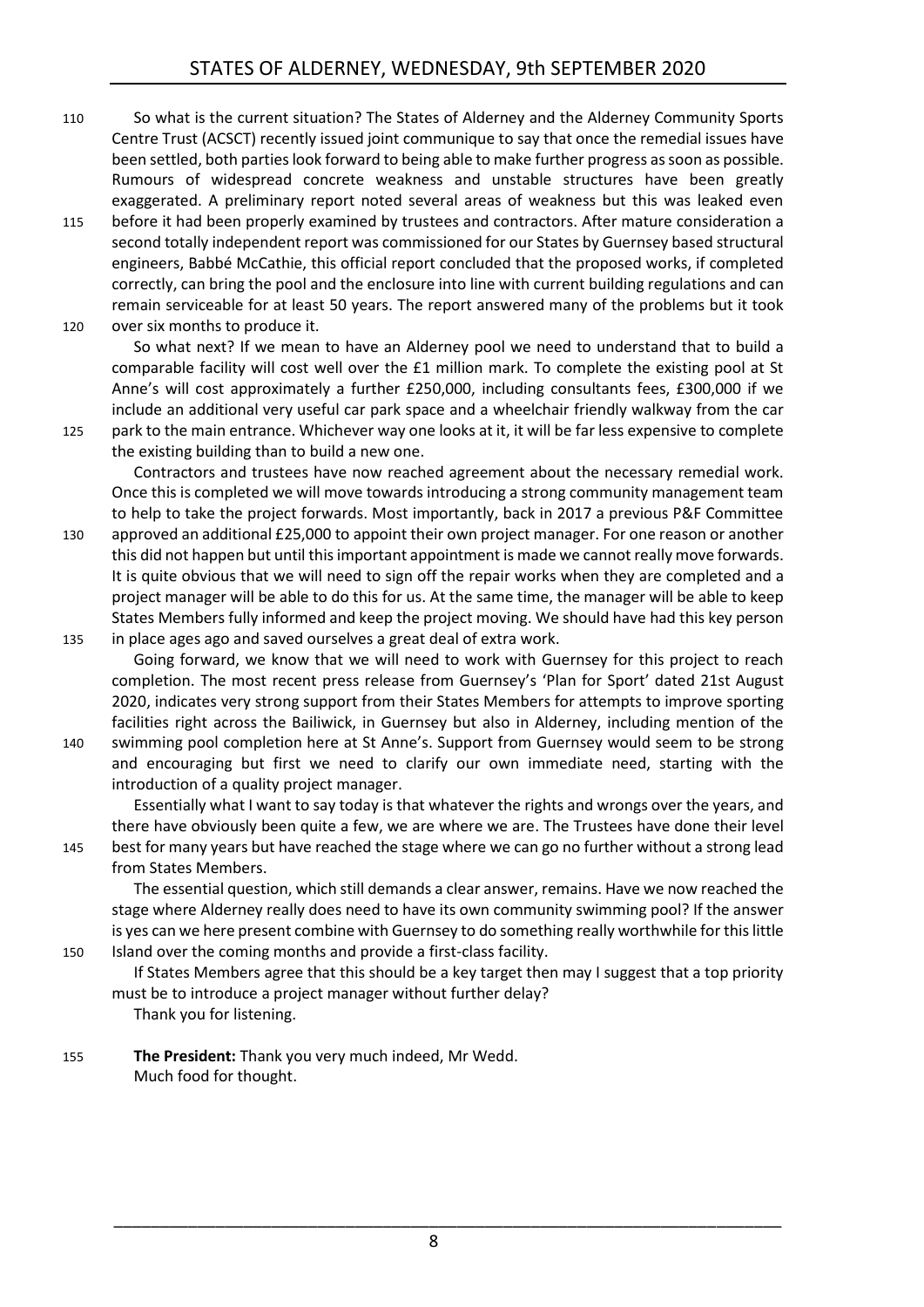So what is the current situation? The States of Alderney and the Alderney Community Sports Centre Trust (ACSCT) recently issued joint communique to say that once the remedial issues have been settled, both parties look forward to being able to make further progress as soon as possible. Rumours of widespread concrete weakness and unstable structures have been greatly exaggerated. A preliminary report noted several areas of weakness but this was leaked even before it had been properly examined by trustees and contractors. After mature consideration a second totally independent report was commissioned for our States by Guernsey based structural engineers, Babbé McCathie, this official report concluded that the proposed works, if completed correctly, can bring the pool and the enclosure into line with current building regulations and can remain serviceable for at least 50 years. The report answered many of the problems but it took over six months to produce it.

So what next? If we mean to have an Alderney pool we need to understand that to build a comparable facility will cost well over the £1 million mark. To complete the existing pool at St Anne's will cost approximately a further £250,000, including consultants fees, £300,000 if we include an additional very useful car park space and a wheelchair friendly walkway from the car park to the main entrance. Whichever way one looks at it, it will be far less expensive to complete the existing building than to build a new one.

Contractors and trustees have now reached agreement about the necessary remedial work. Once this is completed we will move towards introducing a strong community management team to help to take the project forwards. Most importantly, back in 2017 a previous P&F Committee approved an additional £25,000 to appoint their own project manager. For one reason or another this did not happen but until this important appointment is made we cannot really move forwards. It is quite obvious that we will need to sign off the repair works when they are completed and a project manager will be able to do this for us. At the same time, the manager will be able to keep States Members fully informed and keep the project moving. We should have had this key person in place ages ago and saved ourselves a great deal of extra work.

Going forward, we know that we will need to work with Guernsey for this project to reach completion. The most recent press release from Guernsey's 'Plan for Sport' dated 21st August 2020, indicates very strong support from their States Members for attempts to improve sporting facilities right across the Bailiwick, in Guernsey but also in Alderney, including mention of the swimming pool completion here at St Anne's. Support from Guernsey would seem to be strong and encouraging but first we need to clarify our own immediate need, starting with the introduction of a quality project manager.

Essentially what I want to say today is that whatever the rights and wrongs over the years, and there have obviously been quite a few, we are where we are. The Trustees have done their level best for many years but have reached the stage where we can go no further without a strong lead from States Members.

The essential question, which still demands a clear answer, remains. Have we now reached the stage where Alderney really does need to have its own community swimming pool? If the answer is yes can we here present combine with Guernsey to do something really worthwhile for this little Island over the coming months and provide a first-class facility.

If States Members agree that this should be a key target then may I suggest that a top priority must be to introduce a project manager without further delay?

Thank you for listening.

**The President:** Thank you very much indeed, Mr Wedd.

Much food for thought.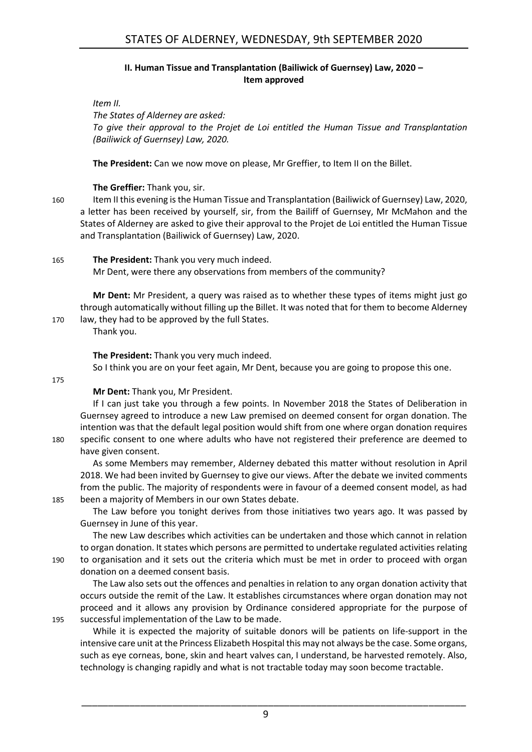### II. Human Tissue and Transplantation (Bailiwick of Guernsey) Law, 2020 – Item approved

*Item II.*

*The States of Alderney are asked:*

*To give their approval to the Projet de Loi entitled the Human Tissue and Transplantation (Bailiwick of Guernsey) Law, 2020.*

**The President:** Can we now move on please, Mr Greffier, to Item II on the Billet.

**The Greffier:** Thank you, sir.

160 Item II this evening is the Human Tissue and Transplantation (Bailiwick of Guernsey) Law, 2020, a letter has been received by yourself, sir, from the Bailiff of Guernsey, Mr McMahon and the States of Alderney are asked to give their approval to the Projet de Loi entitled the Human Tissue and Transplantation (Bailiwick of Guernsey) Law, 2020.

165 **The President:** Thank you very much indeed.

Mr Dent, were there any observations from members of the community?

**Mr Dent:** Mr President, a query was raised as to whether these types of items might just go through automatically without filling up the Billet. It was noted that for them to become Alderney

170 law, they had to be approved by the full States.

Thank you.

**The President:** Thank you very much indeed.

So I think you are on your feet again, Mr Dent, because you are going to propose this one.

175

**Mr Dent:** Thank you, Mr President.

If I can just take you through a few points. In November 2018 the States of Deliberation in Guernsey agreed to introduce a new Law premised on deemed consent for organ donation. The intention was that the default legal position would shift from one where organ donation requires

180 specific consent to one where adults who have not registered their preference are deemed to have given consent.

As some Members may remember, Alderney debated this matter without resolution in April 2018. We had been invited by Guernsey to give our views. After the debate we invited comments from the public. The majority of respondents were in favour of a deemed consent model, as had

185 been a majority of Members in our own States debate.

The Law before you tonight derives from those initiatives two years ago. It was passed by Guernsey in June of this year.

The new Law describes which activities can be undertaken and those which cannot in relation to organ donation. It states which persons are permitted to undertake regulated activities relating

190 to organisation and it sets out the criteria which must be met in order to proceed with organ donation on a deemed consent basis.

The Law also sets out the offences and penalties in relation to any organ donation activity that occurs outside the remit of the Law. It establishes circumstances where organ donation may not proceed and it allows any provision by Ordinance considered appropriate for the purpose of

195 successful implementation of the Law to be made.

While it is expected the majority of suitable donors will be patients on life-support in the intensive care unit at the Princess Elizabeth Hospital this may not always be the case. Some organs, such as eye corneas, bone, skin and heart valves can, I understand, be harvested remotely. Also, technology is changing rapidly and what is not tractable today may soon become tractable.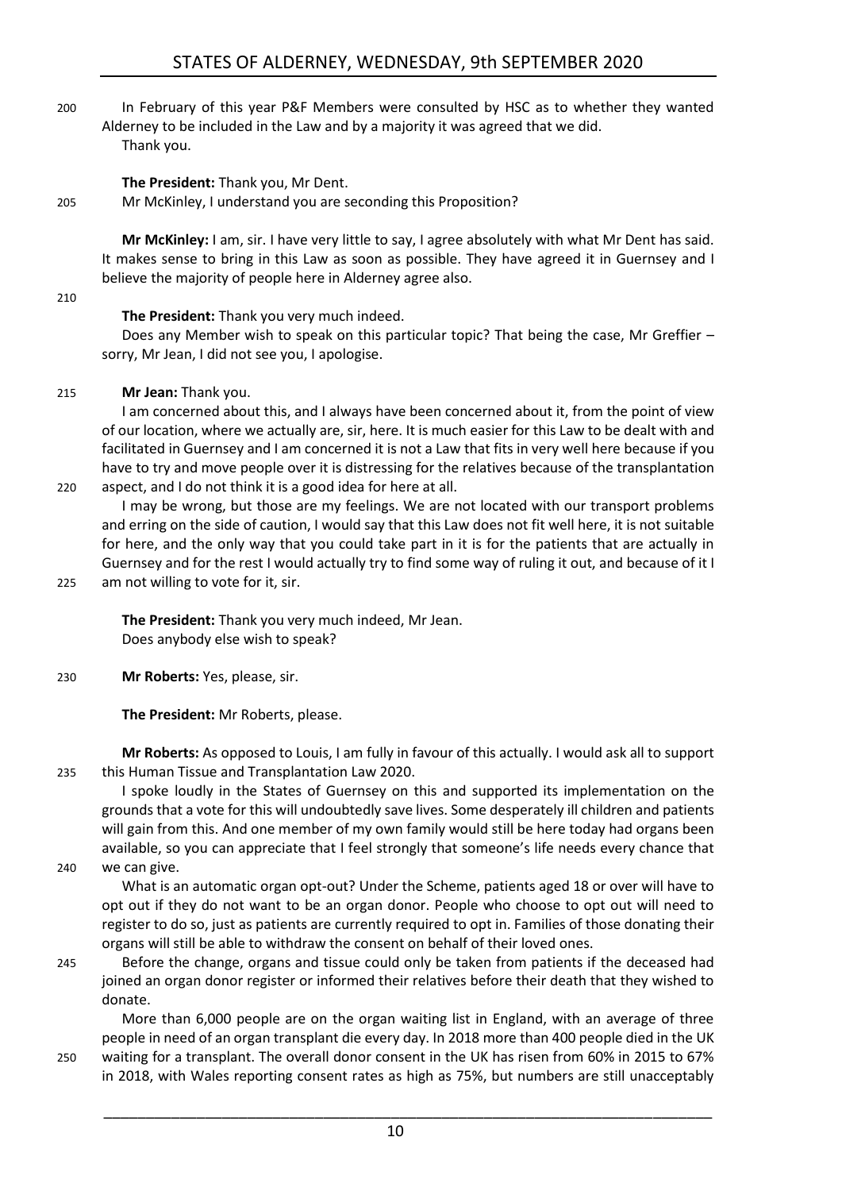In February of this year P&F Members were consulted by HSC as to whether they wanted Alderney to be included in the Law and by a majority it was agreed that we did.

Thank you.

**The President:** Thank you, Mr Dent.

Mr McKinley, I understand you are seconding this Proposition?

**Mr McKinley:** I am, sir. I have very little to say, I agree absolutely with what Mr Dent has said. It makes sense to bring in this Law as soon as possible. They have agreed it in Guernsey and I believe the majority of people here in Alderney agree also.

**The President:** Thank you very much indeed.

Does any Member wish to speak on this particular topic? That being the case, Mr Greffier – sorry, Mr Jean, I did not see you, I apologise.

**Mr Jean:** Thank you.

I am concerned about this, and I always have been concerned about it, from the point of view of our location, where we actually are, sir, here. It is much easier for this Law to be dealt with and facilitated in Guernsey and I am concerned it is not a Law that fits in very well here because if you have to try and move people over it is distressing for the relatives because of the transplantation aspect, and I do not think it is a good idea for here at all.

I may be wrong, but those are my feelings. We are not located with our transport problems and erring on the side of caution, I would say that this Law does not fit well here, it is not suitable for here, and the only way that you could take part in it is for the patients that are actually in Guernsey and for the rest I would actually try to find some way of ruling it out, and because of it I am not willing to vote for it, sir.

**The President:** Thank you very much indeed, Mr Jean.

Does anybody else wish to speak?

**Mr Roberts:** Yes, please, sir.

**The President:** Mr Roberts, please.

**Mr Roberts:** As opposed to Louis, I am fully in favour of this actually. I would ask all to support this Human Tissue and Transplantation Law 2020.

I spoke loudly in the States of Guernsey on this and supported its implementation on the grounds that a vote for this will undoubtedly save lives. Some desperately ill children and patients will gain from this. And one member of my own family would still be here today had organs been available, so you can appreciate that I feel strongly that someone's life needs every chance that we can give.

What is an automatic organ opt-out? Under the Scheme, patients aged 18 or over will have to opt out if they do not want to be an organ donor. People who choose to opt out will need to register to do so, just as patients are currently required to opt in. Families of those donating their organs will still be able to withdraw the consent on behalf of their loved ones.

Before the change, organs and tissue could only be taken from patients if the deceased had joined an organ donor register or informed their relatives before their death that they wished to donate.

More than 6,000 people are on the organ waiting list in England, with an average of three people in need of an organ transplant die every day. In 2018 more than 400 people died in the UK waiting for a transplant. The overall donor consent in the UK has risen from 60% in 2015 to 67% in 2018, with Wales reporting consent rates as high as 75%, but numbers are still unacceptably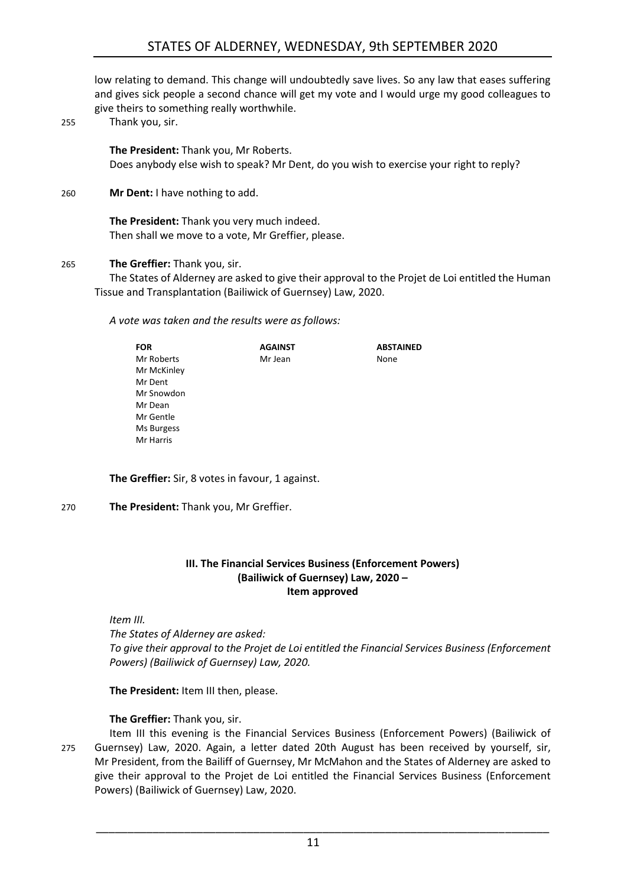low relating to demand. This change will undoubtedly save lives. So any law that eases suffering and gives sick people a second chance will get my vote and I would urge my good colleagues to give theirs to something really worthwhile.

Thank you, sir.

**The President:** Thank you, Mr Roberts.

Does anybody else wish to speak? Mr Dent, do you wish to exercise your right to reply?

**Mr Dent:** I have nothing to add.

**The President:** Thank you very much indeed.

Then shall we move to a vote, Mr Greffier, please.

**The Greffier:** Thank you, sir.

The States of Alderney are asked to give their approval to the Projet de Loi entitled the Human Tissue and Transplantation (Bailiwick of Guernsey) Law, 2020.

*A vote was taken and the results were as follows:*

| FOR | AGAINST | ABSTAINED |
|---|---|---|
| Mr Roberts | Mr Jean | None |
| Mr McKinley | | |
| Mr Dent | | |
| Mr Snowdon | | |
| Mr Dean | | |
| Mr Gentle | | |
| Ms Burgess | | |
| Mr Harris | | |

**The Greffier:** Sir, 8 votes in favour, 1 against.

**The President:** Thank you, Mr Greffier.

## III. The Financial Services Business (Enforcement Powers) (Bailiwick of Guernsey) Law, 2020 – Item approved

*Item III.*

*The States of Alderney are asked:*

*To give their approval to the Projet de Loi entitled the Financial Services Business (Enforcement Powers) (Bailiwick of Guernsey) Law, 2020.*

**The President:** Item III then, please.

**The Greffier:** Thank you, sir.

Item III this evening is the Financial Services Business (Enforcement Powers) (Bailiwick of Guernsey) Law, 2020. Again, a letter dated 20th August has been received by yourself, sir, Mr President, from the Bailiff of Guernsey, Mr McMahon and the States of Alderney are asked to give their approval to the Projet de Loi entitled the Financial Services Business (Enforcement Powers) (Bailiwick of Guernsey) Law, 2020.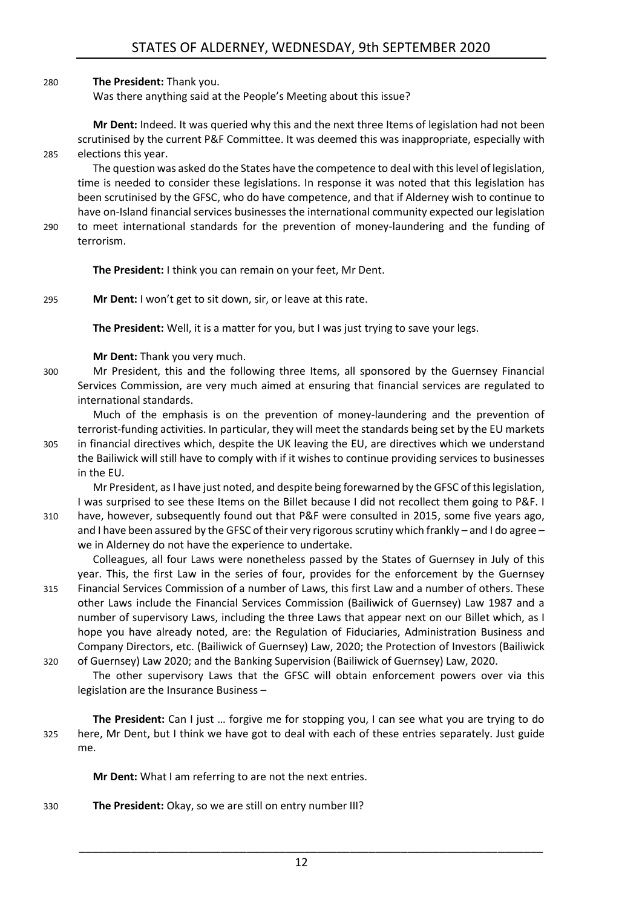**The President:** Thank you.

Was there anything said at the People's Meeting about this issue?

**Mr Dent:** Indeed. It was queried why this and the next three Items of legislation had not been scrutinised by the current P&F Committee. It was deemed this was inappropriate, especially with elections this year.

The question was asked do the States have the competence to deal with this level of legislation, time is needed to consider these legislations. In response it was noted that this legislation has been scrutinised by the GFSC, who do have competence, and that if Alderney wish to continue to have on-Island financial services businesses the international community expected our legislation to meet international standards for the prevention of money-laundering and the funding of terrorism.

**The President:** I think you can remain on your feet, Mr Dent.

**Mr Dent:** I won't get to sit down, sir, or leave at this rate.

**The President:** Well, it is a matter for you, but I was just trying to save your legs.

**Mr Dent:** Thank you very much.

Mr President, this and the following three Items, all sponsored by the Guernsey Financial Services Commission, are very much aimed at ensuring that financial services are regulated to international standards.

Much of the emphasis is on the prevention of money-laundering and the prevention of terrorist-funding activities. In particular, they will meet the standards being set by the EU markets in financial directives which, despite the UK leaving the EU, are directives which we understand the Bailiwick will still have to comply with if it wishes to continue providing services to businesses in the EU.

Mr President, as I have just noted, and despite being forewarned by the GFSC of this legislation, I was surprised to see these Items on the Billet because I did not recollect them going to P&F. I have, however, subsequently found out that P&F were consulted in 2015, some five years ago, and I have been assured by the GFSC of their very rigorous scrutiny which frankly – and I do agree – we in Alderney do not have the experience to undertake.

Colleagues, all four Laws were nonetheless passed by the States of Guernsey in July of this year. This, the first Law in the series of four, provides for the enforcement by the Guernsey Financial Services Commission of a number of Laws, this first Law and a number of others. These other Laws include the Financial Services Commission (Bailiwick of Guernsey) Law 1987 and a number of supervisory Laws, including the three Laws that appear next on our Billet which, as I hope you have already noted, are: the Regulation of Fiduciaries, Administration Business and Company Directors, etc. (Bailiwick of Guernsey) Law, 2020; the Protection of Investors (Bailiwick of Guernsey) Law 2020; and the Banking Supervision (Bailiwick of Guernsey) Law, 2020.

The other supervisory Laws that the GFSC will obtain enforcement powers over via this legislation are the Insurance Business –

**The President:** Can I just … forgive me for stopping you, I can see what you are trying to do here, Mr Dent, but I think we have got to deal with each of these entries separately. Just guide me.

**Mr Dent:** What I am referring to are not the next entries.

**The President:** Okay, so we are still on entry number III?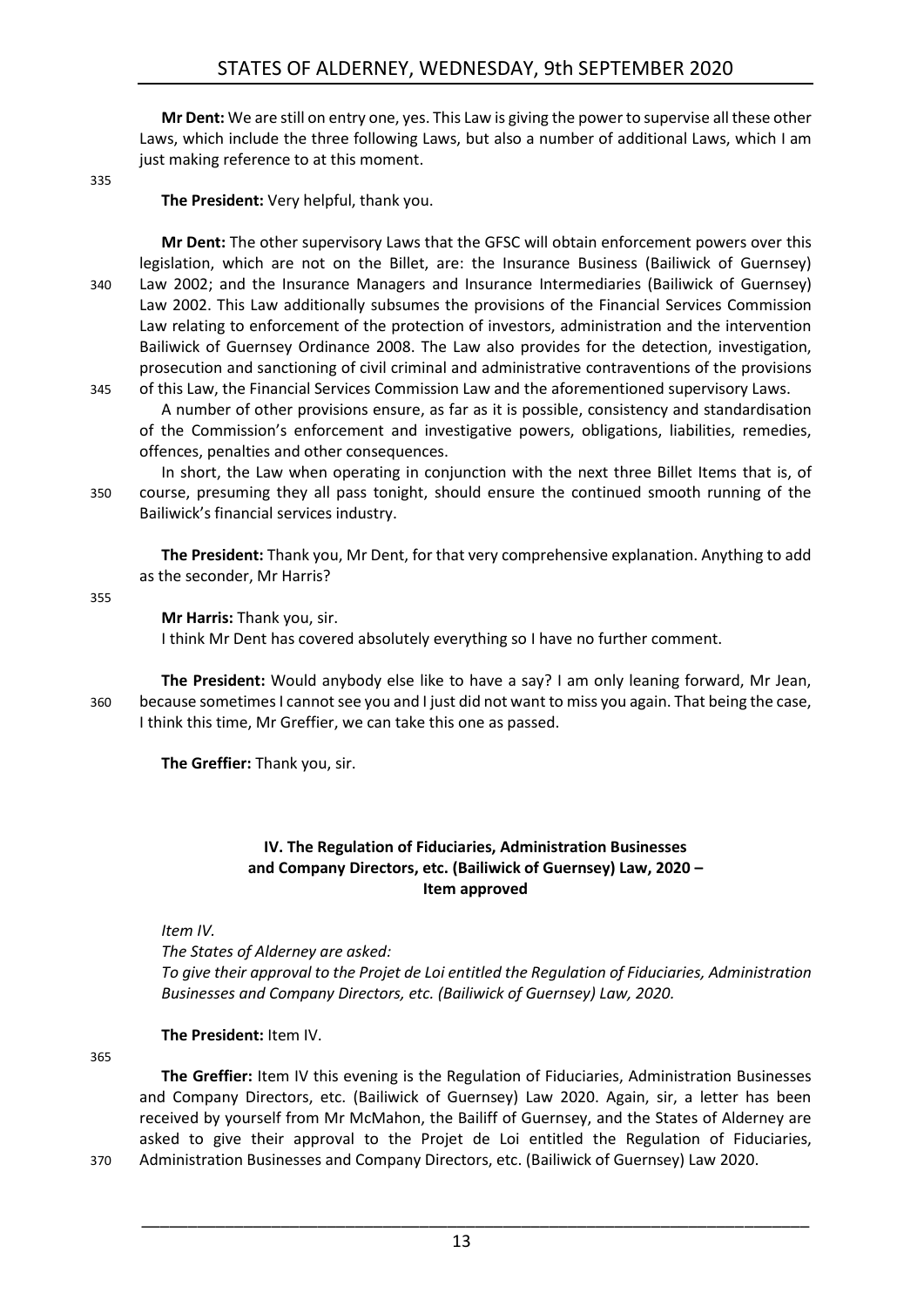**Mr Dent:** We are still on entry one, yes. This Law is giving the power to supervise all these other Laws, which include the three following Laws, but also a number of additional Laws, which I am just making reference to at this moment.

**The President:** Very helpful, thank you.

**Mr Dent:** The other supervisory Laws that the GFSC will obtain enforcement powers over this legislation, which are not on the Billet, are: the Insurance Business (Bailiwick of Guernsey) Law 2002; and the Insurance Managers and Insurance Intermediaries (Bailiwick of Guernsey) Law 2002. This Law additionally subsumes the provisions of the Financial Services Commission Law relating to enforcement of the protection of investors, administration and the intervention Bailiwick of Guernsey Ordinance 2008. The Law also provides for the detection, investigation, prosecution and sanctioning of civil criminal and administrative contraventions of the provisions of this Law, the Financial Services Commission Law and the aforementioned supervisory Laws.

A number of other provisions ensure, as far as it is possible, consistency and standardisation of the Commission's enforcement and investigative powers, obligations, liabilities, remedies, offences, penalties and other consequences.

In short, the Law when operating in conjunction with the next three Billet Items that is, of course, presuming they all pass tonight, should ensure the continued smooth running of the Bailiwick's financial services industry.

**The President:** Thank you, Mr Dent, for that very comprehensive explanation. Anything to add as the seconder, Mr Harris?

**Mr Harris:** Thank you, sir.

I think Mr Dent has covered absolutely everything so I have no further comment.

**The President:** Would anybody else like to have a say? I am only leaning forward, Mr Jean, because sometimes I cannot see you and I just did not want to miss you again. That being the case, I think this time, Mr Greffier, we can take this one as passed.

**The Greffier:** Thank you, sir.

## IV. The Regulation of Fiduciaries, Administration Businesses and Company Directors, etc. (Bailiwick of Guernsey) Law, 2020 – Item approved

*Item IV.*

*The States of Alderney are asked:*

*To give their approval to the Projet de Loi entitled the Regulation of Fiduciaries, Administration Businesses and Company Directors, etc. (Bailiwick of Guernsey) Law, 2020.*

**The President:** Item IV.

**The Greffier:** Item IV this evening is the Regulation of Fiduciaries, Administration Businesses and Company Directors, etc. (Bailiwick of Guernsey) Law 2020. Again, sir, a letter has been received by yourself from Mr McMahon, the Bailiff of Guernsey, and the States of Alderney are asked to give their approval to the Projet de Loi entitled the Regulation of Fiduciaries, Administration Businesses and Company Directors, etc. (Bailiwick of Guernsey) Law 2020.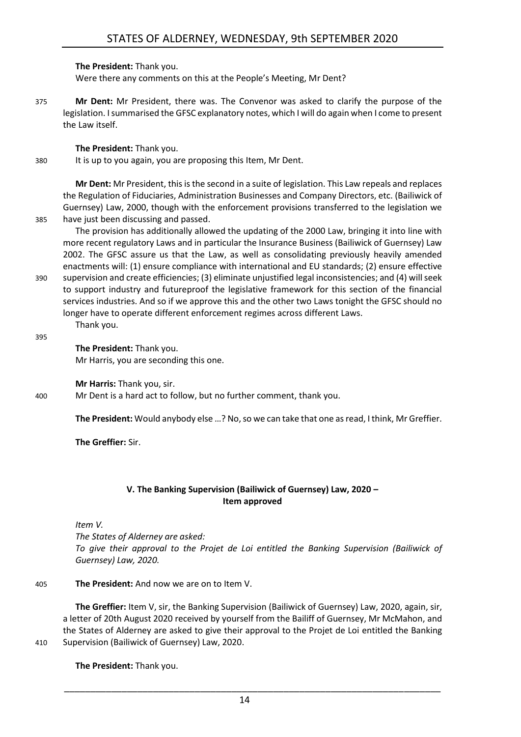**The President:** Thank you.

Were there any comments on this at the People's Meeting, Mr Dent?

375 **Mr Dent:** Mr President, there was. The Convenor was asked to clarify the purpose of the legislation. I summarised the GFSC explanatory notes, which I will do again when I come to present the Law itself.

**The President:** Thank you.

380 It is up to you again, you are proposing this Item, Mr Dent.

**Mr Dent:** Mr President, this is the second in a suite of legislation. This Law repeals and replaces the Regulation of Fiduciaries, Administration Businesses and Company Directors, etc. (Bailiwick of Guernsey) Law, 2000, though with the enforcement provisions transferred to the legislation we 385 have just been discussing and passed.

The provision has additionally allowed the updating of the 2000 Law, bringing it into line with more recent regulatory Laws and in particular the Insurance Business (Bailiwick of Guernsey) Law 2002. The GFSC assure us that the Law, as well as consolidating previously heavily amended enactments will: (1) ensure compliance with international and EU standards; (2) ensure effective 390 supervision and create efficiencies; (3) eliminate unjustified legal inconsistencies; and (4) will seek to support industry and futureproof the legislative framework for this section of the financial services industries. And so if we approve this and the other two Laws tonight the GFSC should no longer have to operate different enforcement regimes across different Laws.

Thank you.

395

**The President:** Thank you.

Mr Harris, you are seconding this one.

**Mr Harris:** Thank you, sir.

400 Mr Dent is a hard act to follow, but no further comment, thank you.

**The President:** Would anybody else …? No, so we can take that one as read, I think, Mr Greffier.

**The Greffier:** Sir.

### V. The Banking Supervision (Bailiwick of Guernsey) Law, 2020 – Item approved

*Item V.*

*The States of Alderney are asked:*

*To give their approval to the Projet de Loi entitled the Banking Supervision (Bailiwick of Guernsey) Law, 2020.*

405 **The President:** And now we are on to Item V.

**The Greffier:** Item V, sir, the Banking Supervision (Bailiwick of Guernsey) Law, 2020, again, sir, a letter of 20th August 2020 received by yourself from the Bailiff of Guernsey, Mr McMahon, and the States of Alderney are asked to give their approval to the Projet de Loi entitled the Banking 410 Supervision (Bailiwick of Guernsey) Law, 2020.

**The President:** Thank you.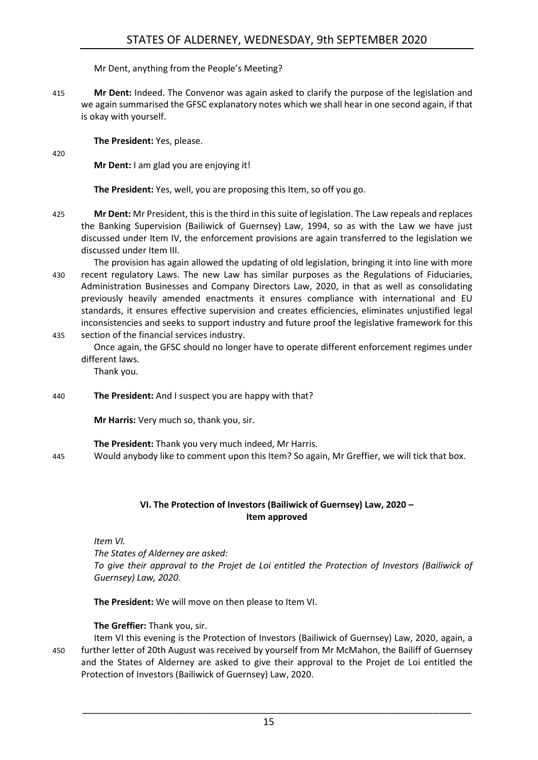Mr Dent, anything from the People's Meeting?

415 **Mr Dent:** Indeed. The Convenor was again asked to clarify the purpose of the legislation and we again summarised the GFSC explanatory notes which we shall hear in one second again, if that is okay with yourself.

**The President:** Yes, please.

420

**Mr Dent:** I am glad you are enjoying it!

**The President:** Yes, well, you are proposing this Item, so off you go.

425 **Mr Dent:** Mr President, this is the third in this suite of legislation. The Law repeals and replaces the Banking Supervision (Bailiwick of Guernsey) Law, 1994, so as with the Law we have just discussed under Item IV, the enforcement provisions are again transferred to the legislation we discussed under Item III.

The provision has again allowed the updating of old legislation, bringing it into line with more
430 recent regulatory Laws. The new Law has similar purposes as the Regulations of Fiduciaries, Administration Businesses and Company Directors Law, 2020, in that as well as consolidating previously heavily amended enactments it ensures compliance with international and EU standards, it ensures effective supervision and creates efficiencies, eliminates unjustified legal inconsistencies and seeks to support industry and future proof the legislative framework for this
435 section of the financial services industry.

Once again, the GFSC should no longer have to operate different enforcement regimes under different laws.

Thank you.

440 **The President:** And I suspect you are happy with that?

**Mr Harris:** Very much so, thank you, sir.

**The President:** Thank you very much indeed, Mr Harris.

445 Would anybody like to comment upon this Item? So again, Mr Greffier, we will tick that box.

## VI. The Protection of Investors (Bailiwick of Guernsey) Law, 2020 – Item approved

*Item VI.*

*The States of Alderney are asked:*

*To give their approval to the Projet de Loi entitled the Protection of Investors (Bailiwick of Guernsey) Law, 2020.*

**The President:** We will move on then please to Item VI.

**The Greffier:** Thank you, sir.

Item VI this evening is the Protection of Investors (Bailiwick of Guernsey) Law, 2020, again, a
450 further letter of 20th August was received by yourself from Mr McMahon, the Bailiff of Guernsey and the States of Alderney are asked to give their approval to the Projet de Loi entitled the Protection of Investors (Bailiwick of Guernsey) Law, 2020.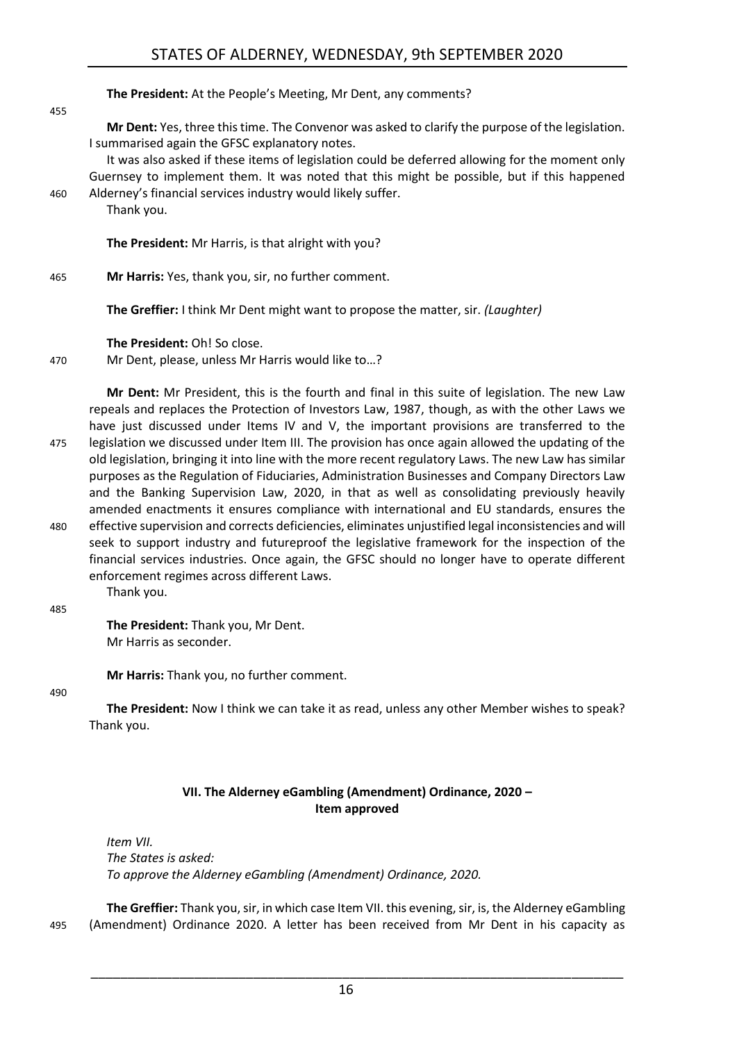**The President:** At the People's Meeting, Mr Dent, any comments?

**Mr Dent:** Yes, three this time. The Convenor was asked to clarify the purpose of the legislation. I summarised again the GFSC explanatory notes.

It was also asked if these items of legislation could be deferred allowing for the moment only Guernsey to implement them. It was noted that this might be possible, but if this happened Alderney's financial services industry would likely suffer.

Thank you.

**The President:** Mr Harris, is that alright with you?

**Mr Harris:** Yes, thank you, sir, no further comment.

**The Greffier:** I think Mr Dent might want to propose the matter, sir. *(Laughter)*

**The President:** Oh! So close.

Mr Dent, please, unless Mr Harris would like to…?

**Mr Dent:** Mr President, this is the fourth and final in this suite of legislation. The new Law repeals and replaces the Protection of Investors Law, 1987, though, as with the other Laws we have just discussed under Items IV and V, the important provisions are transferred to the legislation we discussed under Item III. The provision has once again allowed the updating of the old legislation, bringing it into line with the more recent regulatory Laws. The new Law has similar purposes as the Regulation of Fiduciaries, Administration Businesses and Company Directors Law and the Banking Supervision Law, 2020, in that as well as consolidating previously heavily amended enactments it ensures compliance with international and EU standards, ensures the effective supervision and corrects deficiencies, eliminates unjustified legal inconsistencies and will seek to support industry and futureproof the legislative framework for the inspection of the financial services industries. Once again, the GFSC should no longer have to operate different enforcement regimes across different Laws.

Thank you.

**The President:** Thank you, Mr Dent.

Mr Harris as seconder.

**Mr Harris:** Thank you, no further comment.

**The President:** Now I think we can take it as read, unless any other Member wishes to speak? Thank you.

## VII. The Alderney eGambling (Amendment) Ordinance, 2020 – Item approved

*Item VII.*
*The States is asked:*
*To approve the Alderney eGambling (Amendment) Ordinance, 2020.*

**The Greffier:** Thank you, sir, in which case Item VII. this evening, sir, is, the Alderney eGambling (Amendment) Ordinance 2020. A letter has been received from Mr Dent in his capacity as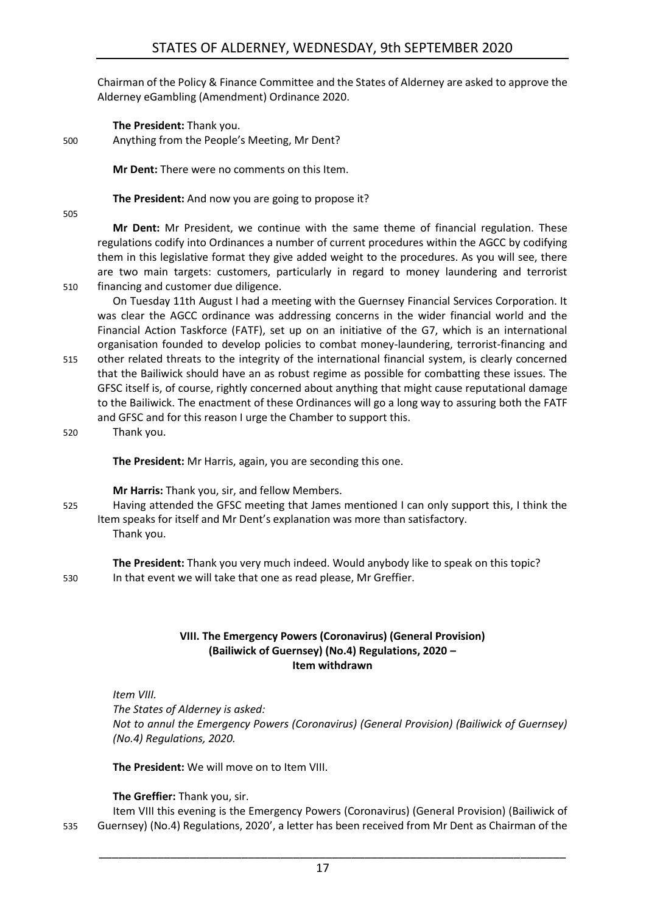Chairman of the Policy & Finance Committee and the States of Alderney are asked to approve the Alderney eGambling (Amendment) Ordinance 2020.

**The President:** Thank you.

Anything from the People's Meeting, Mr Dent?

**Mr Dent:** There were no comments on this Item.

**The President:** And now you are going to propose it?

**Mr Dent:** Mr President, we continue with the same theme of financial regulation. These regulations codify into Ordinances a number of current procedures within the AGCC by codifying them in this legislative format they give added weight to the procedures. As you will see, there are two main targets: customers, particularly in regard to money laundering and terrorist financing and customer due diligence.

On Tuesday 11th August I had a meeting with the Guernsey Financial Services Corporation. It was clear the AGCC ordinance was addressing concerns in the wider financial world and the Financial Action Taskforce (FATF), set up on an initiative of the G7, which is an international organisation founded to develop policies to combat money-laundering, terrorist-financing and other related threats to the integrity of the international financial system, is clearly concerned that the Bailiwick should have an as robust regime as possible for combatting these issues. The GFSC itself is, of course, rightly concerned about anything that might cause reputational damage to the Bailiwick. The enactment of these Ordinances will go a long way to assuring both the FATF and GFSC and for this reason I urge the Chamber to support this.

Thank you.

**The President:** Mr Harris, again, you are seconding this one.

**Mr Harris:** Thank you, sir, and fellow Members.

Having attended the GFSC meeting that James mentioned I can only support this, I think the Item speaks for itself and Mr Dent's explanation was more than satisfactory.

Thank you.

**The President:** Thank you very much indeed. Would anybody like to speak on this topic?

In that event we will take that one as read please, Mr Greffier.

## VIII. The Emergency Powers (Coronavirus) (General Provision) (Bailiwick of Guernsey) (No.4) Regulations, 2020 – Item withdrawn

*Item VIII.*

*The States of Alderney is asked:*

*Not to annul the Emergency Powers (Coronavirus) (General Provision) (Bailiwick of Guernsey) (No.4) Regulations, 2020.*

**The President:** We will move on to Item VIII.

**The Greffier:** Thank you, sir.

Item VIII this evening is the Emergency Powers (Coronavirus) (General Provision) (Bailiwick of Guernsey) (No.4) Regulations, 2020', a letter has been received from Mr Dent as Chairman of the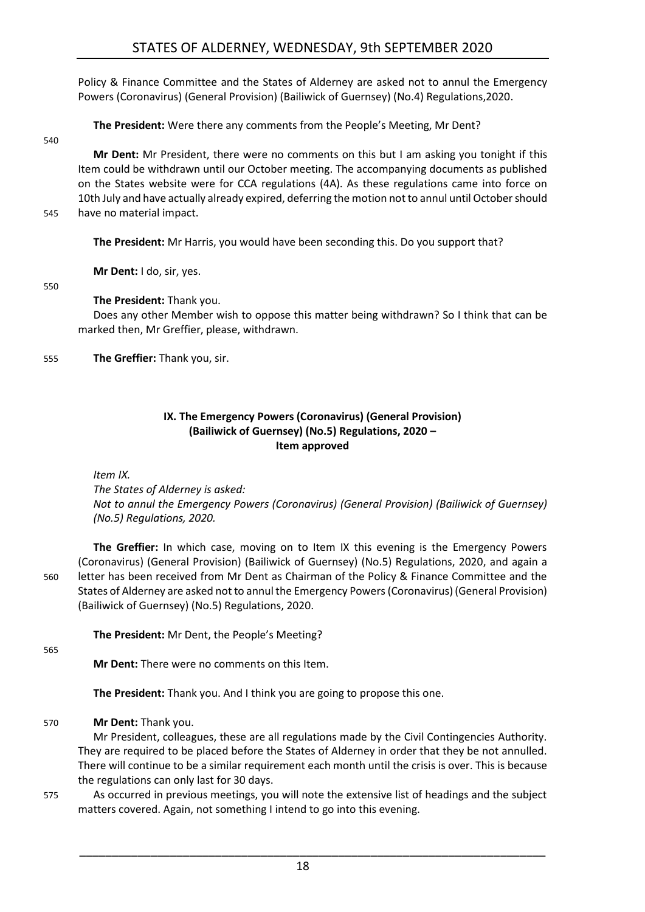Policy & Finance Committee and the States of Alderney are asked not to annul the Emergency Powers (Coronavirus) (General Provision) (Bailiwick of Guernsey) (No.4) Regulations,2020.

**The President:** Were there any comments from the People's Meeting, Mr Dent?

**Mr Dent:** Mr President, there were no comments on this but I am asking you tonight if this Item could be withdrawn until our October meeting. The accompanying documents as published on the States website were for CCA regulations (4A). As these regulations came into force on 10th July and have actually already expired, deferring the motion not to annul until October should have no material impact.

**The President:** Mr Harris, you would have been seconding this. Do you support that?

**Mr Dent:** I do, sir, yes.

**The President:** Thank you.

Does any other Member wish to oppose this matter being withdrawn? So I think that can be marked then, Mr Greffier, please, withdrawn.

**The Greffier:** Thank you, sir.

### IX. The Emergency Powers (Coronavirus) (General Provision) (Bailiwick of Guernsey) (No.5) Regulations, 2020 – Item approved

*Item IX.*
*The States of Alderney is asked:*
*Not to annul the Emergency Powers (Coronavirus) (General Provision) (Bailiwick of Guernsey) (No.5) Regulations, 2020.*

**The Greffier:** In which case, moving on to Item IX this evening is the Emergency Powers (Coronavirus) (General Provision) (Bailiwick of Guernsey) (No.5) Regulations, 2020, and again a letter has been received from Mr Dent as Chairman of the Policy & Finance Committee and the States of Alderney are asked not to annul the Emergency Powers (Coronavirus) (General Provision) (Bailiwick of Guernsey) (No.5) Regulations, 2020.

**The President:** Mr Dent, the People's Meeting?

**Mr Dent:** There were no comments on this Item.

**The President:** Thank you. And I think you are going to propose this one.

**Mr Dent:** Thank you.

Mr President, colleagues, these are all regulations made by the Civil Contingencies Authority. They are required to be placed before the States of Alderney in order that they be not annulled. There will continue to be a similar requirement each month until the crisis is over. This is because the regulations can only last for 30 days.

As occurred in previous meetings, you will note the extensive list of headings and the subject matters covered. Again, not something I intend to go into this evening.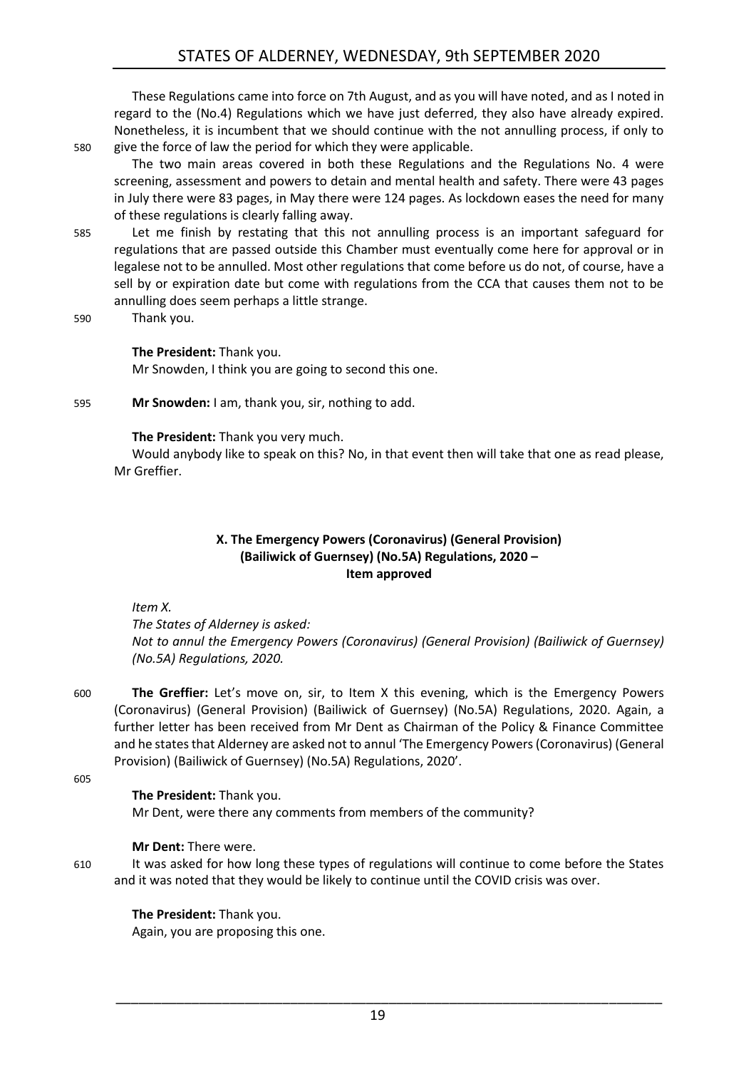These Regulations came into force on 7th August, and as you will have noted, and as I noted in regard to the (No.4) Regulations which we have just deferred, they also have already expired. Nonetheless, it is incumbent that we should continue with the not annulling process, if only to give the force of law the period for which they were applicable.

The two main areas covered in both these Regulations and the Regulations No. 4 were screening, assessment and powers to detain and mental health and safety. There were 43 pages in July there were 83 pages, in May there were 124 pages. As lockdown eases the need for many of these regulations is clearly falling away.

Let me finish by restating that this not annulling process is an important safeguard for regulations that are passed outside this Chamber must eventually come here for approval or in legalese not to be annulled. Most other regulations that come before us do not, of course, have a sell by or expiration date but come with regulations from the CCA that causes them not to be annulling does seem perhaps a little strange.

Thank you.

**The President:** Thank you.

Mr Snowden, I think you are going to second this one.

**Mr Snowden:** I am, thank you, sir, nothing to add.

**The President:** Thank you very much.

Would anybody like to speak on this? No, in that event then will take that one as read please, Mr Greffier.

### X. The Emergency Powers (Coronavirus) (General Provision) (Bailiwick of Guernsey) (No.5A) Regulations, 2020 – Item approved

*Item X.*

*The States of Alderney is asked:*

*Not to annul the Emergency Powers (Coronavirus) (General Provision) (Bailiwick of Guernsey) (No.5A) Regulations, 2020.*

**The Greffier:** Let's move on, sir, to Item X this evening, which is the Emergency Powers (Coronavirus) (General Provision) (Bailiwick of Guernsey) (No.5A) Regulations, 2020. Again, a further letter has been received from Mr Dent as Chairman of the Policy & Finance Committee and he states that Alderney are asked not to annul 'The Emergency Powers (Coronavirus) (General Provision) (Bailiwick of Guernsey) (No.5A) Regulations, 2020'.

**The President:** Thank you.

Mr Dent, were there any comments from members of the community?

**Mr Dent:** There were.

It was asked for how long these types of regulations will continue to come before the States and it was noted that they would be likely to continue until the COVID crisis was over.

**The President:** Thank you.

Again, you are proposing this one.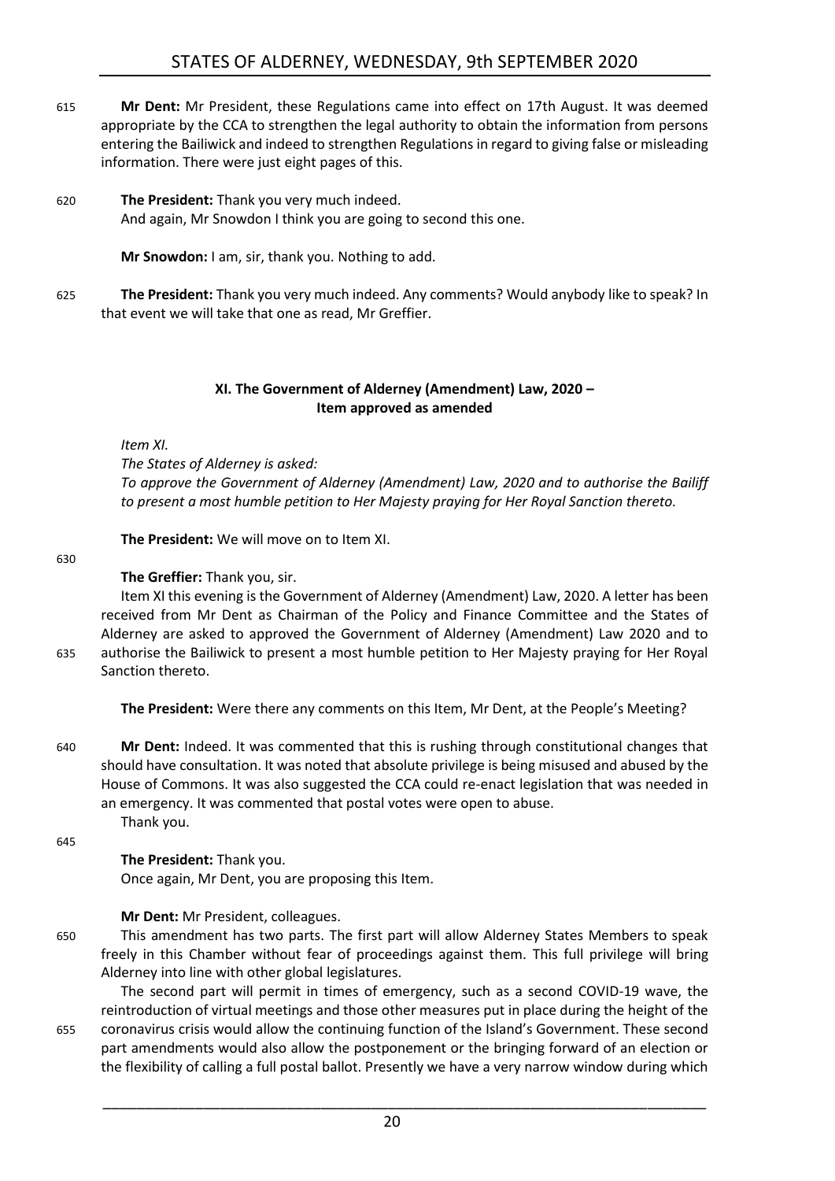**Mr Dent:** Mr President, these Regulations came into effect on 17th August. It was deemed appropriate by the CCA to strengthen the legal authority to obtain the information from persons entering the Bailiwick and indeed to strengthen Regulations in regard to giving false or misleading information. There were just eight pages of this.

**The President:** Thank you very much indeed.
And again, Mr Snowdon I think you are going to second this one.

**Mr Snowdon:** I am, sir, thank you. Nothing to add.

**The President:** Thank you very much indeed. Any comments? Would anybody like to speak? In that event we will take that one as read, Mr Greffier.

### XI. The Government of Alderney (Amendment) Law, 2020 – Item approved as amended

*Item XI.*
*The States of Alderney is asked:*
*To approve the Government of Alderney (Amendment) Law, 2020 and to authorise the Bailiff to present a most humble petition to Her Majesty praying for Her Royal Sanction thereto.*

**The President:** We will move on to Item XI.

**The Greffier:** Thank you, sir.

Item XI this evening is the Government of Alderney (Amendment) Law, 2020. A letter has been received from Mr Dent as Chairman of the Policy and Finance Committee and the States of Alderney are asked to approved the Government of Alderney (Amendment) Law 2020 and to authorise the Bailiwick to present a most humble petition to Her Majesty praying for Her Royal Sanction thereto.

**The President:** Were there any comments on this Item, Mr Dent, at the People's Meeting?

**Mr Dent:** Indeed. It was commented that this is rushing through constitutional changes that should have consultation. It was noted that absolute privilege is being misused and abused by the House of Commons. It was also suggested the CCA could re-enact legislation that was needed in an emergency. It was commented that postal votes were open to abuse.
Thank you.

**The President:** Thank you.
Once again, Mr Dent, you are proposing this Item.

**Mr Dent:** Mr President, colleagues.

This amendment has two parts. The first part will allow Alderney States Members to speak freely in this Chamber without fear of proceedings against them. This full privilege will bring Alderney into line with other global legislatures.

The second part will permit in times of emergency, such as a second COVID-19 wave, the reintroduction of virtual meetings and those other measures put in place during the height of the coronavirus crisis would allow the continuing function of the Island's Government. These second part amendments would also allow the postponement or the bringing forward of an election or the flexibility of calling a full postal ballot. Presently we have a very narrow window during which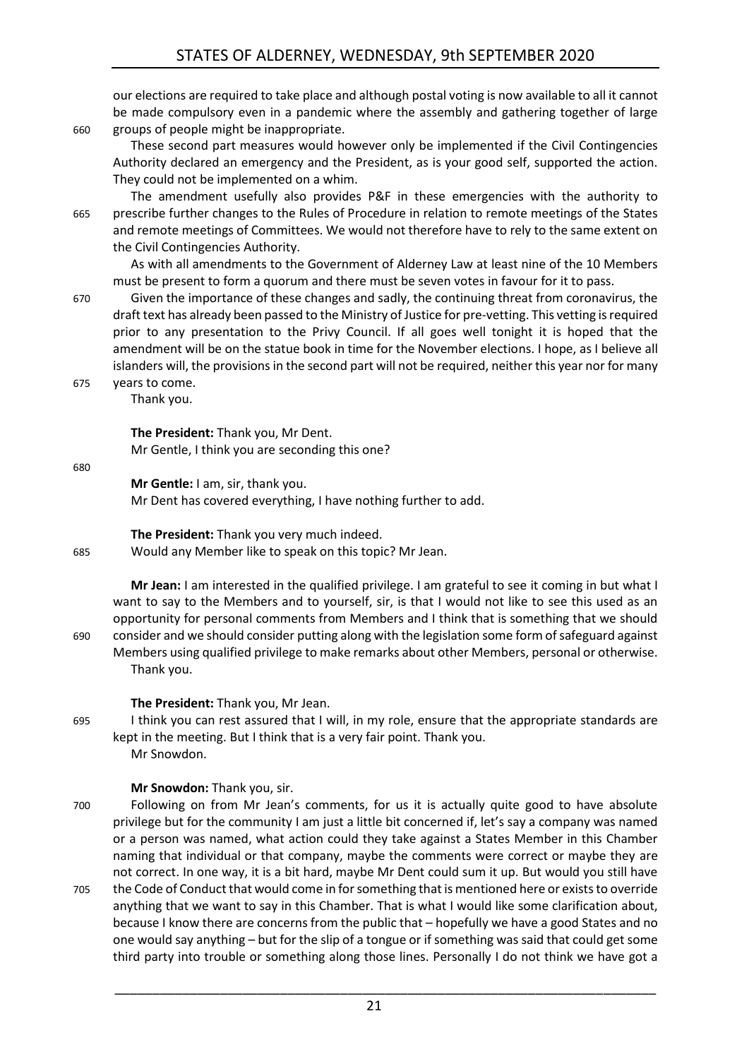our elections are required to take place and although postal voting is now available to all it cannot be made compulsory even in a pandemic where the assembly and gathering together of large groups of people might be inappropriate.

These second part measures would however only be implemented if the Civil Contingencies Authority declared an emergency and the President, as is your good self, supported the action. They could not be implemented on a whim.

The amendment usefully also provides P&F in these emergencies with the authority to prescribe further changes to the Rules of Procedure in relation to remote meetings of the States and remote meetings of Committees. We would not therefore have to rely to the same extent on the Civil Contingencies Authority.

As with all amendments to the Government of Alderney Law at least nine of the 10 Members must be present to form a quorum and there must be seven votes in favour for it to pass.

Given the importance of these changes and sadly, the continuing threat from coronavirus, the draft text has already been passed to the Ministry of Justice for pre-vetting. This vetting is required prior to any presentation to the Privy Council. If all goes well tonight it is hoped that the amendment will be on the statue book in time for the November elections. I hope, as I believe all islanders will, the provisions in the second part will not be required, neither this year nor for many years to come.

Thank you.

**The President:** Thank you, Mr Dent.

Mr Gentle, I think you are seconding this one?

**Mr Gentle:** I am, sir, thank you.

Mr Dent has covered everything, I have nothing further to add.

**The President:** Thank you very much indeed.

Would any Member like to speak on this topic? Mr Jean.

**Mr Jean:** I am interested in the qualified privilege. I am grateful to see it coming in but what I want to say to the Members and to yourself, sir, is that I would not like to see this used as an opportunity for personal comments from Members and I think that is something that we should consider and we should consider putting along with the legislation some form of safeguard against Members using qualified privilege to make remarks about other Members, personal or otherwise.

Thank you.

**The President:** Thank you, Mr Jean.

I think you can rest assured that I will, in my role, ensure that the appropriate standards are kept in the meeting. But I think that is a very fair point. Thank you.

Mr Snowdon.

**Mr Snowdon:** Thank you, sir.

Following on from Mr Jean's comments, for us it is actually quite good to have absolute privilege but for the community I am just a little bit concerned if, let's say a company was named or a person was named, what action could they take against a States Member in this Chamber naming that individual or that company, maybe the comments were correct or maybe they are not correct. In one way, it is a bit hard, maybe Mr Dent could sum it up. But would you still have the Code of Conduct that would come in for something that is mentioned here or exists to override anything that we want to say in this Chamber. That is what I would like some clarification about, because I know there are concerns from the public that – hopefully we have a good States and no one would say anything – but for the slip of a tongue or if something was said that could get some third party into trouble or something along those lines. Personally I do not think we have got a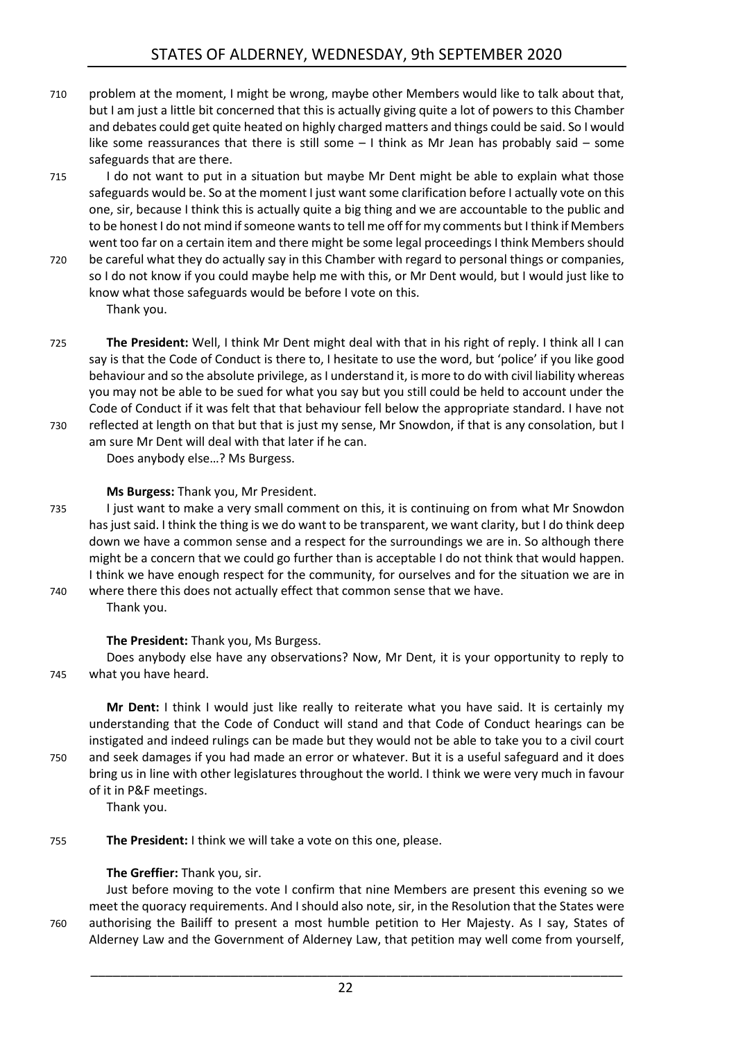problem at the moment, I might be wrong, maybe other Members would like to talk about that, but I am just a little bit concerned that this is actually giving quite a lot of powers to this Chamber and debates could get quite heated on highly charged matters and things could be said. So I would like some reassurances that there is still some – I think as Mr Jean has probably said – some safeguards that are there.

I do not want to put in a situation but maybe Mr Dent might be able to explain what those safeguards would be. So at the moment I just want some clarification before I actually vote on this one, sir, because I think this is actually quite a big thing and we are accountable to the public and to be honest I do not mind if someone wants to tell me off for my comments but I think if Members went too far on a certain item and there might be some legal proceedings I think Members should be careful what they do actually say in this Chamber with regard to personal things or companies, so I do not know if you could maybe help me with this, or Mr Dent would, but I would just like to know what those safeguards would be before I vote on this.

Thank you.

**The President:** Well, I think Mr Dent might deal with that in his right of reply. I think all I can say is that the Code of Conduct is there to, I hesitate to use the word, but 'police' if you like good behaviour and so the absolute privilege, as I understand it, is more to do with civil liability whereas you may not be able to be sued for what you say but you still could be held to account under the Code of Conduct if it was felt that that behaviour fell below the appropriate standard. I have not reflected at length on that but that is just my sense, Mr Snowdon, if that is any consolation, but I am sure Mr Dent will deal with that later if he can.

Does anybody else…? Ms Burgess.

**Ms Burgess:** Thank you, Mr President.

I just want to make a very small comment on this, it is continuing on from what Mr Snowdon has just said. I think the thing is we do want to be transparent, we want clarity, but I do think deep down we have a common sense and a respect for the surroundings we are in. So although there might be a concern that we could go further than is acceptable I do not think that would happen. I think we have enough respect for the community, for ourselves and for the situation we are in where there this does not actually effect that common sense that we have.

Thank you.

**The President:** Thank you, Ms Burgess.

Does anybody else have any observations? Now, Mr Dent, it is your opportunity to reply to what you have heard.

**Mr Dent:** I think I would just like really to reiterate what you have said. It is certainly my understanding that the Code of Conduct will stand and that Code of Conduct hearings can be instigated and indeed rulings can be made but they would not be able to take you to a civil court and seek damages if you had made an error or whatever. But it is a useful safeguard and it does bring us in line with other legislatures throughout the world. I think we were very much in favour of it in P&F meetings.

Thank you.

**The President:** I think we will take a vote on this one, please.

**The Greffier:** Thank you, sir.

Just before moving to the vote I confirm that nine Members are present this evening so we meet the quoracy requirements. And I should also note, sir, in the Resolution that the States were authorising the Bailiff to present a most humble petition to Her Majesty. As I say, States of Alderney Law and the Government of Alderney Law, that petition may well come from yourself,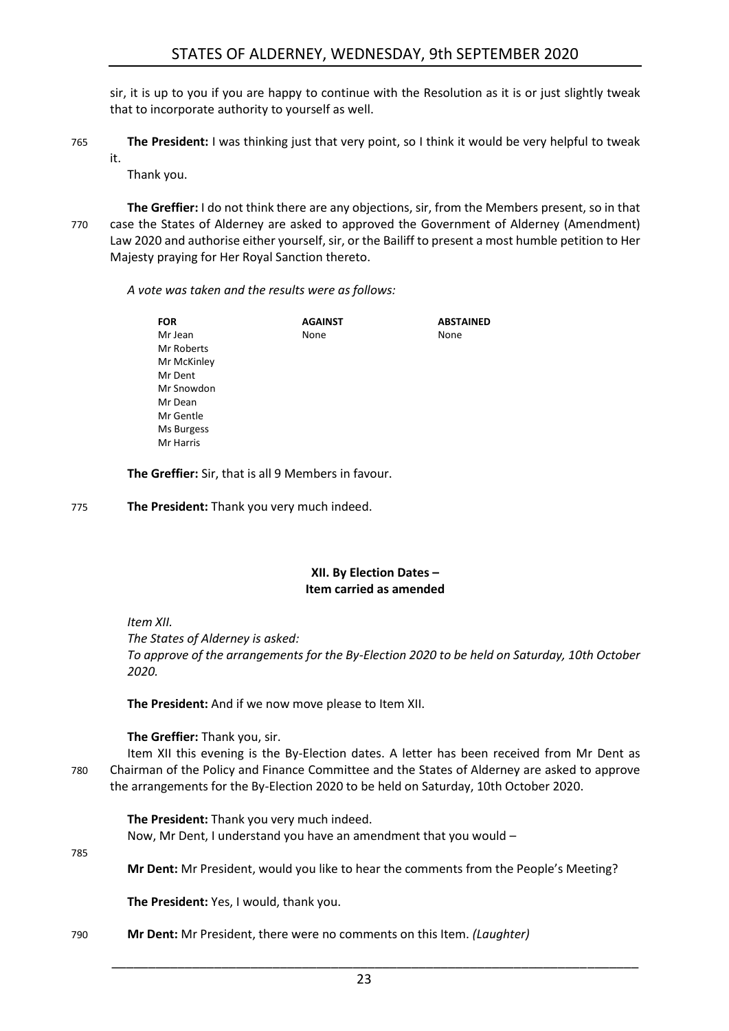sir, it is up to you if you are happy to continue with the Resolution as it is or just slightly tweak that to incorporate authority to yourself as well.

765 **The President:** I was thinking just that very point, so I think it would be very helpful to tweak it.

Thank you.

**The Greffier:** I do not think there are any objections, sir, from the Members present, so in that 770 case the States of Alderney are asked to approved the Government of Alderney (Amendment) Law 2020 and authorise either yourself, sir, or the Bailiff to present a most humble petition to Her Majesty praying for Her Royal Sanction thereto.

*A vote was taken and the results were as follows:*

| FOR | AGAINST | ABSTAINED |
|---|---|---|
| Mr Jean | None | None |
| Mr Roberts | | |
| Mr McKinley | | |
| Mr Dent | | |
| Mr Snowdon | | |
| Mr Dean | | |
| Mr Gentle | | |
| Ms Burgess | | |
| Mr Harris | | |

**The Greffier:** Sir, that is all 9 Members in favour.

775 **The President:** Thank you very much indeed.

## XII. By Election Dates – Item carried as amended

*Item XII.*

*The States of Alderney is asked:*

*To approve of the arrangements for the By-Election 2020 to be held on Saturday, 10th October 2020.*

**The President:** And if we now move please to Item XII.

**The Greffier:** Thank you, sir.

Item XII this evening is the By-Election dates. A letter has been received from Mr Dent as 780 Chairman of the Policy and Finance Committee and the States of Alderney are asked to approve the arrangements for the By-Election 2020 to be held on Saturday, 10th October 2020.

**The President:** Thank you very much indeed.

Now, Mr Dent, I understand you have an amendment that you would –

785

**Mr Dent:** Mr President, would you like to hear the comments from the People's Meeting?

**The President:** Yes, I would, thank you.

790 **Mr Dent:** Mr President, there were no comments on this Item. *(Laughter)*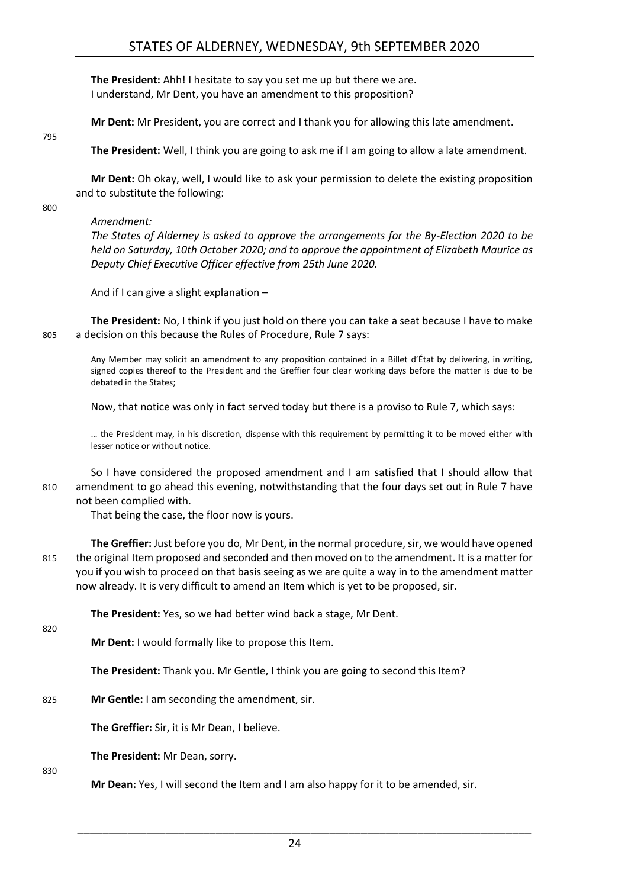**The President:** Ahh! I hesitate to say you set me up but there we are.

I understand, Mr Dent, you have an amendment to this proposition?

**Mr Dent:** Mr President, you are correct and I thank you for allowing this late amendment.

**The President:** Well, I think you are going to ask me if I am going to allow a late amendment.

**Mr Dent:** Oh okay, well, I would like to ask your permission to delete the existing proposition and to substitute the following:

*Amendment:*

*The States of Alderney is asked to approve the arrangements for the By-Election 2020 to be held on Saturday, 10th October 2020; and to approve the appointment of Elizabeth Maurice as Deputy Chief Executive Officer effective from 25th June 2020.*

And if I can give a slight explanation –

**The President:** No, I think if you just hold on there you can take a seat because I have to make a decision on this because the Rules of Procedure, Rule 7 says:

> Any Member may solicit an amendment to any proposition contained in a Billet d'État by delivering, in writing, signed copies thereof to the President and the Greffier four clear working days before the matter is due to be debated in the States;

Now, that notice was only in fact served today but there is a proviso to Rule 7, which says:

> … the President may, in his discretion, dispense with this requirement by permitting it to be moved either with lesser notice or without notice.

So I have considered the proposed amendment and I am satisfied that I should allow that amendment to go ahead this evening, notwithstanding that the four days set out in Rule 7 have not been complied with.

That being the case, the floor now is yours.

**The Greffier:** Just before you do, Mr Dent, in the normal procedure, sir, we would have opened the original Item proposed and seconded and then moved on to the amendment. It is a matter for you if you wish to proceed on that basis seeing as we are quite a way in to the amendment matter now already. It is very difficult to amend an Item which is yet to be proposed, sir.

**The President:** Yes, so we had better wind back a stage, Mr Dent.

**Mr Dent:** I would formally like to propose this Item.

**The President:** Thank you. Mr Gentle, I think you are going to second this Item?

**Mr Gentle:** I am seconding the amendment, sir.

**The Greffier:** Sir, it is Mr Dean, I believe.

**The President:** Mr Dean, sorry.

**Mr Dean:** Yes, I will second the Item and I am also happy for it to be amended, sir.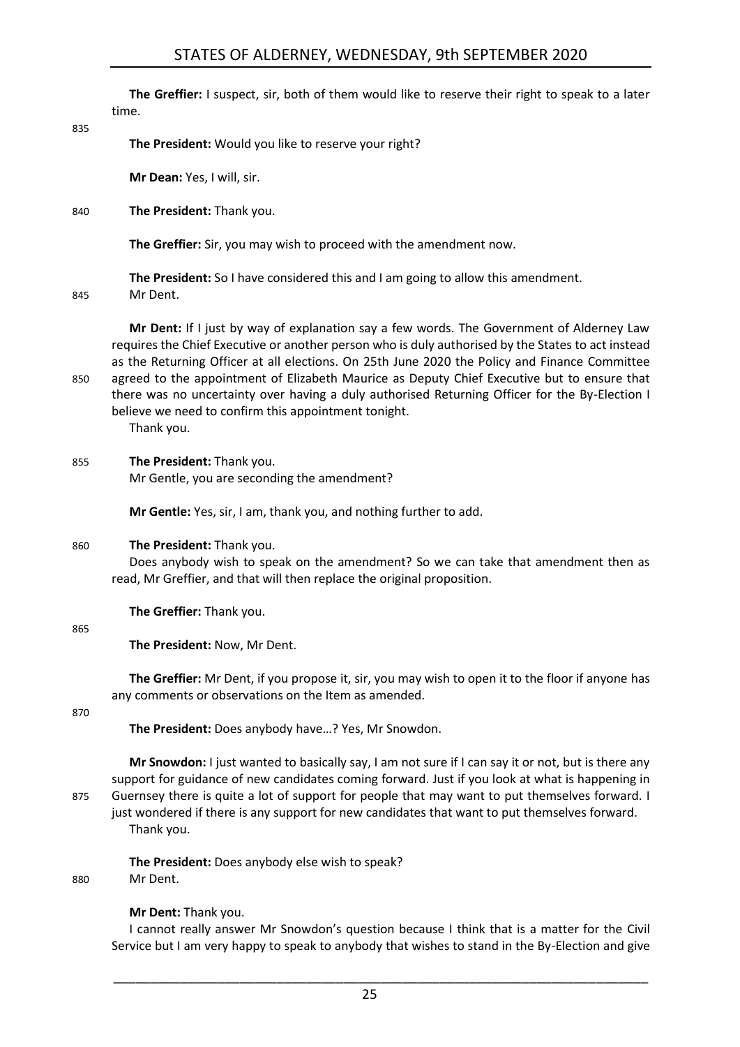**The Greffier:** I suspect, sir, both of them would like to reserve their right to speak to a later time.

**The President:** Would you like to reserve your right?

**Mr Dean:** Yes, I will, sir.

**The President:** Thank you.

**The Greffier:** Sir, you may wish to proceed with the amendment now.

**The President:** So I have considered this and I am going to allow this amendment.
Mr Dent.

**Mr Dent:** If I just by way of explanation say a few words. The Government of Alderney Law requires the Chief Executive or another person who is duly authorised by the States to act instead as the Returning Officer at all elections. On 25th June 2020 the Policy and Finance Committee agreed to the appointment of Elizabeth Maurice as Deputy Chief Executive but to ensure that there was no uncertainty over having a duly authorised Returning Officer for the By-Election I believe we need to confirm this appointment tonight.
Thank you.

**The President:** Thank you.
Mr Gentle, you are seconding the amendment?

**Mr Gentle:** Yes, sir, I am, thank you, and nothing further to add.

**The President:** Thank you.
Does anybody wish to speak on the amendment? So we can take that amendment then as read, Mr Greffier, and that will then replace the original proposition.

**The Greffier:** Thank you.

**The President:** Now, Mr Dent.

**The Greffier:** Mr Dent, if you propose it, sir, you may wish to open it to the floor if anyone has any comments or observations on the Item as amended.

**The President:** Does anybody have…? Yes, Mr Snowdon.

**Mr Snowdon:** I just wanted to basically say, I am not sure if I can say it or not, but is there any support for guidance of new candidates coming forward. Just if you look at what is happening in Guernsey there is quite a lot of support for people that may want to put themselves forward. I just wondered if there is any support for new candidates that want to put themselves forward.
Thank you.

**The President:** Does anybody else wish to speak?
Mr Dent.

**Mr Dent:** Thank you.
I cannot really answer Mr Snowdon's question because I think that is a matter for the Civil Service but I am very happy to speak to anybody that wishes to stand in the By-Election and give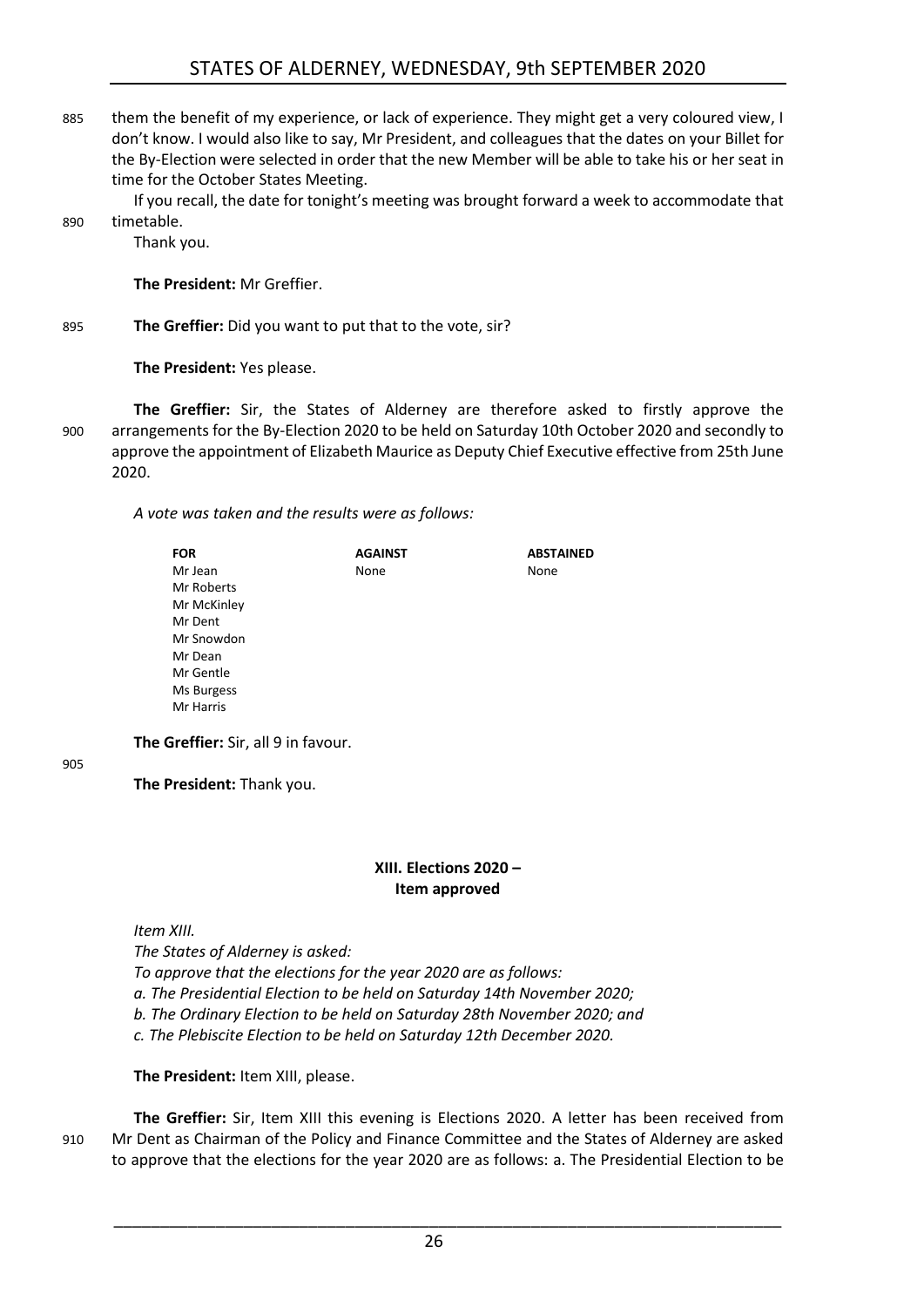them the benefit of my experience, or lack of experience. They might get a very coloured view, I don't know. I would also like to say, Mr President, and colleagues that the dates on your Billet for the By-Election were selected in order that the new Member will be able to take his or her seat in time for the October States Meeting.

If you recall, the date for tonight's meeting was brought forward a week to accommodate that timetable.

Thank you.

**The President:** Mr Greffier.

**The Greffier:** Did you want to put that to the vote, sir?

**The President:** Yes please.

**The Greffier:** Sir, the States of Alderney are therefore asked to firstly approve the arrangements for the By-Election 2020 to be held on Saturday 10th October 2020 and secondly to approve the appointment of Elizabeth Maurice as Deputy Chief Executive effective from 25th June 2020.

*A vote was taken and the results were as follows:*

| FOR | AGAINST | ABSTAINED |
|---|---|---|
| Mr Jean | None | None |
| Mr Roberts | | |
| Mr McKinley | | |
| Mr Dent | | |
| Mr Snowdon | | |
| Mr Dean | | |
| Mr Gentle | | |
| Ms Burgess | | |
| Mr Harris | | |

**The Greffier:** Sir, all 9 in favour.

**The President:** Thank you.

## XIII. Elections 2020 – Item approved

*Item XIII.*

*The States of Alderney is asked:*

*To approve that the elections for the year 2020 are as follows:*

*a. The Presidential Election to be held on Saturday 14th November 2020;*

*b. The Ordinary Election to be held on Saturday 28th November 2020; and*

*c. The Plebiscite Election to be held on Saturday 12th December 2020.*

**The President:** Item XIII, please.

**The Greffier:** Sir, Item XIII this evening is Elections 2020. A letter has been received from Mr Dent as Chairman of the Policy and Finance Committee and the States of Alderney are asked to approve that the elections for the year 2020 are as follows: a. The Presidential Election to be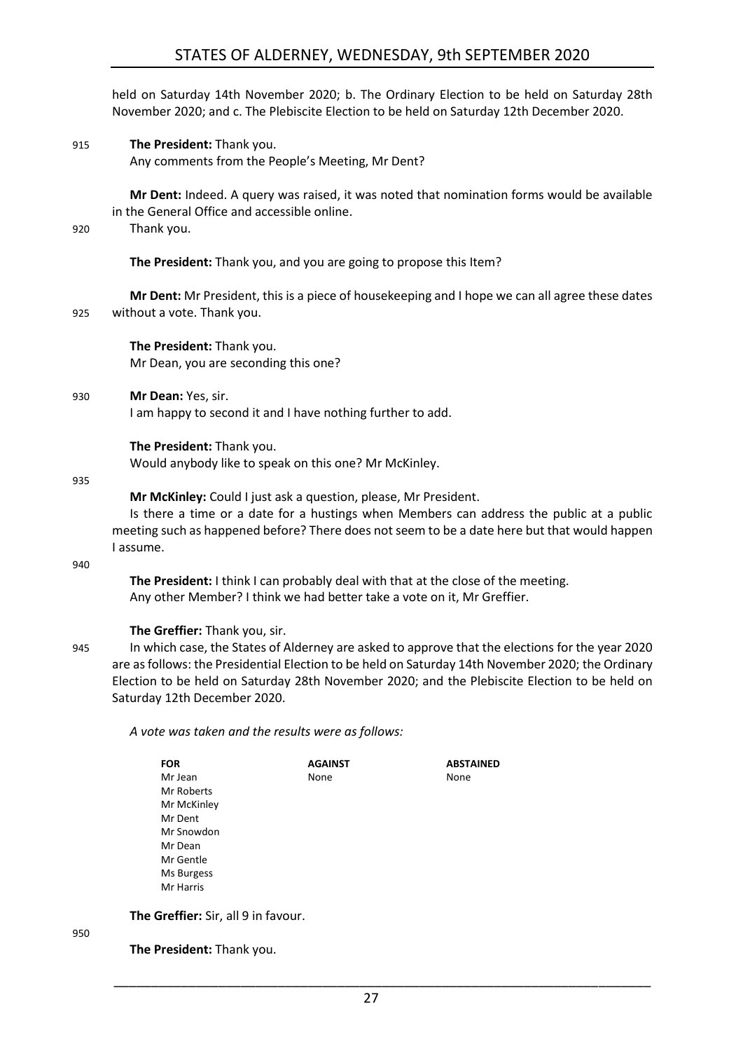held on Saturday 14th November 2020; b. The Ordinary Election to be held on Saturday 28th November 2020; and c. The Plebiscite Election to be held on Saturday 12th December 2020.

915 **The President:** Thank you.
Any comments from the People's Meeting, Mr Dent?

**Mr Dent:** Indeed. A query was raised, it was noted that nomination forms would be available in the General Office and accessible online.
920 Thank you.

**The President:** Thank you, and you are going to propose this Item?

**Mr Dent:** Mr President, this is a piece of housekeeping and I hope we can all agree these dates
925 without a vote. Thank you.

**The President:** Thank you.
Mr Dean, you are seconding this one?

930 **Mr Dean:** Yes, sir.
I am happy to second it and I have nothing further to add.

**The President:** Thank you.
Would anybody like to speak on this one? Mr McKinley.

935

**Mr McKinley:** Could I just ask a question, please, Mr President.
Is there a time or a date for a hustings when Members can address the public at a public meeting such as happened before? There does not seem to be a date here but that would happen I assume.

940

**The President:** I think I can probably deal with that at the close of the meeting.
Any other Member? I think we had better take a vote on it, Mr Greffier.

**The Greffier:** Thank you, sir.
945 In which case, the States of Alderney are asked to approve that the elections for the year 2020 are as follows: the Presidential Election to be held on Saturday 14th November 2020; the Ordinary Election to be held on Saturday 28th November 2020; and the Plebiscite Election to be held on Saturday 12th December 2020.

*A vote was taken and the results were as follows:*

| FOR | AGAINST | ABSTAINED |
|---|---|---|
| Mr Jean | None | None |
| Mr Roberts | | |
| Mr McKinley | | |
| Mr Dent | | |
| Mr Snowdon | | |
| Mr Dean | | |
| Mr Gentle | | |
| Ms Burgess | | |
| Mr Harris | | |

**The Greffier:** Sir, all 9 in favour.

950

**The President:** Thank you.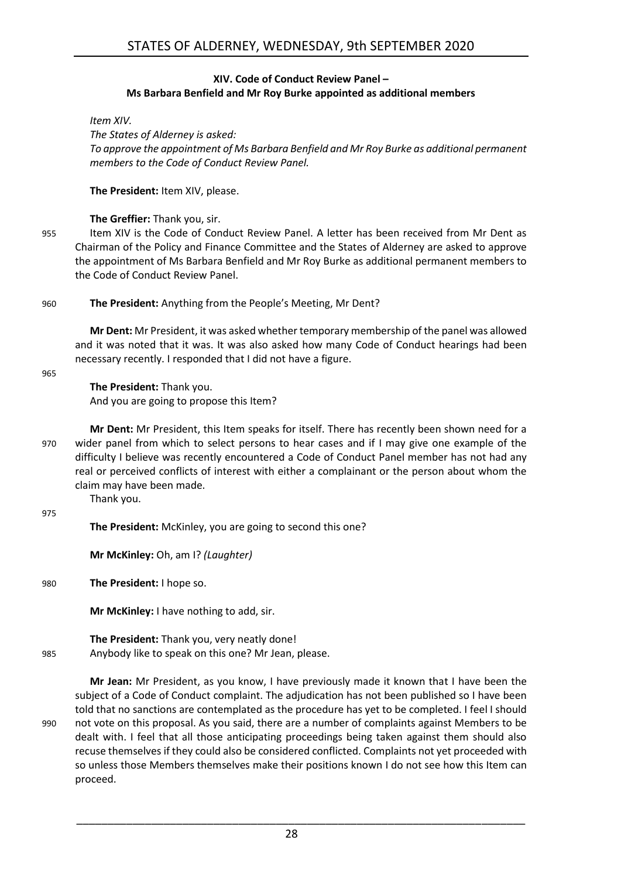### XIV. Code of Conduct Review Panel – Ms Barbara Benfield and Mr Roy Burke appointed as additional members

*Item XIV.*

*The States of Alderney is asked:*

*To approve the appointment of Ms Barbara Benfield and Mr Roy Burke as additional permanent members to the Code of Conduct Review Panel.*

**The President:** Item XIV, please.

**The Greffier:** Thank you, sir.

Item XIV is the Code of Conduct Review Panel. A letter has been received from Mr Dent as Chairman of the Policy and Finance Committee and the States of Alderney are asked to approve the appointment of Ms Barbara Benfield and Mr Roy Burke as additional permanent members to the Code of Conduct Review Panel.

**The President:** Anything from the People's Meeting, Mr Dent?

**Mr Dent:** Mr President, it was asked whether temporary membership of the panel was allowed and it was noted that it was. It was also asked how many Code of Conduct hearings had been necessary recently. I responded that I did not have a figure.

**The President:** Thank you.

And you are going to propose this Item?

**Mr Dent:** Mr President, this Item speaks for itself. There has recently been shown need for a wider panel from which to select persons to hear cases and if I may give one example of the difficulty I believe was recently encountered a Code of Conduct Panel member has not had any real or perceived conflicts of interest with either a complainant or the person about whom the claim may have been made.

Thank you.

**The President:** McKinley, you are going to second this one?

**Mr McKinley:** Oh, am I? *(Laughter)*

**The President:** I hope so.

**Mr McKinley:** I have nothing to add, sir.

**The President:** Thank you, very neatly done!

Anybody like to speak on this one? Mr Jean, please.

**Mr Jean:** Mr President, as you know, I have previously made it known that I have been the subject of a Code of Conduct complaint. The adjudication has not been published so I have been told that no sanctions are contemplated as the procedure has yet to be completed. I feel I should not vote on this proposal. As you said, there are a number of complaints against Members to be dealt with. I feel that all those anticipating proceedings being taken against them should also recuse themselves if they could also be considered conflicted. Complaints not yet proceeded with so unless those Members themselves make their positions known I do not see how this Item can proceed.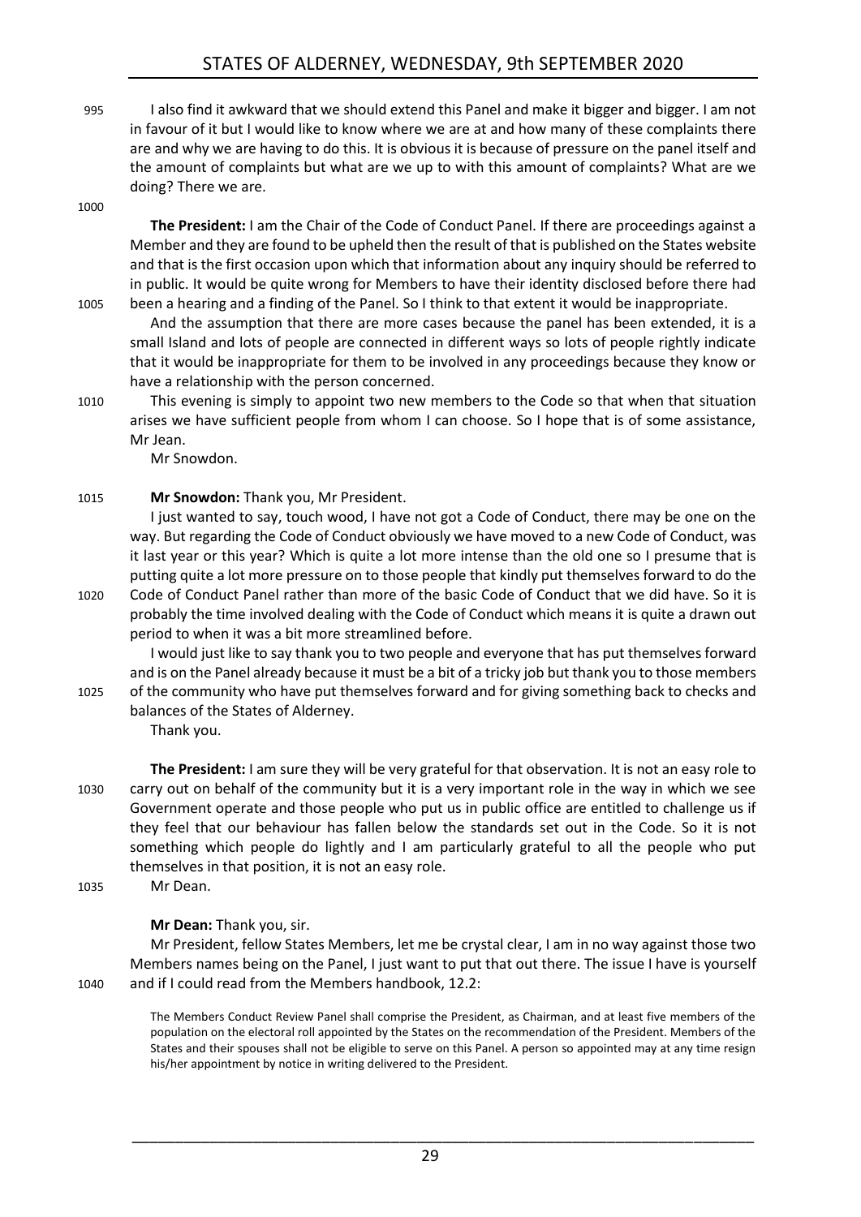I also find it awkward that we should extend this Panel and make it bigger and bigger. I am not in favour of it but I would like to know where we are at and how many of these complaints there are and why we are having to do this. It is obvious it is because of pressure on the panel itself and the amount of complaints but what are we up to with this amount of complaints? What are we doing? There we are.

**The President:** I am the Chair of the Code of Conduct Panel. If there are proceedings against a Member and they are found to be upheld then the result of that is published on the States website and that is the first occasion upon which that information about any inquiry should be referred to in public. It would be quite wrong for Members to have their identity disclosed before there had been a hearing and a finding of the Panel. So I think to that extent it would be inappropriate.

And the assumption that there are more cases because the panel has been extended, it is a small Island and lots of people are connected in different ways so lots of people rightly indicate that it would be inappropriate for them to be involved in any proceedings because they know or have a relationship with the person concerned.

This evening is simply to appoint two new members to the Code so that when that situation arises we have sufficient people from whom I can choose. So I hope that is of some assistance, Mr Jean.

Mr Snowdon.

**Mr Snowdon:** Thank you, Mr President.

I just wanted to say, touch wood, I have not got a Code of Conduct, there may be one on the way. But regarding the Code of Conduct obviously we have moved to a new Code of Conduct, was it last year or this year? Which is quite a lot more intense than the old one so I presume that is putting quite a lot more pressure on to those people that kindly put themselves forward to do the Code of Conduct Panel rather than more of the basic Code of Conduct that we did have. So it is probably the time involved dealing with the Code of Conduct which means it is quite a drawn out period to when it was a bit more streamlined before.

I would just like to say thank you to two people and everyone that has put themselves forward and is on the Panel already because it must be a bit of a tricky job but thank you to those members of the community who have put themselves forward and for giving something back to checks and balances of the States of Alderney.

Thank you.

**The President:** I am sure they will be very grateful for that observation. It is not an easy role to carry out on behalf of the community but it is a very important role in the way in which we see Government operate and those people who put us in public office are entitled to challenge us if they feel that our behaviour has fallen below the standards set out in the Code. So it is not something which people do lightly and I am particularly grateful to all the people who put themselves in that position, it is not an easy role.

Mr Dean.

**Mr Dean:** Thank you, sir.

Mr President, fellow States Members, let me be crystal clear, I am in no way against those two Members names being on the Panel, I just want to put that out there. The issue I have is yourself and if I could read from the Members handbook, 12.2:

> The Members Conduct Review Panel shall comprise the President, as Chairman, and at least five members of the population on the electoral roll appointed by the States on the recommendation of the President. Members of the States and their spouses shall not be eligible to serve on this Panel. A person so appointed may at any time resign his/her appointment by notice in writing delivered to the President.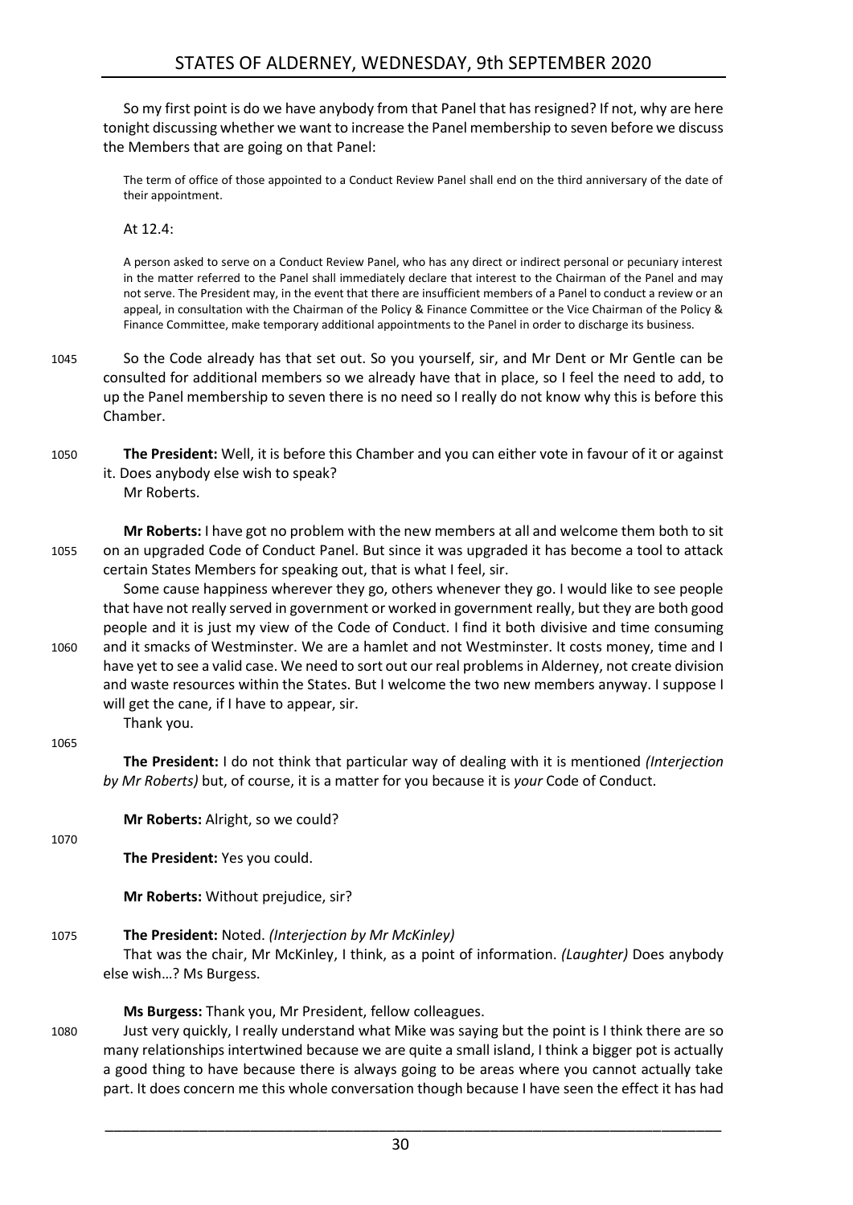So my first point is do we have anybody from that Panel that has resigned? If not, why are here tonight discussing whether we want to increase the Panel membership to seven before we discuss the Members that are going on that Panel:

> The term of office of those appointed to a Conduct Review Panel shall end on the third anniversary of the date of their appointment.

At 12.4:

> A person asked to serve on a Conduct Review Panel, who has any direct or indirect personal or pecuniary interest in the matter referred to the Panel shall immediately declare that interest to the Chairman of the Panel and may not serve. The President may, in the event that there are insufficient members of a Panel to conduct a review or an appeal, in consultation with the Chairman of the Policy & Finance Committee or the Vice Chairman of the Policy & Finance Committee, make temporary additional appointments to the Panel in order to discharge its business.

1045 So the Code already has that set out. So you yourself, sir, and Mr Dent or Mr Gentle can be consulted for additional members so we already have that in place, so I feel the need to add, to up the Panel membership to seven there is no need so I really do not know why this is before this Chamber.

1050 **The President:** Well, it is before this Chamber and you can either vote in favour of it or against it. Does anybody else wish to speak?

Mr Roberts.

**Mr Roberts:** I have got no problem with the new members at all and welcome them both to sit
1055 on an upgraded Code of Conduct Panel. But since it was upgraded it has become a tool to attack certain States Members for speaking out, that is what I feel, sir.

Some cause happiness wherever they go, others whenever they go. I would like to see people that have not really served in government or worked in government really, but they are both good people and it is just my view of the Code of Conduct. I find it both divisive and time consuming
1060 and it smacks of Westminster. We are a hamlet and not Westminster. It costs money, time and I have yet to see a valid case. We need to sort out our real problems in Alderney, not create division and waste resources within the States. But I welcome the two new members anyway. I suppose I will get the cane, if I have to appear, sir.

Thank you.

1065

**The President:** I do not think that particular way of dealing with it is mentioned *(Interjection by Mr Roberts)* but, of course, it is a matter for you because it is *your* Code of Conduct.

**Mr Roberts:** Alright, so we could?

1070

**The President:** Yes you could.

**Mr Roberts:** Without prejudice, sir?

1075 **The President:** Noted. *(Interjection by Mr McKinley)*

That was the chair, Mr McKinley, I think, as a point of information. *(Laughter)* Does anybody else wish…? Ms Burgess.

**Ms Burgess:** Thank you, Mr President, fellow colleagues.

1080 Just very quickly, I really understand what Mike was saying but the point is I think there are so many relationships intertwined because we are quite a small island, I think a bigger pot is actually a good thing to have because there is always going to be areas where you cannot actually take part. It does concern me this whole conversation though because I have seen the effect it has had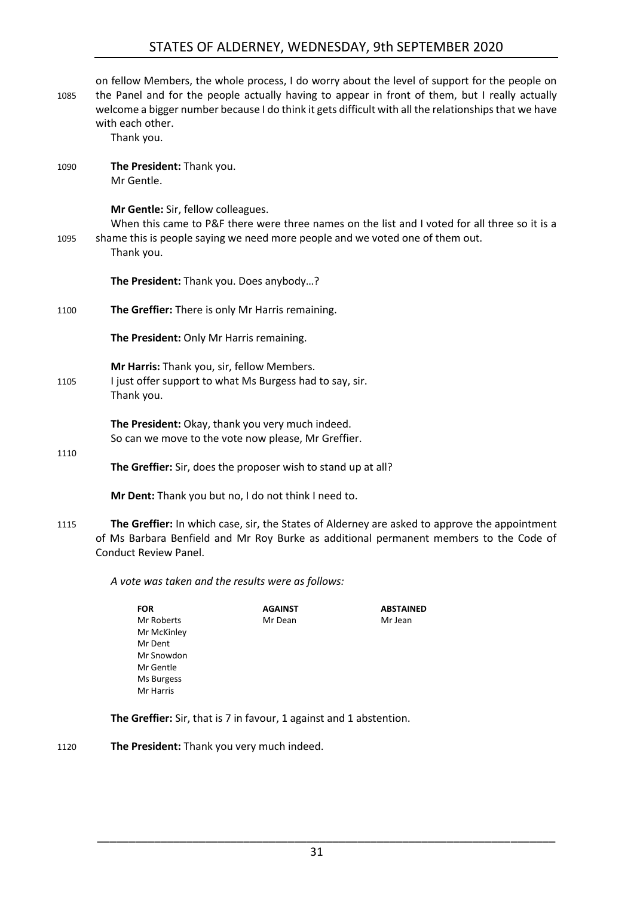on fellow Members, the whole process, I do worry about the level of support for the people on the Panel and for the people actually having to appear in front of them, but I really actually welcome a bigger number because I do think it gets difficult with all the relationships that we have with each other.

Thank you.

**The President:** Thank you.

Mr Gentle.

**Mr Gentle:** Sir, fellow colleagues.

When this came to P&F there were three names on the list and I voted for all three so it is a shame this is people saying we need more people and we voted one of them out.

Thank you.

**The President:** Thank you. Does anybody…?

**The Greffier:** There is only Mr Harris remaining.

**The President:** Only Mr Harris remaining.

**Mr Harris:** Thank you, sir, fellow Members.

I just offer support to what Ms Burgess had to say, sir.

Thank you.

**The President:** Okay, thank you very much indeed.

So can we move to the vote now please, Mr Greffier.

**The Greffier:** Sir, does the proposer wish to stand up at all?

**Mr Dent:** Thank you but no, I do not think I need to.

**The Greffier:** In which case, sir, the States of Alderney are asked to approve the appointment of Ms Barbara Benfield and Mr Roy Burke as additional permanent members to the Code of Conduct Review Panel.

*A vote was taken and the results were as follows:*

| FOR | AGAINST | ABSTAINED |
|---|---|---|
| Mr Roberts | Mr Dean | Mr Jean |
| Mr McKinley | | |
| Mr Dent | | |
| Mr Snowdon | | |
| Mr Gentle | | |
| Ms Burgess | | |
| Mr Harris | | |

**The Greffier:** Sir, that is 7 in favour, 1 against and 1 abstention.

**The President:** Thank you very much indeed.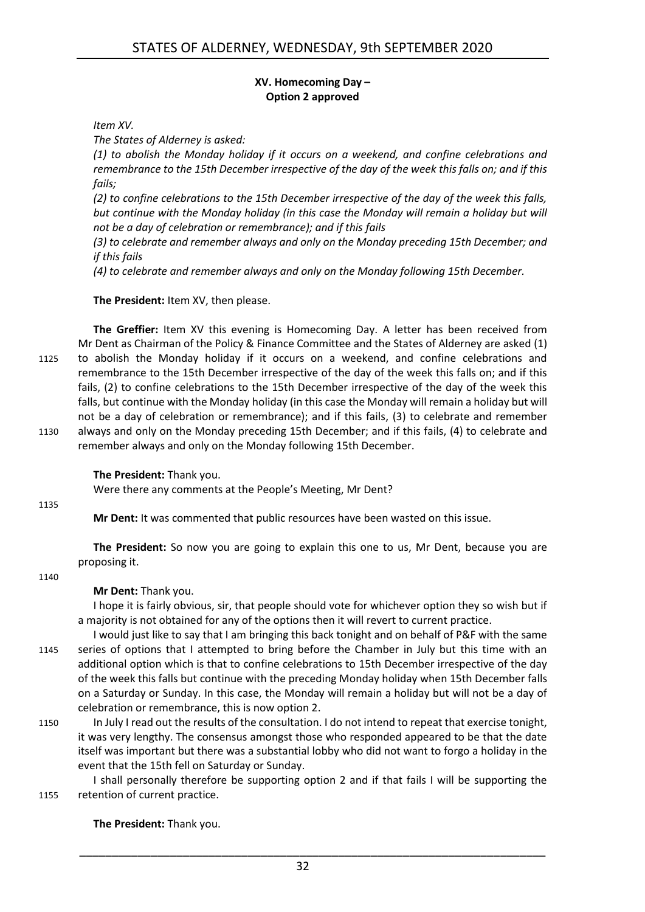### XV. Homecoming Day – Option 2 approved

*Item XV.*

*The States of Alderney is asked:*

*(1) to abolish the Monday holiday if it occurs on a weekend, and confine celebrations and remembrance to the 15th December irrespective of the day of the week this falls on; and if this fails;*

*(2) to confine celebrations to the 15th December irrespective of the day of the week this falls, but continue with the Monday holiday (in this case the Monday will remain a holiday but will not be a day of celebration or remembrance); and if this fails*

*(3) to celebrate and remember always and only on the Monday preceding 15th December; and if this fails*

*(4) to celebrate and remember always and only on the Monday following 15th December.*

**The President:** Item XV, then please.

**The Greffier:** Item XV this evening is Homecoming Day. A letter has been received from Mr Dent as Chairman of the Policy & Finance Committee and the States of Alderney are asked (1) to abolish the Monday holiday if it occurs on a weekend, and confine celebrations and remembrance to the 15th December irrespective of the day of the week this falls on; and if this fails, (2) to confine celebrations to the 15th December irrespective of the day of the week this falls, but continue with the Monday holiday (in this case the Monday will remain a holiday but will not be a day of celebration or remembrance); and if this fails, (3) to celebrate and remember always and only on the Monday preceding 15th December; and if this fails, (4) to celebrate and remember always and only on the Monday following 15th December.

**The President:** Thank you.

Were there any comments at the People's Meeting, Mr Dent?

**Mr Dent:** It was commented that public resources have been wasted on this issue.

**The President:** So now you are going to explain this one to us, Mr Dent, because you are proposing it.

**Mr Dent:** Thank you.

I hope it is fairly obvious, sir, that people should vote for whichever option they so wish but if a majority is not obtained for any of the options then it will revert to current practice.

I would just like to say that I am bringing this back tonight and on behalf of P&F with the same series of options that I attempted to bring before the Chamber in July but this time with an additional option which is that to confine celebrations to 15th December irrespective of the day of the week this falls but continue with the preceding Monday holiday when 15th December falls on a Saturday or Sunday. In this case, the Monday will remain a holiday but will not be a day of celebration or remembrance, this is now option 2.

In July I read out the results of the consultation. I do not intend to repeat that exercise tonight, it was very lengthy. The consensus amongst those who responded appeared to be that the date itself was important but there was a substantial lobby who did not want to forgo a holiday in the event that the 15th fell on Saturday or Sunday.

I shall personally therefore be supporting option 2 and if that fails I will be supporting the retention of current practice.

**The President:** Thank you.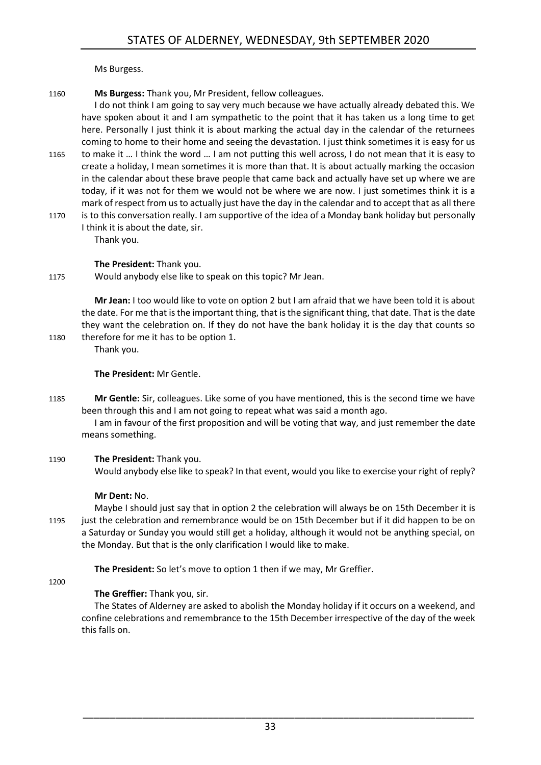Ms Burgess.

**Ms Burgess:** Thank you, Mr President, fellow colleagues.

I do not think I am going to say very much because we have actually already debated this. We have spoken about it and I am sympathetic to the point that it has taken us a long time to get here. Personally I just think it is about marking the actual day in the calendar of the returnees coming to home to their home and seeing the devastation. I just think sometimes it is easy for us to make it … I think the word … I am not putting this well across, I do not mean that it is easy to create a holiday, I mean sometimes it is more than that. It is about actually marking the occasion in the calendar about these brave people that came back and actually have set up where we are today, if it was not for them we would not be where we are now. I just sometimes think it is a mark of respect from us to actually just have the day in the calendar and to accept that as all there is to this conversation really. I am supportive of the idea of a Monday bank holiday but personally I think it is about the date, sir.

Thank you.

**The President:** Thank you.

Would anybody else like to speak on this topic? Mr Jean.

**Mr Jean:** I too would like to vote on option 2 but I am afraid that we have been told it is about the date. For me that is the important thing, that is the significant thing, that date. That is the date they want the celebration on. If they do not have the bank holiday it is the day that counts so therefore for me it has to be option 1.

Thank you.

**The President:** Mr Gentle.

**Mr Gentle:** Sir, colleagues. Like some of you have mentioned, this is the second time we have been through this and I am not going to repeat what was said a month ago.

I am in favour of the first proposition and will be voting that way, and just remember the date means something.

**The President:** Thank you.

Would anybody else like to speak? In that event, would you like to exercise your right of reply?

**Mr Dent:** No.

Maybe I should just say that in option 2 the celebration will always be on 15th December it is just the celebration and remembrance would be on 15th December but if it did happen to be on a Saturday or Sunday you would still get a holiday, although it would not be anything special, on the Monday. But that is the only clarification I would like to make.

**The President:** So let's move to option 1 then if we may, Mr Greffier.

**The Greffier:** Thank you, sir.

The States of Alderney are asked to abolish the Monday holiday if it occurs on a weekend, and confine celebrations and remembrance to the 15th December irrespective of the day of the week this falls on.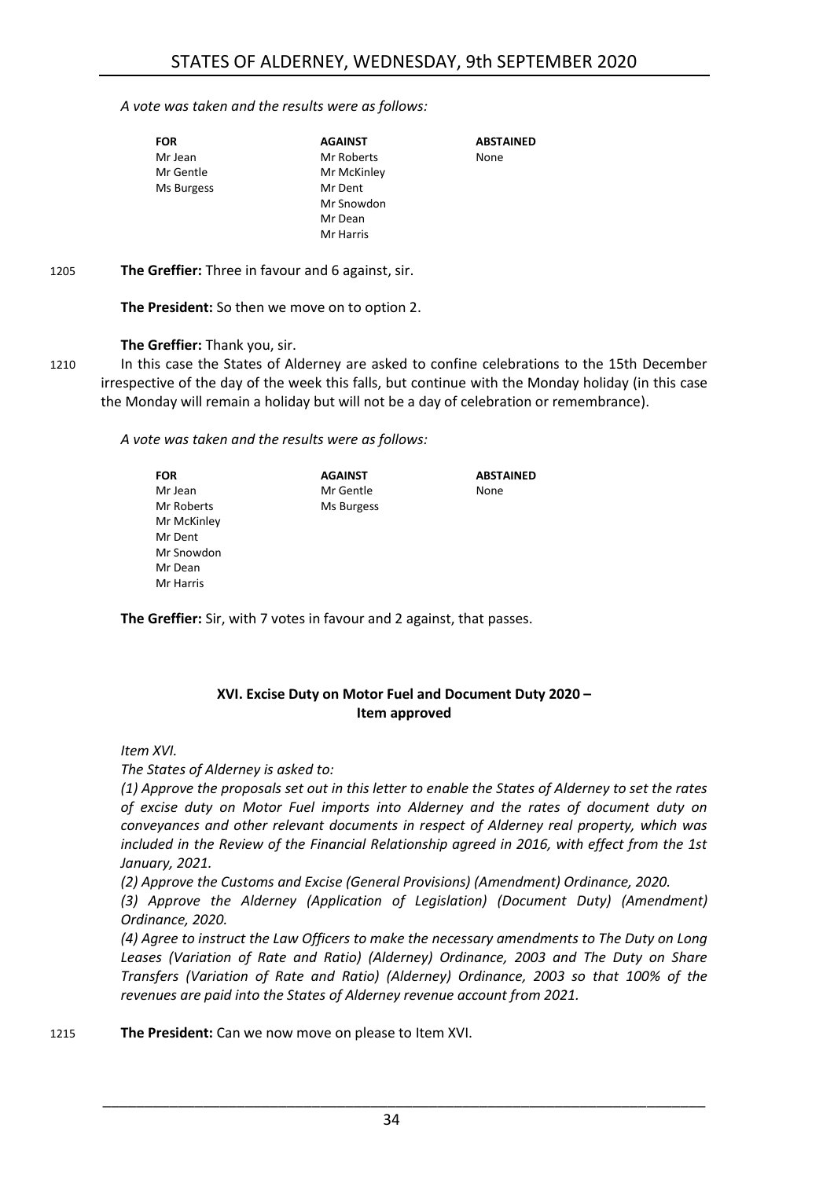*A vote was taken and the results were as follows:*

| FOR | AGAINST | ABSTAINED |
|---|---|---|
| Mr Jean | Mr Roberts | None |
| Mr Gentle | Mr McKinley | |
| Ms Burgess | Mr Dent | |
| | Mr Snowdon | |
| | Mr Dean | |
| | Mr Harris | |

1205 **The Greffier:** Three in favour and 6 against, sir.

**The President:** So then we move on to option 2.

**The Greffier:** Thank you, sir.

1210 In this case the States of Alderney are asked to confine celebrations to the 15th December irrespective of the day of the week this falls, but continue with the Monday holiday (in this case the Monday will remain a holiday but will not be a day of celebration or remembrance).

*A vote was taken and the results were as follows:*

| FOR | AGAINST | ABSTAINED |
|---|---|---|
| Mr Jean | Mr Gentle | None |
| Mr Roberts | Ms Burgess | |
| Mr McKinley | | |
| Mr Dent | | |
| Mr Snowdon | | |
| Mr Dean | | |
| Mr Harris | | |

**The Greffier:** Sir, with 7 votes in favour and 2 against, that passes.

## XVI. Excise Duty on Motor Fuel and Document Duty 2020 – Item approved

*Item XVI.*

*The States of Alderney is asked to:*

*(1) Approve the proposals set out in this letter to enable the States of Alderney to set the rates of excise duty on Motor Fuel imports into Alderney and the rates of document duty on conveyances and other relevant documents in respect of Alderney real property, which was included in the Review of the Financial Relationship agreed in 2016, with effect from the 1st January, 2021.*

*(2) Approve the Customs and Excise (General Provisions) (Amendment) Ordinance, 2020.*

*(3) Approve the Alderney (Application of Legislation) (Document Duty) (Amendment) Ordinance, 2020.*

*(4) Agree to instruct the Law Officers to make the necessary amendments to The Duty on Long Leases (Variation of Rate and Ratio) (Alderney) Ordinance, 2003 and The Duty on Share Transfers (Variation of Rate and Ratio) (Alderney) Ordinance, 2003 so that 100% of the revenues are paid into the States of Alderney revenue account from 2021.*

1215 **The President:** Can we now move on please to Item XVI.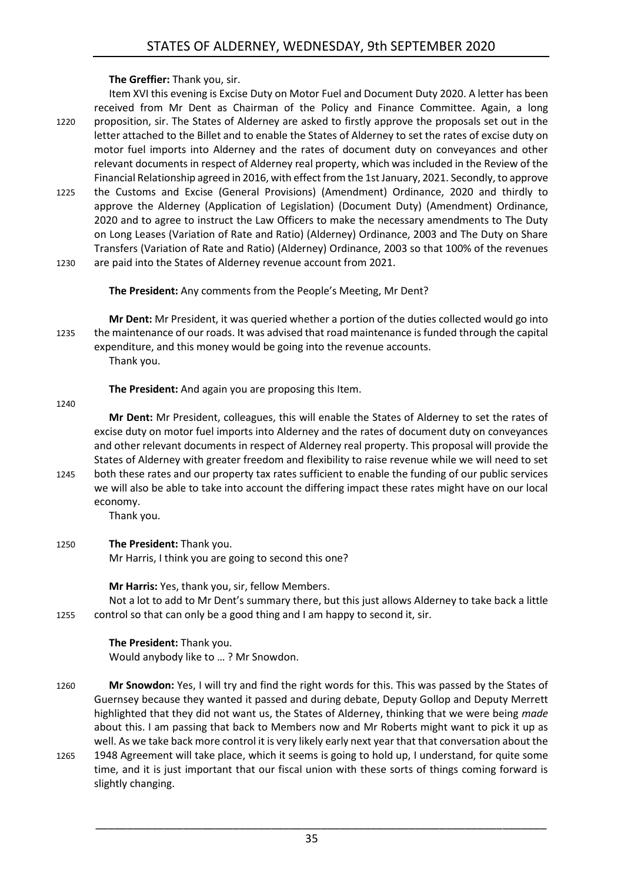**The Greffier:** Thank you, sir.

Item XVI this evening is Excise Duty on Motor Fuel and Document Duty 2020. A letter has been received from Mr Dent as Chairman of the Policy and Finance Committee. Again, a long proposition, sir. The States of Alderney are asked to firstly approve the proposals set out in the letter attached to the Billet and to enable the States of Alderney to set the rates of excise duty on motor fuel imports into Alderney and the rates of document duty on conveyances and other relevant documents in respect of Alderney real property, which was included in the Review of the Financial Relationship agreed in 2016, with effect from the 1st January, 2021. Secondly, to approve the Customs and Excise (General Provisions) (Amendment) Ordinance, 2020 and thirdly to approve the Alderney (Application of Legislation) (Document Duty) (Amendment) Ordinance, 2020 and to agree to instruct the Law Officers to make the necessary amendments to The Duty on Long Leases (Variation of Rate and Ratio) (Alderney) Ordinance, 2003 and The Duty on Share Transfers (Variation of Rate and Ratio) (Alderney) Ordinance, 2003 so that 100% of the revenues are paid into the States of Alderney revenue account from 2021.

**The President:** Any comments from the People's Meeting, Mr Dent?

**Mr Dent:** Mr President, it was queried whether a portion of the duties collected would go into the maintenance of our roads. It was advised that road maintenance is funded through the capital expenditure, and this money would be going into the revenue accounts.

Thank you.

**The President:** And again you are proposing this Item.

**Mr Dent:** Mr President, colleagues, this will enable the States of Alderney to set the rates of excise duty on motor fuel imports into Alderney and the rates of document duty on conveyances and other relevant documents in respect of Alderney real property. This proposal will provide the States of Alderney with greater freedom and flexibility to raise revenue while we will need to set both these rates and our property tax rates sufficient to enable the funding of our public services we will also be able to take into account the differing impact these rates might have on our local economy.

Thank you.

**The President:** Thank you.

Mr Harris, I think you are going to second this one?

**Mr Harris:** Yes, thank you, sir, fellow Members.

Not a lot to add to Mr Dent's summary there, but this just allows Alderney to take back a little control so that can only be a good thing and I am happy to second it, sir.

**The President:** Thank you.

Would anybody like to … ? Mr Snowdon.

**Mr Snowdon:** Yes, I will try and find the right words for this. This was passed by the States of Guernsey because they wanted it passed and during debate, Deputy Gollop and Deputy Merrett highlighted that they did not want us, the States of Alderney, thinking that we were being *made* about this. I am passing that back to Members now and Mr Roberts might want to pick it up as well. As we take back more control it is very likely early next year that that conversation about the 1948 Agreement will take place, which it seems is going to hold up, I understand, for quite some time, and it is just important that our fiscal union with these sorts of things coming forward is slightly changing.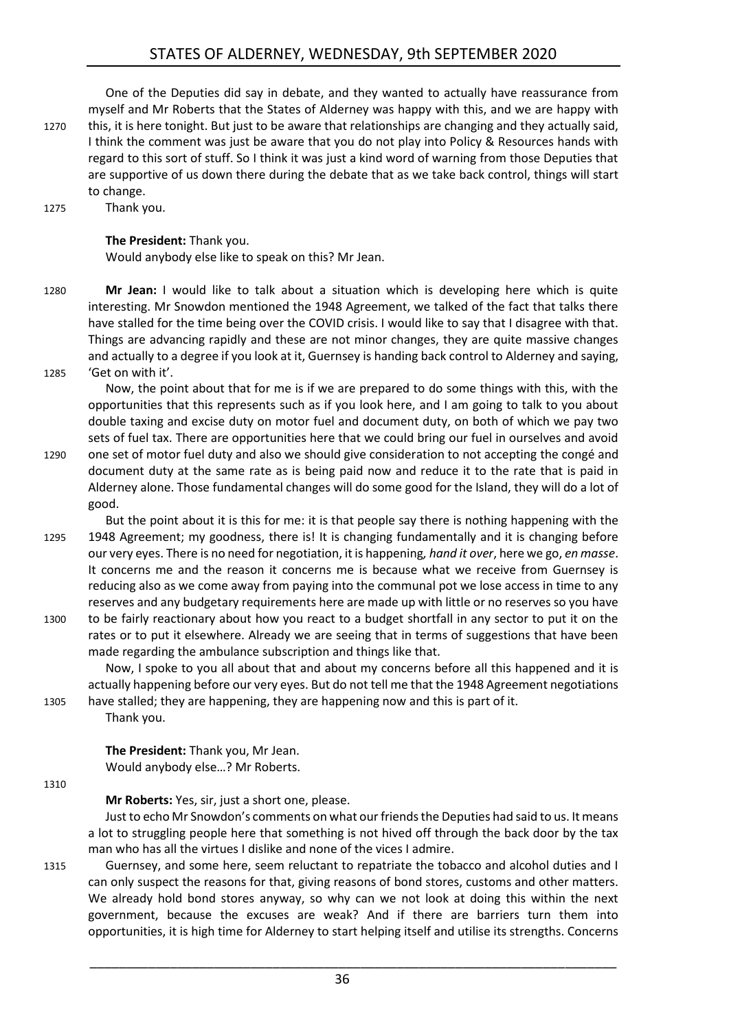One of the Deputies did say in debate, and they wanted to actually have reassurance from myself and Mr Roberts that the States of Alderney was happy with this, and we are happy with this, it is here tonight. But just to be aware that relationships are changing and they actually said, I think the comment was just be aware that you do not play into Policy & Resources hands with regard to this sort of stuff. So I think it was just a kind word of warning from those Deputies that are supportive of us down there during the debate that as we take back control, things will start to change.

Thank you.

**The President:** Thank you.

Would anybody else like to speak on this? Mr Jean.

**Mr Jean:** I would like to talk about a situation which is developing here which is quite interesting. Mr Snowdon mentioned the 1948 Agreement, we talked of the fact that talks there have stalled for the time being over the COVID crisis. I would like to say that I disagree with that. Things are advancing rapidly and these are not minor changes, they are quite massive changes and actually to a degree if you look at it, Guernsey is handing back control to Alderney and saying, 'Get on with it'.

Now, the point about that for me is if we are prepared to do some things with this, with the opportunities that this represents such as if you look here, and I am going to talk to you about double taxing and excise duty on motor fuel and document duty, on both of which we pay two sets of fuel tax. There are opportunities here that we could bring our fuel in ourselves and avoid one set of motor fuel duty and also we should give consideration to not accepting the congé and document duty at the same rate as is being paid now and reduce it to the rate that is paid in Alderney alone. Those fundamental changes will do some good for the Island, they will do a lot of good.

But the point about it is this for me: it is that people say there is nothing happening with the 1948 Agreement; my goodness, there is! It is changing fundamentally and it is changing before our very eyes. There is no need for negotiation, it is happening, *hand it over*, here we go, *en masse*. It concerns me and the reason it concerns me is because what we receive from Guernsey is reducing also as we come away from paying into the communal pot we lose access in time to any reserves and any budgetary requirements here are made up with little or no reserves so you have to be fairly reactionary about how you react to a budget shortfall in any sector to put it on the rates or to put it elsewhere. Already we are seeing that in terms of suggestions that have been made regarding the ambulance subscription and things like that.

Now, I spoke to you all about that and about my concerns before all this happened and it is actually happening before our very eyes. But do not tell me that the 1948 Agreement negotiations have stalled; they are happening, they are happening now and this is part of it.

Thank you.

**The President:** Thank you, Mr Jean.

Would anybody else…? Mr Roberts.

**Mr Roberts:** Yes, sir, just a short one, please.

Just to echo Mr Snowdon's comments on what our friends the Deputies had said to us. It means a lot to struggling people here that something is not hived off through the back door by the tax man who has all the virtues I dislike and none of the vices I admire.

Guernsey, and some here, seem reluctant to repatriate the tobacco and alcohol duties and I can only suspect the reasons for that, giving reasons of bond stores, customs and other matters. We already hold bond stores anyway, so why can we not look at doing this within the next government, because the excuses are weak? And if there are barriers turn them into opportunities, it is high time for Alderney to start helping itself and utilise its strengths. Concerns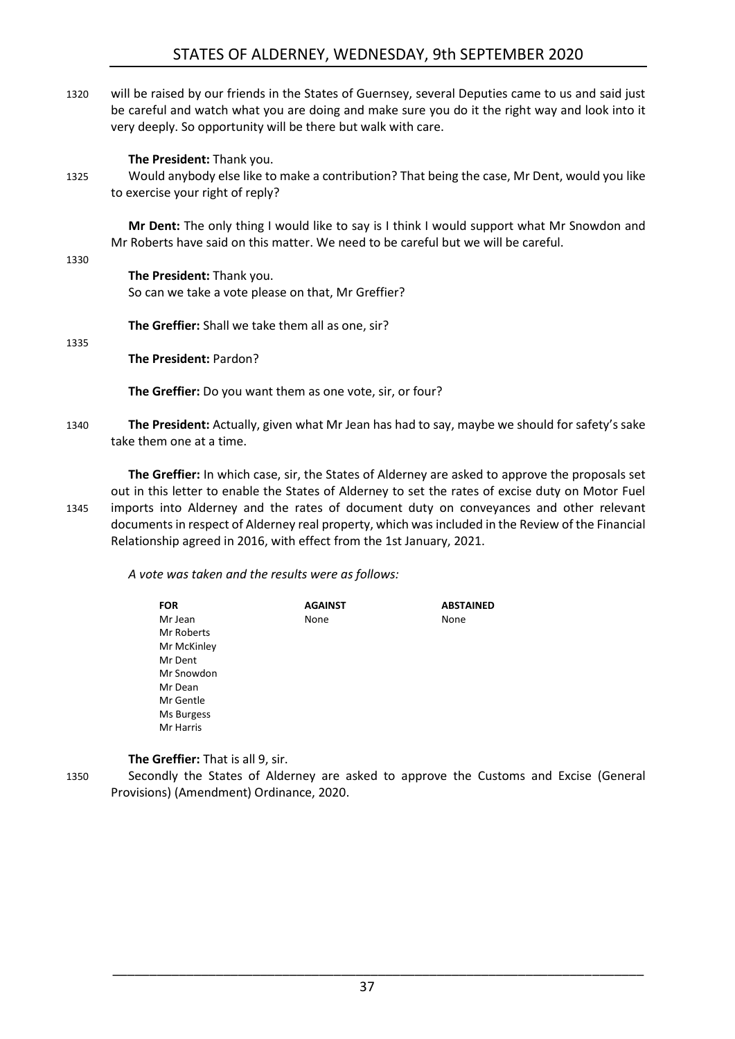1320 will be raised by our friends in the States of Guernsey, several Deputies came to us and said just be careful and watch what you are doing and make sure you do it the right way and look into it very deeply. So opportunity will be there but walk with care.

**The President:** Thank you.

1325 Would anybody else like to make a contribution? That being the case, Mr Dent, would you like to exercise your right of reply?

**Mr Dent:** The only thing I would like to say is I think I would support what Mr Snowdon and Mr Roberts have said on this matter. We need to be careful but we will be careful.

1330

**The President:** Thank you.
So can we take a vote please on that, Mr Greffier?

**The Greffier:** Shall we take them all as one, sir?

1335

**The President:** Pardon?

**The Greffier:** Do you want them as one vote, sir, or four?

1340 **The President:** Actually, given what Mr Jean has had to say, maybe we should for safety's sake take them one at a time.

**The Greffier:** In which case, sir, the States of Alderney are asked to approve the proposals set out in this letter to enable the States of Alderney to set the rates of excise duty on Motor Fuel 1345 imports into Alderney and the rates of document duty on conveyances and other relevant documents in respect of Alderney real property, which was included in the Review of the Financial Relationship agreed in 2016, with effect from the 1st January, 2021.

*A vote was taken and the results were as follows:*

| FOR | AGAINST | ABSTAINED |
|---|---|---|
| Mr Jean | None | None |
| Mr Roberts | | |
| Mr McKinley | | |
| Mr Dent | | |
| Mr Snowdon | | |
| Mr Dean | | |
| Mr Gentle | | |
| Ms Burgess | | |
| Mr Harris | | |

**The Greffier:** That is all 9, sir.

1350 Secondly the States of Alderney are asked to approve the Customs and Excise (General Provisions) (Amendment) Ordinance, 2020.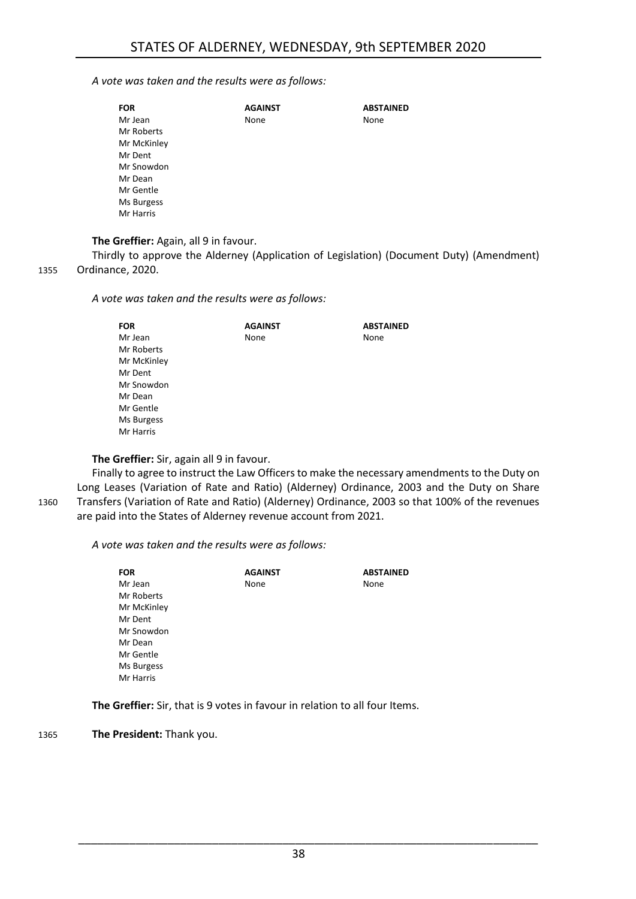*A vote was taken and the results were as follows:*

| FOR | AGAINST | ABSTAINED |
|---|---|---|
| Mr Jean | None | None |
| Mr Roberts | | |
| Mr McKinley | | |
| Mr Dent | | |
| Mr Snowdon | | |
| Mr Dean | | |
| Mr Gentle | | |
| Ms Burgess | | |
| Mr Harris | | |

**The Greffier:** Again, all 9 in favour.

Thirdly to approve the Alderney (Application of Legislation) (Document Duty) (Amendment) Ordinance, 2020.

*A vote was taken and the results were as follows:*

| FOR | AGAINST | ABSTAINED |
|---|---|---|
| Mr Jean | None | None |
| Mr Roberts | | |
| Mr McKinley | | |
| Mr Dent | | |
| Mr Snowdon | | |
| Mr Dean | | |
| Mr Gentle | | |
| Ms Burgess | | |
| Mr Harris | | |

**The Greffier:** Sir, again all 9 in favour.

Finally to agree to instruct the Law Officers to make the necessary amendments to the Duty on Long Leases (Variation of Rate and Ratio) (Alderney) Ordinance, 2003 and the Duty on Share Transfers (Variation of Rate and Ratio) (Alderney) Ordinance, 2003 so that 100% of the revenues are paid into the States of Alderney revenue account from 2021.

*A vote was taken and the results were as follows:*

| FOR | AGAINST | ABSTAINED |
|---|---|---|
| Mr Jean | None | None |
| Mr Roberts | | |
| Mr McKinley | | |
| Mr Dent | | |
| Mr Snowdon | | |
| Mr Dean | | |
| Mr Gentle | | |
| Ms Burgess | | |
| Mr Harris | | |

**The Greffier:** Sir, that is 9 votes in favour in relation to all four Items.

**The President:** Thank you.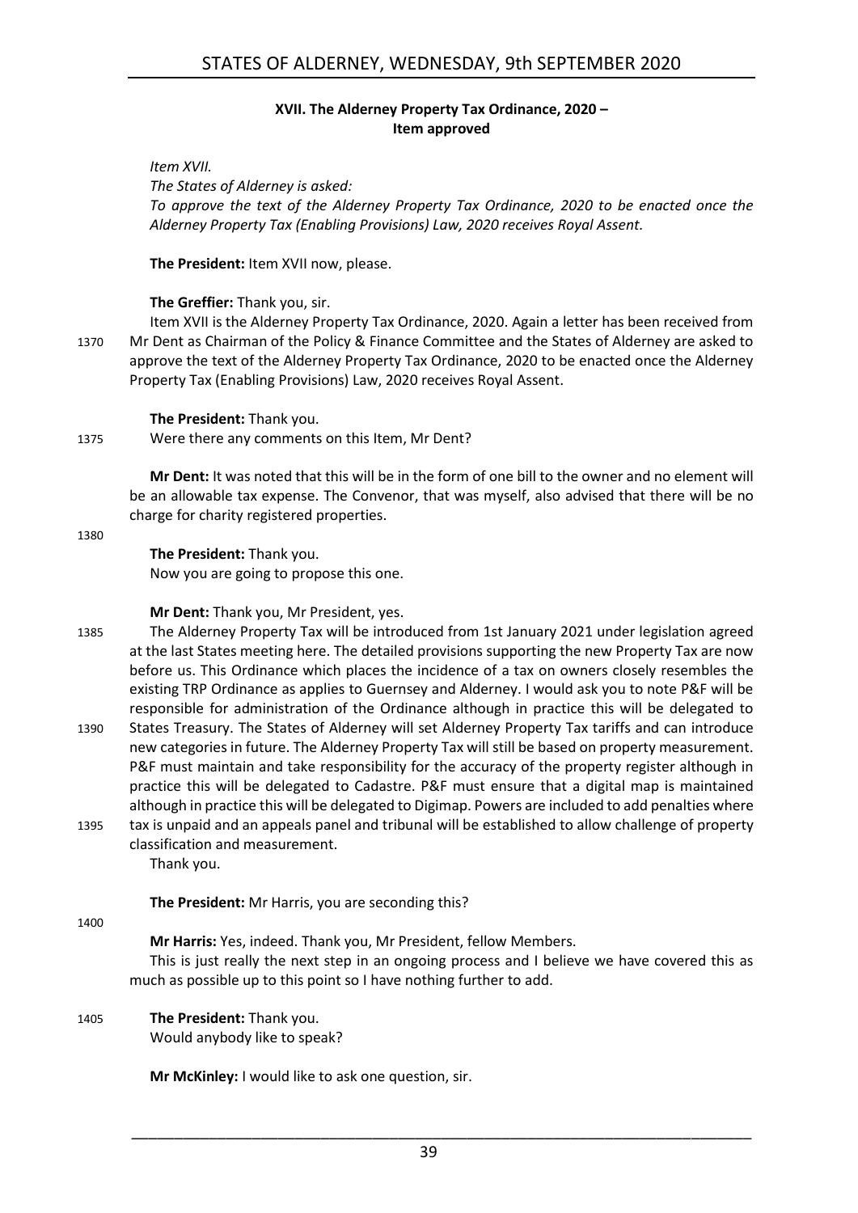### XVII. The Alderney Property Tax Ordinance, 2020 – Item approved

*Item XVII.*

*The States of Alderney is asked:*

*To approve the text of the Alderney Property Tax Ordinance, 2020 to be enacted once the Alderney Property Tax (Enabling Provisions) Law, 2020 receives Royal Assent.*

**The President:** Item XVII now, please.

**The Greffier:** Thank you, sir.

Item XVII is the Alderney Property Tax Ordinance, 2020. Again a letter has been received from Mr Dent as Chairman of the Policy & Finance Committee and the States of Alderney are asked to approve the text of the Alderney Property Tax Ordinance, 2020 to be enacted once the Alderney Property Tax (Enabling Provisions) Law, 2020 receives Royal Assent.

**The President:** Thank you.

Were there any comments on this Item, Mr Dent?

**Mr Dent:** It was noted that this will be in the form of one bill to the owner and no element will be an allowable tax expense. The Convenor, that was myself, also advised that there will be no charge for charity registered properties.

**The President:** Thank you.

Now you are going to propose this one.

**Mr Dent:** Thank you, Mr President, yes.

The Alderney Property Tax will be introduced from 1st January 2021 under legislation agreed at the last States meeting here. The detailed provisions supporting the new Property Tax are now before us. This Ordinance which places the incidence of a tax on owners closely resembles the existing TRP Ordinance as applies to Guernsey and Alderney. I would ask you to note P&F will be responsible for administration of the Ordinance although in practice this will be delegated to States Treasury. The States of Alderney will set Alderney Property Tax tariffs and can introduce new categories in future. The Alderney Property Tax will still be based on property measurement. P&F must maintain and take responsibility for the accuracy of the property register although in practice this will be delegated to Cadastre. P&F must ensure that a digital map is maintained although in practice this will be delegated to Digimap. Powers are included to add penalties where tax is unpaid and an appeals panel and tribunal will be established to allow challenge of property classification and measurement.

Thank you.

**The President:** Mr Harris, you are seconding this?

**Mr Harris:** Yes, indeed. Thank you, Mr President, fellow Members.

This is just really the next step in an ongoing process and I believe we have covered this as much as possible up to this point so I have nothing further to add.

**The President:** Thank you.

Would anybody like to speak?

**Mr McKinley:** I would like to ask one question, sir.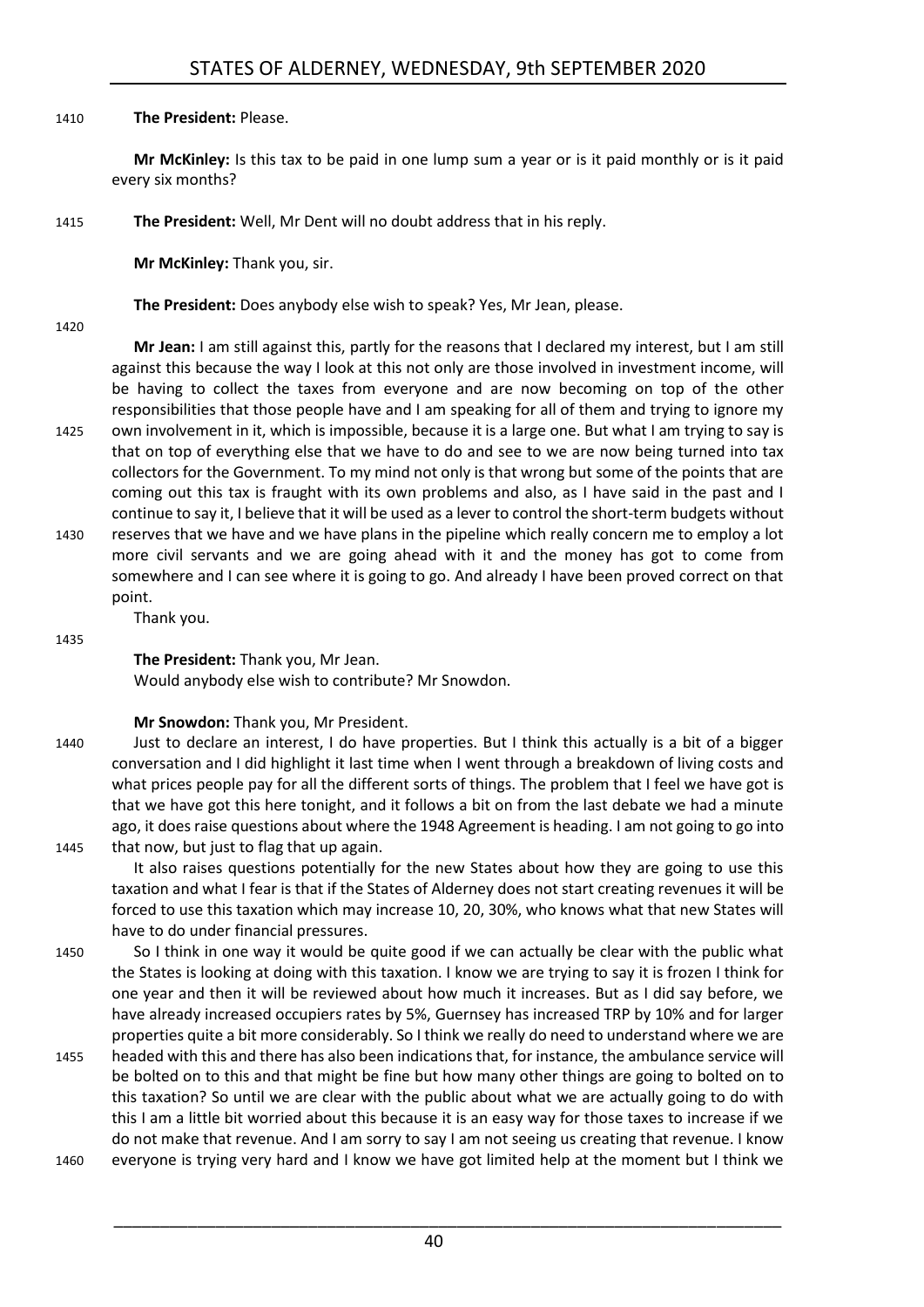**The President:** Please.

**Mr McKinley:** Is this tax to be paid in one lump sum a year or is it paid monthly or is it paid every six months?

**The President:** Well, Mr Dent will no doubt address that in his reply.

**Mr McKinley:** Thank you, sir.

**The President:** Does anybody else wish to speak? Yes, Mr Jean, please.

**Mr Jean:** I am still against this, partly for the reasons that I declared my interest, but I am still against this because the way I look at this not only are those involved in investment income, will be having to collect the taxes from everyone and are now becoming on top of the other responsibilities that those people have and I am speaking for all of them and trying to ignore my own involvement in it, which is impossible, because it is a large one. But what I am trying to say is that on top of everything else that we have to do and see to we are now being turned into tax collectors for the Government. To my mind not only is that wrong but some of the points that are coming out this tax is fraught with its own problems and also, as I have said in the past and I continue to say it, I believe that it will be used as a lever to control the short-term budgets without reserves that we have and we have plans in the pipeline which really concern me to employ a lot more civil servants and we are going ahead with it and the money has got to come from somewhere and I can see where it is going to go. And already I have been proved correct on that point.

Thank you.

**The President:** Thank you, Mr Jean.

Would anybody else wish to contribute? Mr Snowdon.

**Mr Snowdon:** Thank you, Mr President.

Just to declare an interest, I do have properties. But I think this actually is a bit of a bigger conversation and I did highlight it last time when I went through a breakdown of living costs and what prices people pay for all the different sorts of things. The problem that I feel we have got is that we have got this here tonight, and it follows a bit on from the last debate we had a minute ago, it does raise questions about where the 1948 Agreement is heading. I am not going to go into that now, but just to flag that up again.

It also raises questions potentially for the new States about how they are going to use this taxation and what I fear is that if the States of Alderney does not start creating revenues it will be forced to use this taxation which may increase 10, 20, 30%, who knows what that new States will have to do under financial pressures.

So I think in one way it would be quite good if we can actually be clear with the public what the States is looking at doing with this taxation. I know we are trying to say it is frozen I think for one year and then it will be reviewed about how much it increases. But as I did say before, we have already increased occupiers rates by 5%, Guernsey has increased TRP by 10% and for larger properties quite a bit more considerably. So I think we really do need to understand where we are headed with this and there has also been indications that, for instance, the ambulance service will be bolted on to this and that might be fine but how many other things are going to bolted on to this taxation? So until we are clear with the public about what we are actually going to do with this I am a little bit worried about this because it is an easy way for those taxes to increase if we do not make that revenue. And I am sorry to say I am not seeing us creating that revenue. I know everyone is trying very hard and I know we have got limited help at the moment but I think we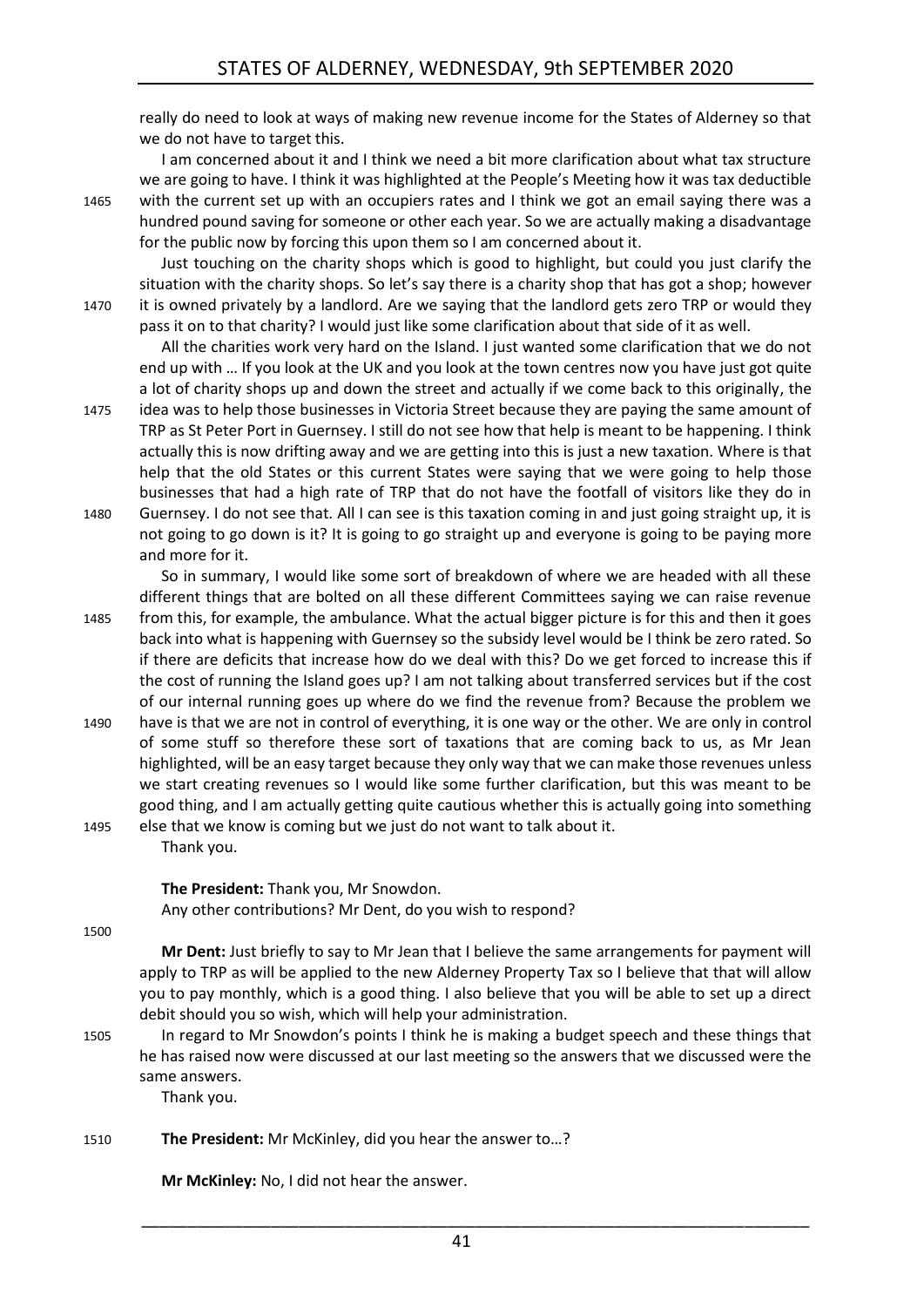really do need to look at ways of making new revenue income for the States of Alderney so that we do not have to target this.

I am concerned about it and I think we need a bit more clarification about what tax structure we are going to have. I think it was highlighted at the People's Meeting how it was tax deductible with the current set up with an occupiers rates and I think we got an email saying there was a hundred pound saving for someone or other each year. So we are actually making a disadvantage for the public now by forcing this upon them so I am concerned about it.

Just touching on the charity shops which is good to highlight, but could you just clarify the situation with the charity shops. So let's say there is a charity shop that has got a shop; however it is owned privately by a landlord. Are we saying that the landlord gets zero TRP or would they pass it on to that charity? I would just like some clarification about that side of it as well.

All the charities work very hard on the Island. I just wanted some clarification that we do not end up with … If you look at the UK and you look at the town centres now you have just got quite a lot of charity shops up and down the street and actually if we come back to this originally, the idea was to help those businesses in Victoria Street because they are paying the same amount of TRP as St Peter Port in Guernsey. I still do not see how that help is meant to be happening. I think actually this is now drifting away and we are getting into this is just a new taxation. Where is that help that the old States or this current States were saying that we were going to help those businesses that had a high rate of TRP that do not have the footfall of visitors like they do in Guernsey. I do not see that. All I can see is this taxation coming in and just going straight up, it is not going to go down is it? It is going to go straight up and everyone is going to be paying more and more for it.

So in summary, I would like some sort of breakdown of where we are headed with all these different things that are bolted on all these different Committees saying we can raise revenue from this, for example, the ambulance. What the actual bigger picture is for this and then it goes back into what is happening with Guernsey so the subsidy level would be I think be zero rated. So if there are deficits that increase how do we deal with this? Do we get forced to increase this if the cost of running the Island goes up? I am not talking about transferred services but if the cost of our internal running goes up where do we find the revenue from? Because the problem we have is that we are not in control of everything, it is one way or the other. We are only in control of some stuff so therefore these sort of taxations that are coming back to us, as Mr Jean highlighted, will be an easy target because they only way that we can make those revenues unless we start creating revenues so I would like some further clarification, but this was meant to be good thing, and I am actually getting quite cautious whether this is actually going into something else that we know is coming but we just do not want to talk about it.

Thank you.

**The President:** Thank you, Mr Snowdon.

Any other contributions? Mr Dent, do you wish to respond?

**Mr Dent:** Just briefly to say to Mr Jean that I believe the same arrangements for payment will apply to TRP as will be applied to the new Alderney Property Tax so I believe that that will allow you to pay monthly, which is a good thing. I also believe that you will be able to set up a direct debit should you so wish, which will help your administration.

In regard to Mr Snowdon's points I think he is making a budget speech and these things that he has raised now were discussed at our last meeting so the answers that we discussed were the same answers.

Thank you.

**The President:** Mr McKinley, did you hear the answer to…?

**Mr McKinley:** No, I did not hear the answer.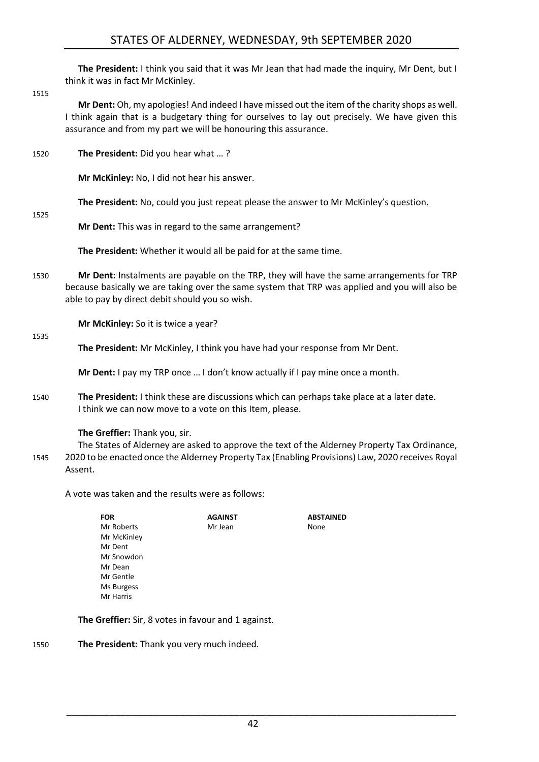**The President:** I think you said that it was Mr Jean that had made the inquiry, Mr Dent, but I think it was in fact Mr McKinley.

**Mr Dent:** Oh, my apologies! And indeed I have missed out the item of the charity shops as well. I think again that is a budgetary thing for ourselves to lay out precisely. We have given this assurance and from my part we will be honouring this assurance.

**The President:** Did you hear what … ?

**Mr McKinley:** No, I did not hear his answer.

**The President:** No, could you just repeat please the answer to Mr McKinley's question.

**Mr Dent:** This was in regard to the same arrangement?

**The President:** Whether it would all be paid for at the same time.

**Mr Dent:** Instalments are payable on the TRP, they will have the same arrangements for TRP because basically we are taking over the same system that TRP was applied and you will also be able to pay by direct debit should you so wish.

**Mr McKinley:** So it is twice a year?

**The President:** Mr McKinley, I think you have had your response from Mr Dent.

**Mr Dent:** I pay my TRP once … I don't know actually if I pay mine once a month.

**The President:** I think these are discussions which can perhaps take place at a later date. I think we can now move to a vote on this Item, please.

**The Greffier:** Thank you, sir.

The States of Alderney are asked to approve the text of the Alderney Property Tax Ordinance, 2020 to be enacted once the Alderney Property Tax (Enabling Provisions) Law, 2020 receives Royal Assent.

A vote was taken and the results were as follows:

| FOR | AGAINST | ABSTAINED |
|---|---|---|
| Mr Roberts | Mr Jean | None |
| Mr McKinley | | |
| Mr Dent | | |
| Mr Snowdon | | |
| Mr Dean | | |
| Mr Gentle | | |
| Ms Burgess | | |
| Mr Harris | | |

**The Greffier:** Sir, 8 votes in favour and 1 against.

**The President:** Thank you very much indeed.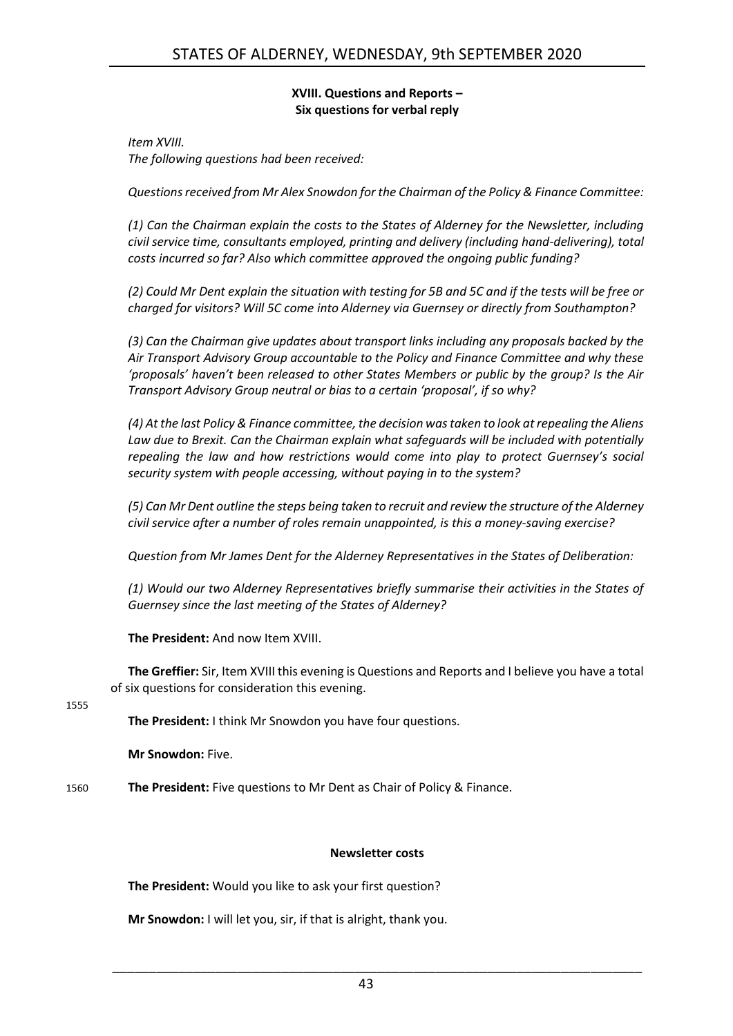## XVIII. Questions and Reports – Six questions for verbal reply

*Item XVIII.*
*The following questions had been received:*

*Questions received from Mr Alex Snowdon for the Chairman of the Policy & Finance Committee:*

*(1) Can the Chairman explain the costs to the States of Alderney for the Newsletter, including civil service time, consultants employed, printing and delivery (including hand-delivering), total costs incurred so far? Also which committee approved the ongoing public funding?*

*(2) Could Mr Dent explain the situation with testing for 5B and 5C and if the tests will be free or charged for visitors? Will 5C come into Alderney via Guernsey or directly from Southampton?*

*(3) Can the Chairman give updates about transport links including any proposals backed by the Air Transport Advisory Group accountable to the Policy and Finance Committee and why these 'proposals' haven't been released to other States Members or public by the group? Is the Air Transport Advisory Group neutral or bias to a certain 'proposal', if so why?*

*(4) At the last Policy & Finance committee, the decision was taken to look at repealing the Aliens Law due to Brexit. Can the Chairman explain what safeguards will be included with potentially repealing the law and how restrictions would come into play to protect Guernsey's social security system with people accessing, without paying in to the system?*

*(5) Can Mr Dent outline the steps being taken to recruit and review the structure of the Alderney civil service after a number of roles remain unappointed, is this a money-saving exercise?*

*Question from Mr James Dent for the Alderney Representatives in the States of Deliberation:*

*(1) Would our two Alderney Representatives briefly summarise their activities in the States of Guernsey since the last meeting of the States of Alderney?*

**The President:** And now Item XVIII.

**The Greffier:** Sir, Item XVIII this evening is Questions and Reports and I believe you have a total of six questions for consideration this evening.

1555

**The President:** I think Mr Snowdon you have four questions.

**Mr Snowdon:** Five.

1560 **The President:** Five questions to Mr Dent as Chair of Policy & Finance.

### Newsletter costs

**The President:** Would you like to ask your first question?

**Mr Snowdon:** I will let you, sir, if that is alright, thank you.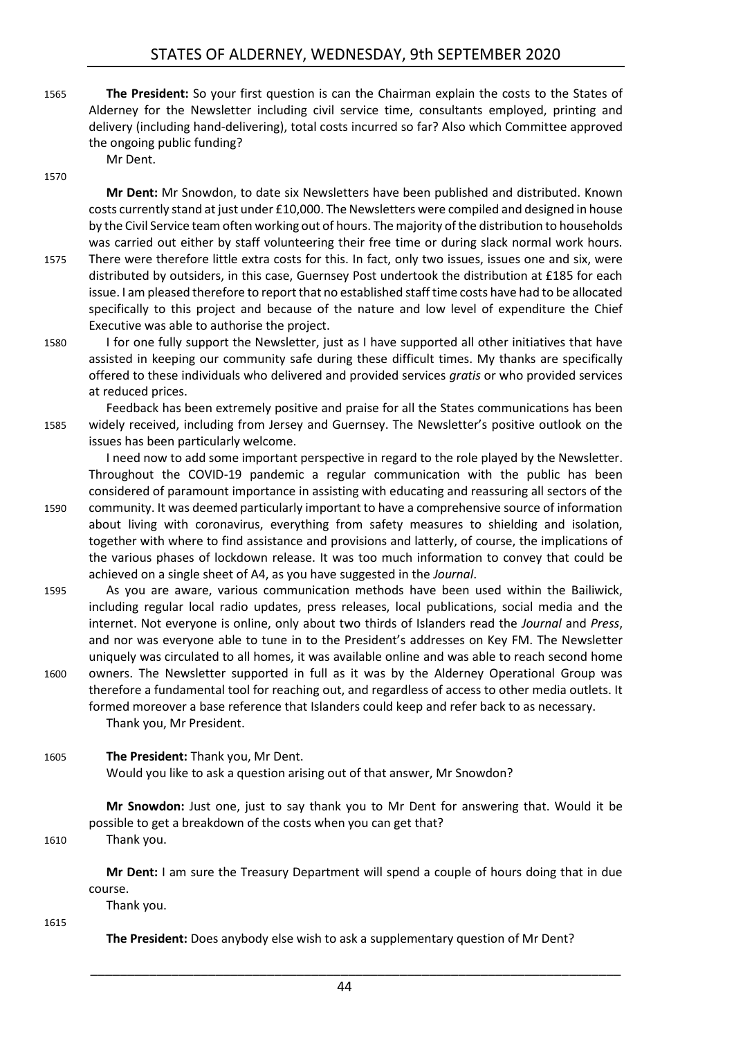**The President:** So your first question is can the Chairman explain the costs to the States of Alderney for the Newsletter including civil service time, consultants employed, printing and delivery (including hand-delivering), total costs incurred so far? Also which Committee approved the ongoing public funding?

Mr Dent.

**Mr Dent:** Mr Snowdon, to date six Newsletters have been published and distributed. Known costs currently stand at just under £10,000. The Newsletters were compiled and designed in house by the Civil Service team often working out of hours. The majority of the distribution to households was carried out either by staff volunteering their free time or during slack normal work hours. There were therefore little extra costs for this. In fact, only two issues, issues one and six, were distributed by outsiders, in this case, Guernsey Post undertook the distribution at £185 for each issue. I am pleased therefore to report that no established staff time costs have had to be allocated specifically to this project and because of the nature and low level of expenditure the Chief Executive was able to authorise the project.

I for one fully support the Newsletter, just as I have supported all other initiatives that have assisted in keeping our community safe during these difficult times. My thanks are specifically offered to these individuals who delivered and provided services *gratis* or who provided services at reduced prices.

Feedback has been extremely positive and praise for all the States communications has been widely received, including from Jersey and Guernsey. The Newsletter's positive outlook on the issues has been particularly welcome.

I need now to add some important perspective in regard to the role played by the Newsletter. Throughout the COVID-19 pandemic a regular communication with the public has been considered of paramount importance in assisting with educating and reassuring all sectors of the community. It was deemed particularly important to have a comprehensive source of information about living with coronavirus, everything from safety measures to shielding and isolation, together with where to find assistance and provisions and latterly, of course, the implications of the various phases of lockdown release. It was too much information to convey that could be achieved on a single sheet of A4, as you have suggested in the *Journal*.

As you are aware, various communication methods have been used within the Bailiwick, including regular local radio updates, press releases, local publications, social media and the internet. Not everyone is online, only about two thirds of Islanders read the *Journal* and *Press*, and nor was everyone able to tune in to the President's addresses on Key FM. The Newsletter uniquely was circulated to all homes, it was available online and was able to reach second home owners. The Newsletter supported in full as it was by the Alderney Operational Group was therefore a fundamental tool for reaching out, and regardless of access to other media outlets. It formed moreover a base reference that Islanders could keep and refer back to as necessary.

Thank you, Mr President.

**The President:** Thank you, Mr Dent.

Would you like to ask a question arising out of that answer, Mr Snowdon?

**Mr Snowdon:** Just one, just to say thank you to Mr Dent for answering that. Would it be possible to get a breakdown of the costs when you can get that?

Thank you.

**Mr Dent:** I am sure the Treasury Department will spend a couple of hours doing that in due course.

Thank you.

**The President:** Does anybody else wish to ask a supplementary question of Mr Dent?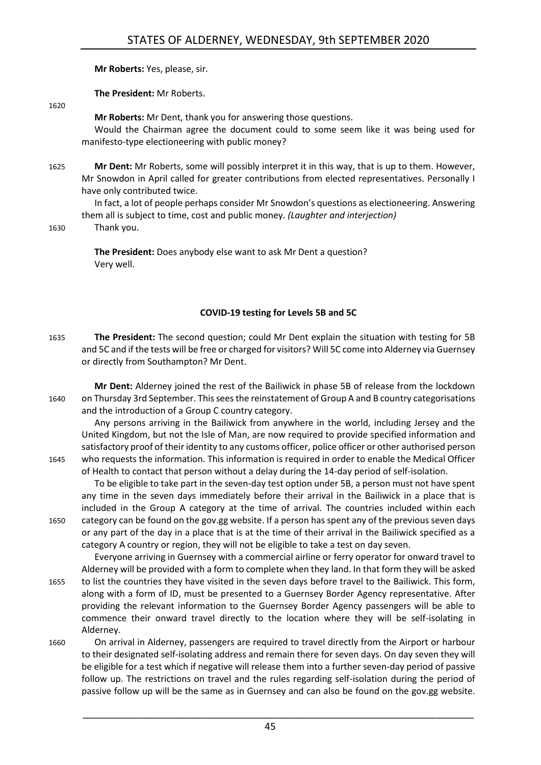**Mr Roberts:** Yes, please, sir.

**The President:** Mr Roberts.

1620

**Mr Roberts:** Mr Dent, thank you for answering those questions.

Would the Chairman agree the document could to some seem like it was being used for manifesto-type electioneering with public money?

1625 **Mr Dent:** Mr Roberts, some will possibly interpret it in this way, that is up to them. However, Mr Snowdon in April called for greater contributions from elected representatives. Personally I have only contributed twice.

In fact, a lot of people perhaps consider Mr Snowdon's questions as electioneering. Answering them all is subject to time, cost and public money. *(Laughter and interjection)*

1630 Thank you.

**The President:** Does anybody else want to ask Mr Dent a question?
Very well.

### COVID-19 testing for Levels 5B and 5C

1635 **The President:** The second question; could Mr Dent explain the situation with testing for 5B and 5C and if the tests will be free or charged for visitors? Will 5C come into Alderney via Guernsey or directly from Southampton? Mr Dent.

**Mr Dent:** Alderney joined the rest of the Bailiwick in phase 5B of release from the lockdown 1640 on Thursday 3rd September. This sees the reinstatement of Group A and B country categorisations and the introduction of a Group C country category.

Any persons arriving in the Bailiwick from anywhere in the world, including Jersey and the United Kingdom, but not the Isle of Man, are now required to provide specified information and satisfactory proof of their identity to any customs officer, police officer or other authorised person 1645 who requests the information. This information is required in order to enable the Medical Officer of Health to contact that person without a delay during the 14-day period of self-isolation.

To be eligible to take part in the seven-day test option under 5B, a person must not have spent any time in the seven days immediately before their arrival in the Bailiwick in a place that is included in the Group A category at the time of arrival. The countries included within each 1650 category can be found on the gov.gg website. If a person has spent any of the previous seven days or any part of the day in a place that is at the time of their arrival in the Bailiwick specified as a category A country or region, they will not be eligible to take a test on day seven.

Everyone arriving in Guernsey with a commercial airline or ferry operator for onward travel to Alderney will be provided with a form to complete when they land. In that form they will be asked 1655 to list the countries they have visited in the seven days before travel to the Bailiwick. This form, along with a form of ID, must be presented to a Guernsey Border Agency representative. After providing the relevant information to the Guernsey Border Agency passengers will be able to commence their onward travel directly to the location where they will be self-isolating in Alderney.

1660 On arrival in Alderney, passengers are required to travel directly from the Airport or harbour to their designated self-isolating address and remain there for seven days. On day seven they will be eligible for a test which if negative will release them into a further seven-day period of passive follow up. The restrictions on travel and the rules regarding self-isolation during the period of passive follow up will be the same as in Guernsey and can also be found on the gov.gg website.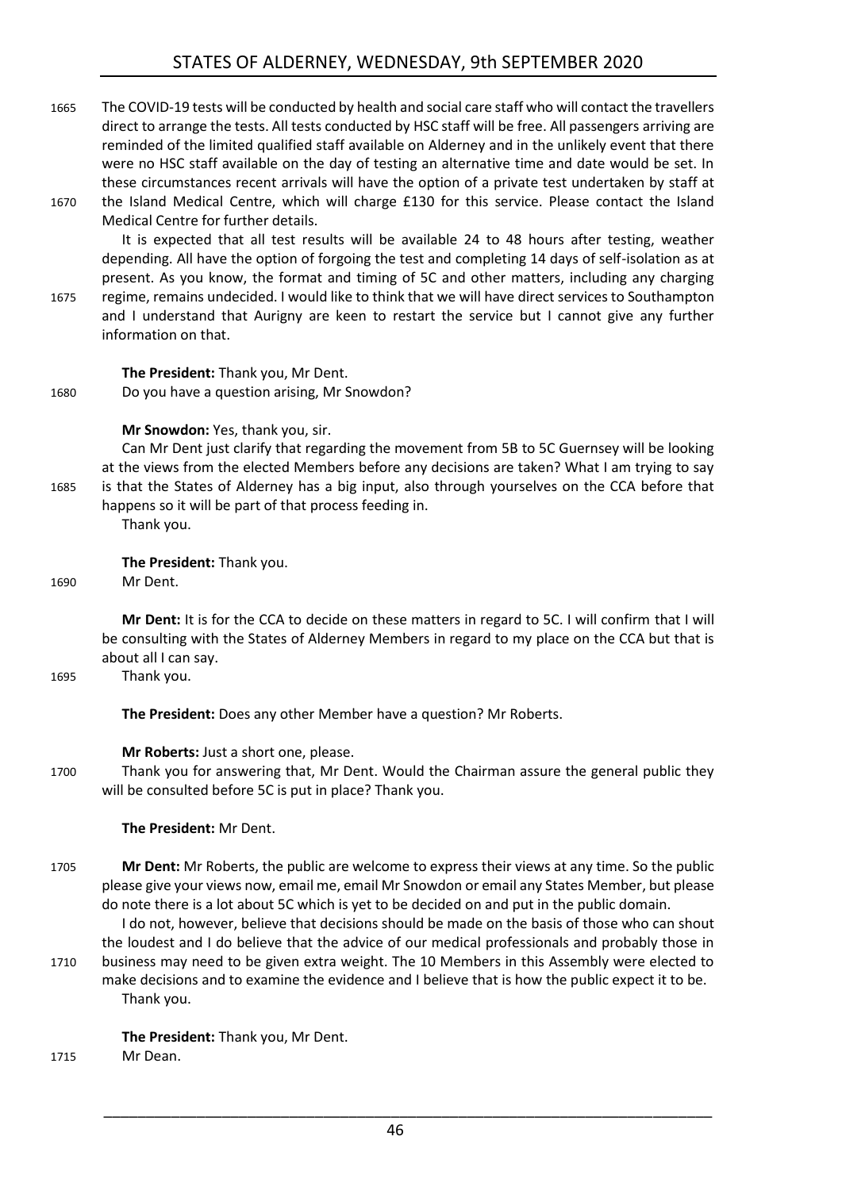The COVID-19 tests will be conducted by health and social care staff who will contact the travellers direct to arrange the tests. All tests conducted by HSC staff will be free. All passengers arriving are reminded of the limited qualified staff available on Alderney and in the unlikely event that there were no HSC staff available on the day of testing an alternative time and date would be set. In these circumstances recent arrivals will have the option of a private test undertaken by staff at the Island Medical Centre, which will charge £130 for this service. Please contact the Island Medical Centre for further details.

It is expected that all test results will be available 24 to 48 hours after testing, weather depending. All have the option of forgoing the test and completing 14 days of self-isolation as at present. As you know, the format and timing of 5C and other matters, including any charging regime, remains undecided. I would like to think that we will have direct services to Southampton and I understand that Aurigny are keen to restart the service but I cannot give any further information on that.

**The President:** Thank you, Mr Dent.

Do you have a question arising, Mr Snowdon?

**Mr Snowdon:** Yes, thank you, sir.

Can Mr Dent just clarify that regarding the movement from 5B to 5C Guernsey will be looking at the views from the elected Members before any decisions are taken? What I am trying to say is that the States of Alderney has a big input, also through yourselves on the CCA before that happens so it will be part of that process feeding in.

Thank you.

**The President:** Thank you.

Mr Dent.

**Mr Dent:** It is for the CCA to decide on these matters in regard to 5C. I will confirm that I will be consulting with the States of Alderney Members in regard to my place on the CCA but that is about all I can say.

Thank you.

**The President:** Does any other Member have a question? Mr Roberts.

**Mr Roberts:** Just a short one, please.

Thank you for answering that, Mr Dent. Would the Chairman assure the general public they will be consulted before 5C is put in place? Thank you.

**The President:** Mr Dent.

**Mr Dent:** Mr Roberts, the public are welcome to express their views at any time. So the public please give your views now, email me, email Mr Snowdon or email any States Member, but please do note there is a lot about 5C which is yet to be decided on and put in the public domain.

I do not, however, believe that decisions should be made on the basis of those who can shout the loudest and I do believe that the advice of our medical professionals and probably those in business may need to be given extra weight. The 10 Members in this Assembly were elected to make decisions and to examine the evidence and I believe that is how the public expect it to be.

Thank you.

**The President:** Thank you, Mr Dent.

Mr Dean.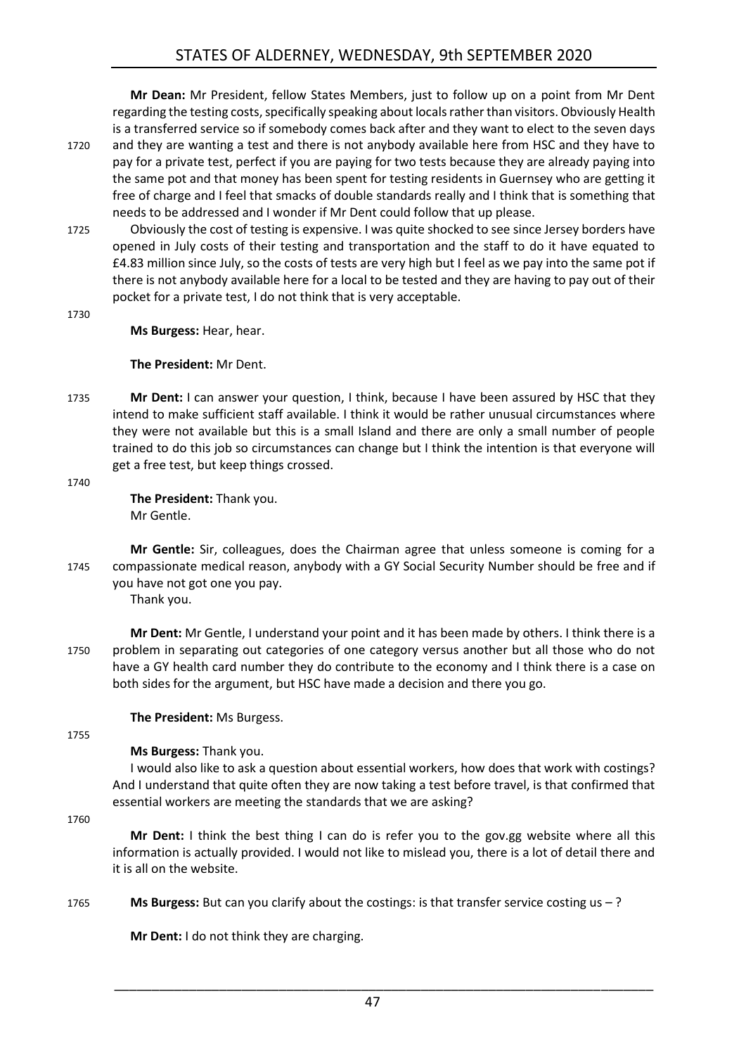**Mr Dean:** Mr President, fellow States Members, just to follow up on a point from Mr Dent regarding the testing costs, specifically speaking about locals rather than visitors. Obviously Health is a transferred service so if somebody comes back after and they want to elect to the seven days and they are wanting a test and there is not anybody available here from HSC and they have to pay for a private test, perfect if you are paying for two tests because they are already paying into the same pot and that money has been spent for testing residents in Guernsey who are getting it free of charge and I feel that smacks of double standards really and I think that is something that needs to be addressed and I wonder if Mr Dent could follow that up please.

Obviously the cost of testing is expensive. I was quite shocked to see since Jersey borders have opened in July costs of their testing and transportation and the staff to do it have equated to £4.83 million since July, so the costs of tests are very high but I feel as we pay into the same pot if there is not anybody available here for a local to be tested and they are having to pay out of their pocket for a private test, I do not think that is very acceptable.

**Ms Burgess:** Hear, hear.

**The President:** Mr Dent.

**Mr Dent:** I can answer your question, I think, because I have been assured by HSC that they intend to make sufficient staff available. I think it would be rather unusual circumstances where they were not available but this is a small Island and there are only a small number of people trained to do this job so circumstances can change but I think the intention is that everyone will get a free test, but keep things crossed.

**The President:** Thank you.
Mr Gentle.

**Mr Gentle:** Sir, colleagues, does the Chairman agree that unless someone is coming for a compassionate medical reason, anybody with a GY Social Security Number should be free and if you have not got one you pay.
Thank you.

**Mr Dent:** Mr Gentle, I understand your point and it has been made by others. I think there is a problem in separating out categories of one category versus another but all those who do not have a GY health card number they do contribute to the economy and I think there is a case on both sides for the argument, but HSC have made a decision and there you go.

**The President:** Ms Burgess.

**Ms Burgess:** Thank you.
I would also like to ask a question about essential workers, how does that work with costings? And I understand that quite often they are now taking a test before travel, is that confirmed that essential workers are meeting the standards that we are asking?

**Mr Dent:** I think the best thing I can do is refer you to the gov.gg website where all this information is actually provided. I would not like to mislead you, there is a lot of detail there and it is all on the website.

**Ms Burgess:** But can you clarify about the costings: is that transfer service costing us – ?

**Mr Dent:** I do not think they are charging.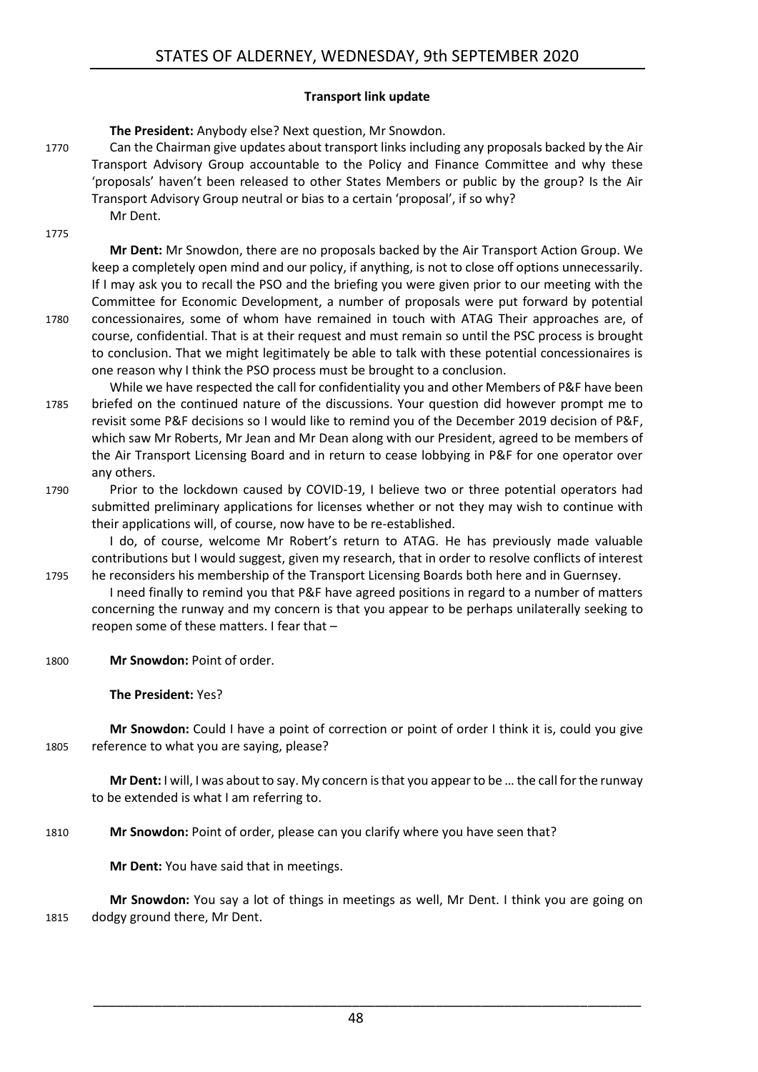### Transport link update

**The President:** Anybody else? Next question, Mr Snowdon.

Can the Chairman give updates about transport links including any proposals backed by the Air Transport Advisory Group accountable to the Policy and Finance Committee and why these 'proposals' haven't been released to other States Members or public by the group? Is the Air Transport Advisory Group neutral or bias to a certain 'proposal', if so why?

Mr Dent.

**Mr Dent:** Mr Snowdon, there are no proposals backed by the Air Transport Action Group. We keep a completely open mind and our policy, if anything, is not to close off options unnecessarily. If I may ask you to recall the PSO and the briefing you were given prior to our meeting with the Committee for Economic Development, a number of proposals were put forward by potential concessionaires, some of whom have remained in touch with ATAG Their approaches are, of course, confidential. That is at their request and must remain so until the PSC process is brought to conclusion. That we might legitimately be able to talk with these potential concessionaires is one reason why I think the PSO process must be brought to a conclusion.

While we have respected the call for confidentiality you and other Members of P&F have been briefed on the continued nature of the discussions. Your question did however prompt me to revisit some P&F decisions so I would like to remind you of the December 2019 decision of P&F, which saw Mr Roberts, Mr Jean and Mr Dean along with our President, agreed to be members of the Air Transport Licensing Board and in return to cease lobbying in P&F for one operator over any others.

Prior to the lockdown caused by COVID-19, I believe two or three potential operators had submitted preliminary applications for licenses whether or not they may wish to continue with their applications will, of course, now have to be re-established.

I do, of course, welcome Mr Robert's return to ATAG. He has previously made valuable contributions but I would suggest, given my research, that in order to resolve conflicts of interest he reconsiders his membership of the Transport Licensing Boards both here and in Guernsey.

I need finally to remind you that P&F have agreed positions in regard to a number of matters concerning the runway and my concern is that you appear to be perhaps unilaterally seeking to reopen some of these matters. I fear that –

**Mr Snowdon:** Point of order.

**The President:** Yes?

**Mr Snowdon:** Could I have a point of correction or point of order I think it is, could you give reference to what you are saying, please?

**Mr Dent:** I will, I was about to say. My concern is that you appear to be … the call for the runway to be extended is what I am referring to.

**Mr Snowdon:** Point of order, please can you clarify where you have seen that?

**Mr Dent:** You have said that in meetings.

**Mr Snowdon:** You say a lot of things in meetings as well, Mr Dent. I think you are going on dodgy ground there, Mr Dent.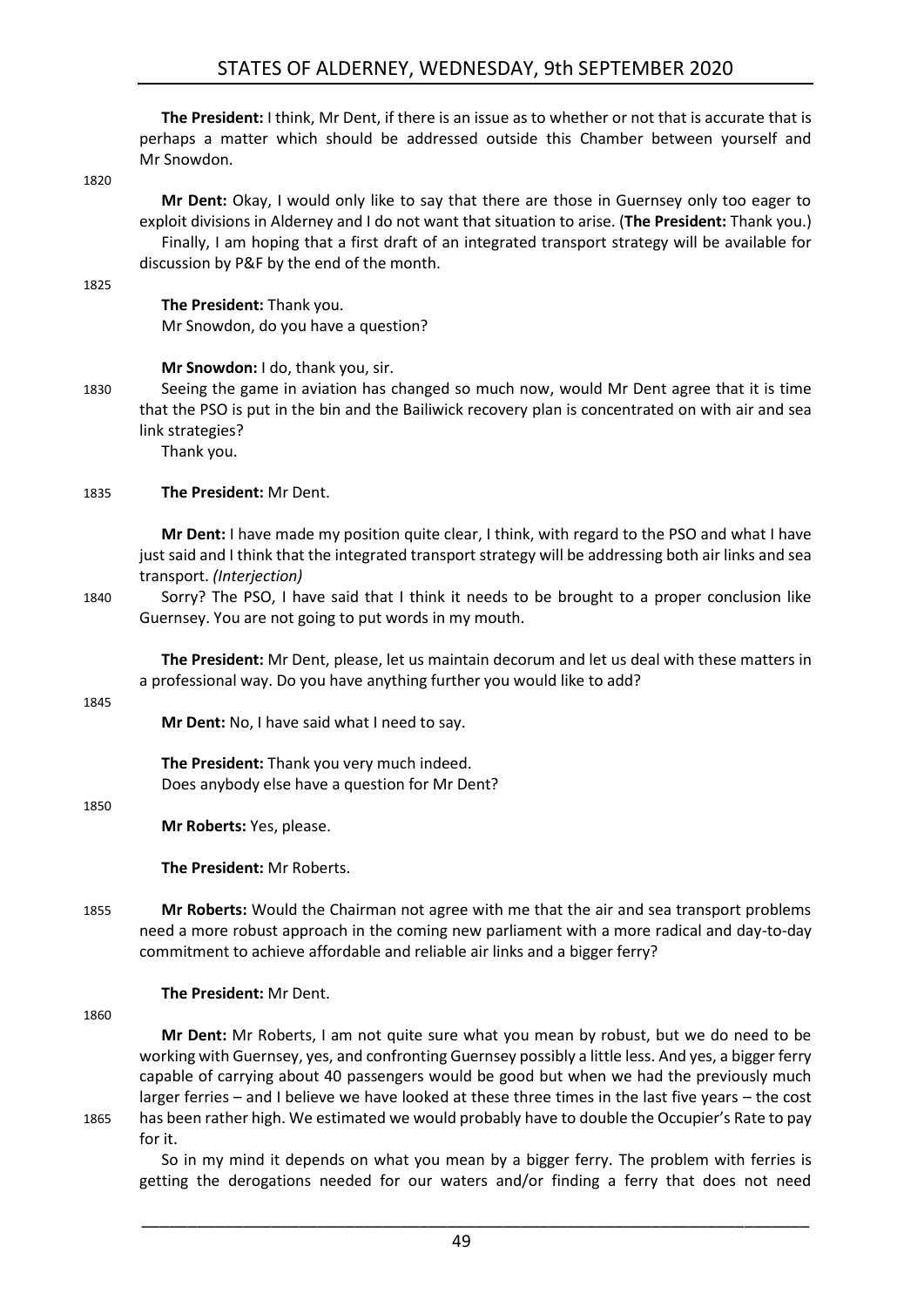**The President:** I think, Mr Dent, if there is an issue as to whether or not that is accurate that is perhaps a matter which should be addressed outside this Chamber between yourself and Mr Snowdon.

**Mr Dent:** Okay, I would only like to say that there are those in Guernsey only too eager to exploit divisions in Alderney and I do not want that situation to arise. (**The President:** Thank you.)

Finally, I am hoping that a first draft of an integrated transport strategy will be available for discussion by P&F by the end of the month.

**The President:** Thank you.

Mr Snowdon, do you have a question?

**Mr Snowdon:** I do, thank you, sir.

Seeing the game in aviation has changed so much now, would Mr Dent agree that it is time that the PSO is put in the bin and the Bailiwick recovery plan is concentrated on with air and sea link strategies?

Thank you.

**The President:** Mr Dent.

**Mr Dent:** I have made my position quite clear, I think, with regard to the PSO and what I have just said and I think that the integrated transport strategy will be addressing both air links and sea transport. *(Interjection)*

Sorry? The PSO, I have said that I think it needs to be brought to a proper conclusion like Guernsey. You are not going to put words in my mouth.

**The President:** Mr Dent, please, let us maintain decorum and let us deal with these matters in a professional way. Do you have anything further you would like to add?

**Mr Dent:** No, I have said what I need to say.

**The President:** Thank you very much indeed.

Does anybody else have a question for Mr Dent?

**Mr Roberts:** Yes, please.

**The President:** Mr Roberts.

**Mr Roberts:** Would the Chairman not agree with me that the air and sea transport problems need a more robust approach in the coming new parliament with a more radical and day-to-day commitment to achieve affordable and reliable air links and a bigger ferry?

**The President:** Mr Dent.

**Mr Dent:** Mr Roberts, I am not quite sure what you mean by robust, but we do need to be working with Guernsey, yes, and confronting Guernsey possibly a little less. And yes, a bigger ferry capable of carrying about 40 passengers would be good but when we had the previously much larger ferries – and I believe we have looked at these three times in the last five years – the cost has been rather high. We estimated we would probably have to double the Occupier's Rate to pay for it.

So in my mind it depends on what you mean by a bigger ferry. The problem with ferries is getting the derogations needed for our waters and/or finding a ferry that does not need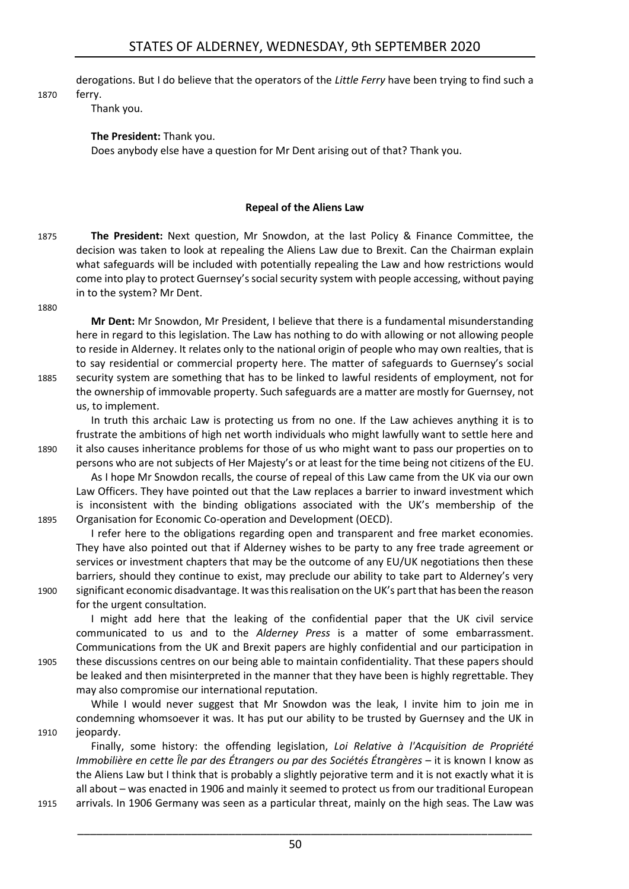derogations. But I do believe that the operators of the *Little Ferry* have been trying to find such a ferry.

Thank you.

**The President:** Thank you.

Does anybody else have a question for Mr Dent arising out of that? Thank you.

### Repeal of the Aliens Law

**The President:** Next question, Mr Snowdon, at the last Policy & Finance Committee, the decision was taken to look at repealing the Aliens Law due to Brexit. Can the Chairman explain what safeguards will be included with potentially repealing the Law and how restrictions would come into play to protect Guernsey's social security system with people accessing, without paying in to the system? Mr Dent.

**Mr Dent:** Mr Snowdon, Mr President, I believe that there is a fundamental misunderstanding here in regard to this legislation. The Law has nothing to do with allowing or not allowing people to reside in Alderney. It relates only to the national origin of people who may own realties, that is to say residential or commercial property here. The matter of safeguards to Guernsey's social security system are something that has to be linked to lawful residents of employment, not for the ownership of immovable property. Such safeguards are a matter are mostly for Guernsey, not us, to implement.

In truth this archaic Law is protecting us from no one. If the Law achieves anything it is to frustrate the ambitions of high net worth individuals who might lawfully want to settle here and it also causes inheritance problems for those of us who might want to pass our properties on to persons who are not subjects of Her Majesty's or at least for the time being not citizens of the EU.

As I hope Mr Snowdon recalls, the course of repeal of this Law came from the UK via our own Law Officers. They have pointed out that the Law replaces a barrier to inward investment which is inconsistent with the binding obligations associated with the UK's membership of the Organisation for Economic Co-operation and Development (OECD).

I refer here to the obligations regarding open and transparent and free market economies. They have also pointed out that if Alderney wishes to be party to any free trade agreement or services or investment chapters that may be the outcome of any EU/UK negotiations then these barriers, should they continue to exist, may preclude our ability to take part to Alderney's very significant economic disadvantage. It was this realisation on the UK's part that has been the reason for the urgent consultation.

I might add here that the leaking of the confidential paper that the UK civil service communicated to us and to the *Alderney Press* is a matter of some embarrassment. Communications from the UK and Brexit papers are highly confidential and our participation in these discussions centres on our being able to maintain confidentiality. That these papers should be leaked and then misinterpreted in the manner that they have been is highly regrettable. They may also compromise our international reputation.

While I would never suggest that Mr Snowdon was the leak, I invite him to join me in condemning whomsoever it was. It has put our ability to be trusted by Guernsey and the UK in jeopardy.

Finally, some history: the offending legislation, *Loi Relative à l'Acquisition de Propriété Immobilière en cette Île par des Étrangers ou par des Sociétés Étrangères* – it is known I know as the Aliens Law but I think that is probably a slightly pejorative term and it is not exactly what it is all about – was enacted in 1906 and mainly it seemed to protect us from our traditional European arrivals. In 1906 Germany was seen as a particular threat, mainly on the high seas. The Law was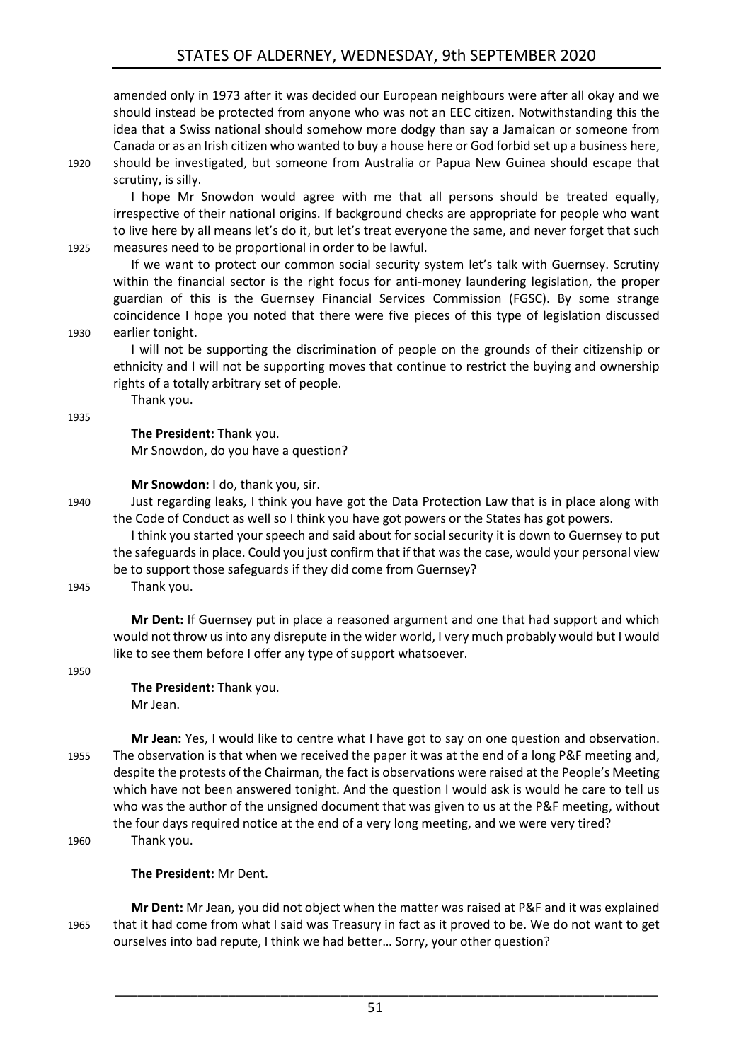amended only in 1973 after it was decided our European neighbours were after all okay and we should instead be protected from anyone who was not an EEC citizen. Notwithstanding this the idea that a Swiss national should somehow more dodgy than say a Jamaican or someone from Canada or as an Irish citizen who wanted to buy a house here or God forbid set up a business here, should be investigated, but someone from Australia or Papua New Guinea should escape that scrutiny, is silly.

I hope Mr Snowdon would agree with me that all persons should be treated equally, irrespective of their national origins. If background checks are appropriate for people who want to live here by all means let's do it, but let's treat everyone the same, and never forget that such measures need to be proportional in order to be lawful.

If we want to protect our common social security system let's talk with Guernsey. Scrutiny within the financial sector is the right focus for anti-money laundering legislation, the proper guardian of this is the Guernsey Financial Services Commission (FGSC). By some strange coincidence I hope you noted that there were five pieces of this type of legislation discussed earlier tonight.

I will not be supporting the discrimination of people on the grounds of their citizenship or ethnicity and I will not be supporting moves that continue to restrict the buying and ownership rights of a totally arbitrary set of people.

Thank you.

**The President:** Thank you.

Mr Snowdon, do you have a question?

**Mr Snowdon:** I do, thank you, sir.

Just regarding leaks, I think you have got the Data Protection Law that is in place along with the Code of Conduct as well so I think you have got powers or the States has got powers.

I think you started your speech and said about for social security it is down to Guernsey to put the safeguards in place. Could you just confirm that if that was the case, would your personal view be to support those safeguards if they did come from Guernsey?

Thank you.

**Mr Dent:** If Guernsey put in place a reasoned argument and one that had support and which would not throw us into any disrepute in the wider world, I very much probably would but I would like to see them before I offer any type of support whatsoever.

**The President:** Thank you.

Mr Jean.

**Mr Jean:** Yes, I would like to centre what I have got to say on one question and observation. The observation is that when we received the paper it was at the end of a long P&F meeting and, despite the protests of the Chairman, the fact is observations were raised at the People's Meeting which have not been answered tonight. And the question I would ask is would he care to tell us who was the author of the unsigned document that was given to us at the P&F meeting, without the four days required notice at the end of a very long meeting, and we were very tired?

Thank you.

**The President:** Mr Dent.

**Mr Dent:** Mr Jean, you did not object when the matter was raised at P&F and it was explained that it had come from what I said was Treasury in fact as it proved to be. We do not want to get ourselves into bad repute, I think we had better… Sorry, your other question?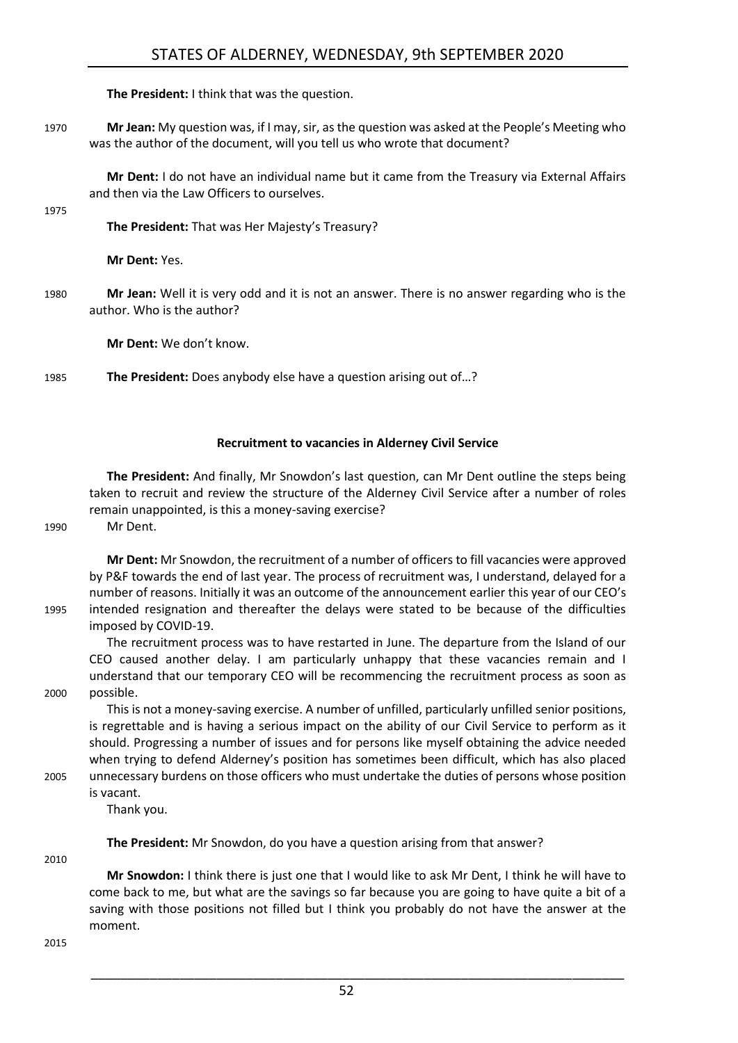**The President:** I think that was the question.

1970 **Mr Jean:** My question was, if I may, sir, as the question was asked at the People's Meeting who was the author of the document, will you tell us who wrote that document?

**Mr Dent:** I do not have an individual name but it came from the Treasury via External Affairs and then via the Law Officers to ourselves.

1975

**The President:** That was Her Majesty's Treasury?

**Mr Dent:** Yes.

1980 **Mr Jean:** Well it is very odd and it is not an answer. There is no answer regarding who is the author. Who is the author?

**Mr Dent:** We don't know.

1985 **The President:** Does anybody else have a question arising out of…?

### Recruitment to vacancies in Alderney Civil Service

**The President:** And finally, Mr Snowdon's last question, can Mr Dent outline the steps being taken to recruit and review the structure of the Alderney Civil Service after a number of roles remain unappointed, is this a money-saving exercise?

1990 Mr Dent.

**Mr Dent:** Mr Snowdon, the recruitment of a number of officers to fill vacancies were approved by P&F towards the end of last year. The process of recruitment was, I understand, delayed for a number of reasons. Initially it was an outcome of the announcement earlier this year of our CEO's 1995 intended resignation and thereafter the delays were stated to be because of the difficulties imposed by COVID-19.

The recruitment process was to have restarted in June. The departure from the Island of our CEO caused another delay. I am particularly unhappy that these vacancies remain and I understand that our temporary CEO will be recommencing the recruitment process as soon as 2000 possible.

This is not a money-saving exercise. A number of unfilled, particularly unfilled senior positions, is regrettable and is having a serious impact on the ability of our Civil Service to perform as it should. Progressing a number of issues and for persons like myself obtaining the advice needed when trying to defend Alderney's position has sometimes been difficult, which has also placed 2005 unnecessary burdens on those officers who must undertake the duties of persons whose position is vacant.

Thank you.

**The President:** Mr Snowdon, do you have a question arising from that answer?

2010

**Mr Snowdon:** I think there is just one that I would like to ask Mr Dent, I think he will have to come back to me, but what are the savings so far because you are going to have quite a bit of a saving with those positions not filled but I think you probably do not have the answer at the moment.

2015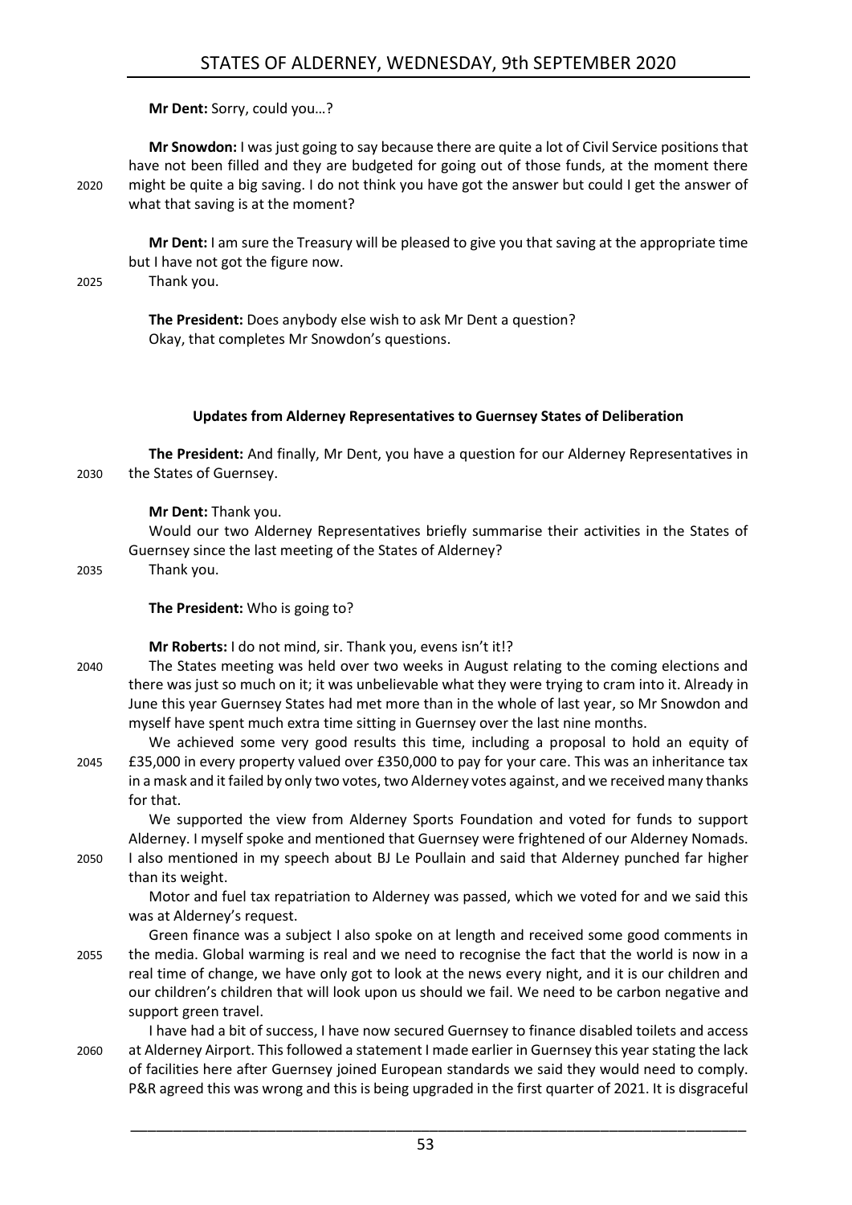**Mr Dent:** Sorry, could you…?

**Mr Snowdon:** I was just going to say because there are quite a lot of Civil Service positions that have not been filled and they are budgeted for going out of those funds, at the moment there might be quite a big saving. I do not think you have got the answer but could I get the answer of what that saving is at the moment?

**Mr Dent:** I am sure the Treasury will be pleased to give you that saving at the appropriate time but I have not got the figure now.

Thank you.

**The President:** Does anybody else wish to ask Mr Dent a question?

Okay, that completes Mr Snowdon's questions.

## Updates from Alderney Representatives to Guernsey States of Deliberation

**The President:** And finally, Mr Dent, you have a question for our Alderney Representatives in the States of Guernsey.

**Mr Dent:** Thank you.

Would our two Alderney Representatives briefly summarise their activities in the States of Guernsey since the last meeting of the States of Alderney?

Thank you.

**The President:** Who is going to?

**Mr Roberts:** I do not mind, sir. Thank you, evens isn't it!?

The States meeting was held over two weeks in August relating to the coming elections and there was just so much on it; it was unbelievable what they were trying to cram into it. Already in June this year Guernsey States had met more than in the whole of last year, so Mr Snowdon and myself have spent much extra time sitting in Guernsey over the last nine months.

We achieved some very good results this time, including a proposal to hold an equity of £35,000 in every property valued over £350,000 to pay for your care. This was an inheritance tax in a mask and it failed by only two votes, two Alderney votes against, and we received many thanks for that.

We supported the view from Alderney Sports Foundation and voted for funds to support Alderney. I myself spoke and mentioned that Guernsey were frightened of our Alderney Nomads. I also mentioned in my speech about BJ Le Poullain and said that Alderney punched far higher than its weight.

Motor and fuel tax repatriation to Alderney was passed, which we voted for and we said this was at Alderney's request.

Green finance was a subject I also spoke on at length and received some good comments in the media. Global warming is real and we need to recognise the fact that the world is now in a real time of change, we have only got to look at the news every night, and it is our children and our children's children that will look upon us should we fail. We need to be carbon negative and support green travel.

I have had a bit of success, I have now secured Guernsey to finance disabled toilets and access at Alderney Airport. This followed a statement I made earlier in Guernsey this year stating the lack of facilities here after Guernsey joined European standards we said they would need to comply. P&R agreed this was wrong and this is being upgraded in the first quarter of 2021. It is disgraceful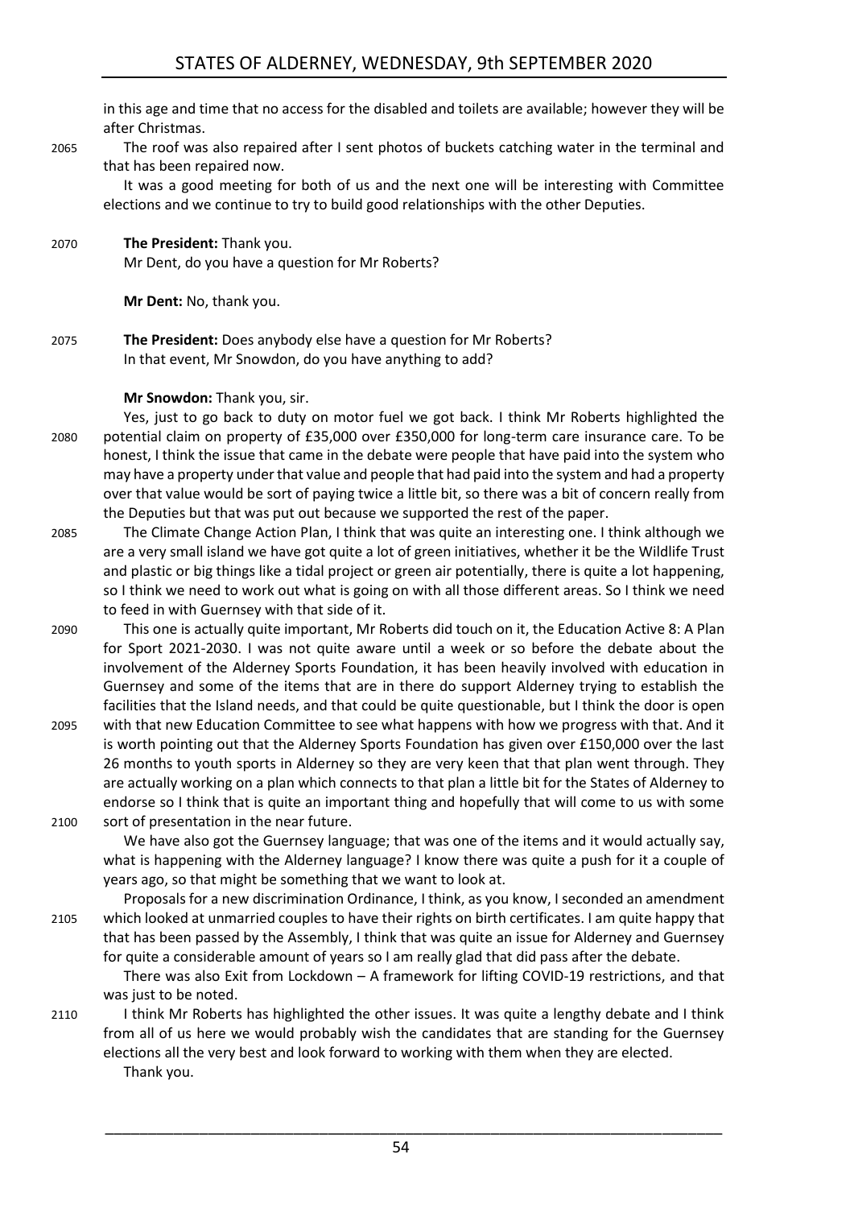in this age and time that no access for the disabled and toilets are available; however they will be after Christmas.

2065 The roof was also repaired after I sent photos of buckets catching water in the terminal and that has been repaired now.

It was a good meeting for both of us and the next one will be interesting with Committee elections and we continue to try to build good relationships with the other Deputies.

2070 **The President:** Thank you.

Mr Dent, do you have a question for Mr Roberts?

**Mr Dent:** No, thank you.

2075 **The President:** Does anybody else have a question for Mr Roberts?

In that event, Mr Snowdon, do you have anything to add?

**Mr Snowdon:** Thank you, sir.

Yes, just to go back to duty on motor fuel we got back. I think Mr Roberts highlighted the 2080 potential claim on property of £35,000 over £350,000 for long-term care insurance care. To be honest, I think the issue that came in the debate were people that have paid into the system who may have a property under that value and people that had paid into the system and had a property over that value would be sort of paying twice a little bit, so there was a bit of concern really from the Deputies but that was put out because we supported the rest of the paper.

2085 The Climate Change Action Plan, I think that was quite an interesting one. I think although we are a very small island we have got quite a lot of green initiatives, whether it be the Wildlife Trust and plastic or big things like a tidal project or green air potentially, there is quite a lot happening, so I think we need to work out what is going on with all those different areas. So I think we need to feed in with Guernsey with that side of it.

2090 This one is actually quite important, Mr Roberts did touch on it, the Education Active 8: A Plan for Sport 2021-2030. I was not quite aware until a week or so before the debate about the involvement of the Alderney Sports Foundation, it has been heavily involved with education in Guernsey and some of the items that are in there do support Alderney trying to establish the facilities that the Island needs, and that could be quite questionable, but I think the door is open 2095 with that new Education Committee to see what happens with how we progress with that. And it is worth pointing out that the Alderney Sports Foundation has given over £150,000 over the last 26 months to youth sports in Alderney so they are very keen that that plan went through. They are actually working on a plan which connects to that plan a little bit for the States of Alderney to endorse so I think that is quite an important thing and hopefully that will come to us with some 2100 sort of presentation in the near future.

We have also got the Guernsey language; that was one of the items and it would actually say, what is happening with the Alderney language? I know there was quite a push for it a couple of years ago, so that might be something that we want to look at.

Proposals for a new discrimination Ordinance, I think, as you know, I seconded an amendment 2105 which looked at unmarried couples to have their rights on birth certificates. I am quite happy that that has been passed by the Assembly, I think that was quite an issue for Alderney and Guernsey for quite a considerable amount of years so I am really glad that did pass after the debate.

There was also Exit from Lockdown – A framework for lifting COVID-19 restrictions, and that was just to be noted.

2110 I think Mr Roberts has highlighted the other issues. It was quite a lengthy debate and I think from all of us here we would probably wish the candidates that are standing for the Guernsey elections all the very best and look forward to working with them when they are elected.

Thank you.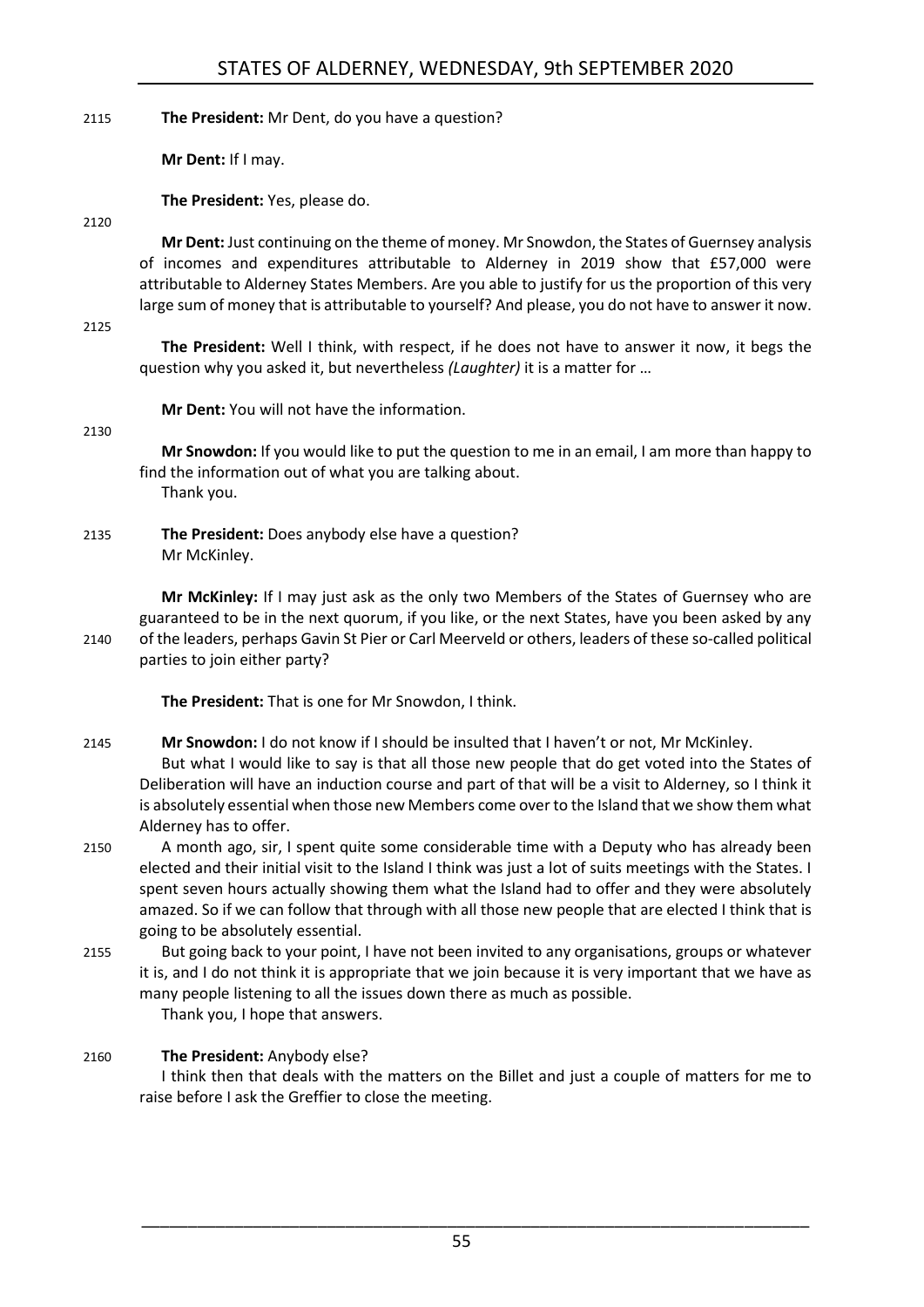**The President:** Mr Dent, do you have a question?

**Mr Dent:** If I may.

**The President:** Yes, please do.

**Mr Dent:** Just continuing on the theme of money. Mr Snowdon, the States of Guernsey analysis of incomes and expenditures attributable to Alderney in 2019 show that £57,000 were attributable to Alderney States Members. Are you able to justify for us the proportion of this very large sum of money that is attributable to yourself? And please, you do not have to answer it now.

**The President:** Well I think, with respect, if he does not have to answer it now, it begs the question why you asked it, but nevertheless *(Laughter)* it is a matter for …

**Mr Dent:** You will not have the information.

**Mr Snowdon:** If you would like to put the question to me in an email, I am more than happy to find the information out of what you are talking about.

Thank you.

**The President:** Does anybody else have a question?

Mr McKinley.

**Mr McKinley:** If I may just ask as the only two Members of the States of Guernsey who are guaranteed to be in the next quorum, if you like, or the next States, have you been asked by any of the leaders, perhaps Gavin St Pier or Carl Meerveld or others, leaders of these so-called political parties to join either party?

**The President:** That is one for Mr Snowdon, I think.

**Mr Snowdon:** I do not know if I should be insulted that I haven't or not, Mr McKinley.

But what I would like to say is that all those new people that do get voted into the States of Deliberation will have an induction course and part of that will be a visit to Alderney, so I think it is absolutely essential when those new Members come over to the Island that we show them what Alderney has to offer.

A month ago, sir, I spent quite some considerable time with a Deputy who has already been elected and their initial visit to the Island I think was just a lot of suits meetings with the States. I spent seven hours actually showing them what the Island had to offer and they were absolutely amazed. So if we can follow that through with all those new people that are elected I think that is going to be absolutely essential.

But going back to your point, I have not been invited to any organisations, groups or whatever it is, and I do not think it is appropriate that we join because it is very important that we have as many people listening to all the issues down there as much as possible.

Thank you, I hope that answers.

**The President:** Anybody else?

I think then that deals with the matters on the Billet and just a couple of matters for me to raise before I ask the Greffier to close the meeting.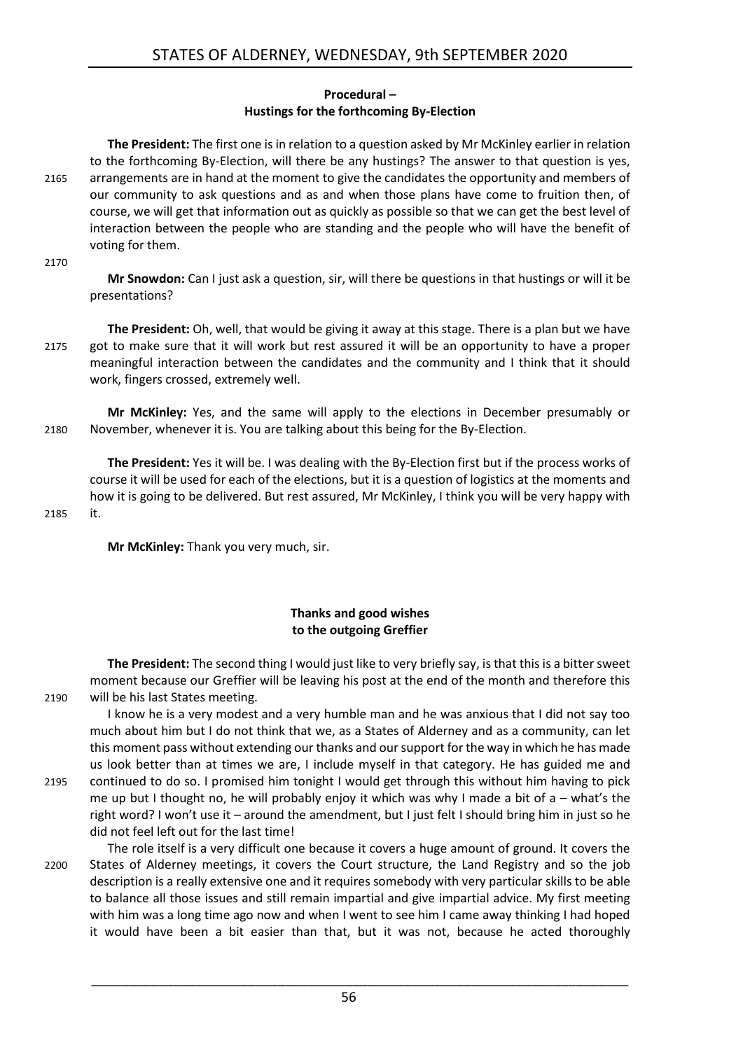**Procedural –**
**Hustings for the forthcoming By-Election**

**The President:** The first one is in relation to a question asked by Mr McKinley earlier in relation to the forthcoming By-Election, will there be any hustings? The answer to that question is yes, arrangements are in hand at the moment to give the candidates the opportunity and members of our community to ask questions and as and when those plans have come to fruition then, of course, we will get that information out as quickly as possible so that we can get the best level of interaction between the people who are standing and the people who will have the benefit of voting for them.

**Mr Snowdon:** Can I just ask a question, sir, will there be questions in that hustings or will it be presentations?

**The President:** Oh, well, that would be giving it away at this stage. There is a plan but we have got to make sure that it will work but rest assured it will be an opportunity to have a proper meaningful interaction between the candidates and the community and I think that it should work, fingers crossed, extremely well.

**Mr McKinley:** Yes, and the same will apply to the elections in December presumably or November, whenever it is. You are talking about this being for the By-Election.

**The President:** Yes it will be. I was dealing with the By-Election first but if the process works of course it will be used for each of the elections, but it is a question of logistics at the moments and how it is going to be delivered. But rest assured, Mr McKinley, I think you will be very happy with it.

**Mr McKinley:** Thank you very much, sir.

**Thanks and good wishes**
**to the outgoing Greffier**

**The President:** The second thing I would just like to very briefly say, is that this is a bitter sweet moment because our Greffier will be leaving his post at the end of the month and therefore this will be his last States meeting.

I know he is a very modest and a very humble man and he was anxious that I did not say too much about him but I do not think that we, as a States of Alderney and as a community, can let this moment pass without extending our thanks and our support for the way in which he has made us look better than at times we are, I include myself in that category. He has guided me and continued to do so. I promised him tonight I would get through this without him having to pick me up but I thought no, he will probably enjoy it which was why I made a bit of a – what's the right word? I won't use it – around the amendment, but I just felt I should bring him in just so he did not feel left out for the last time!

The role itself is a very difficult one because it covers a huge amount of ground. It covers the States of Alderney meetings, it covers the Court structure, the Land Registry and so the job description is a really extensive one and it requires somebody with very particular skills to be able to balance all those issues and still remain impartial and give impartial advice. My first meeting with him was a long time ago now and when I went to see him I came away thinking I had hoped it would have been a bit easier than that, but it was not, because he acted thoroughly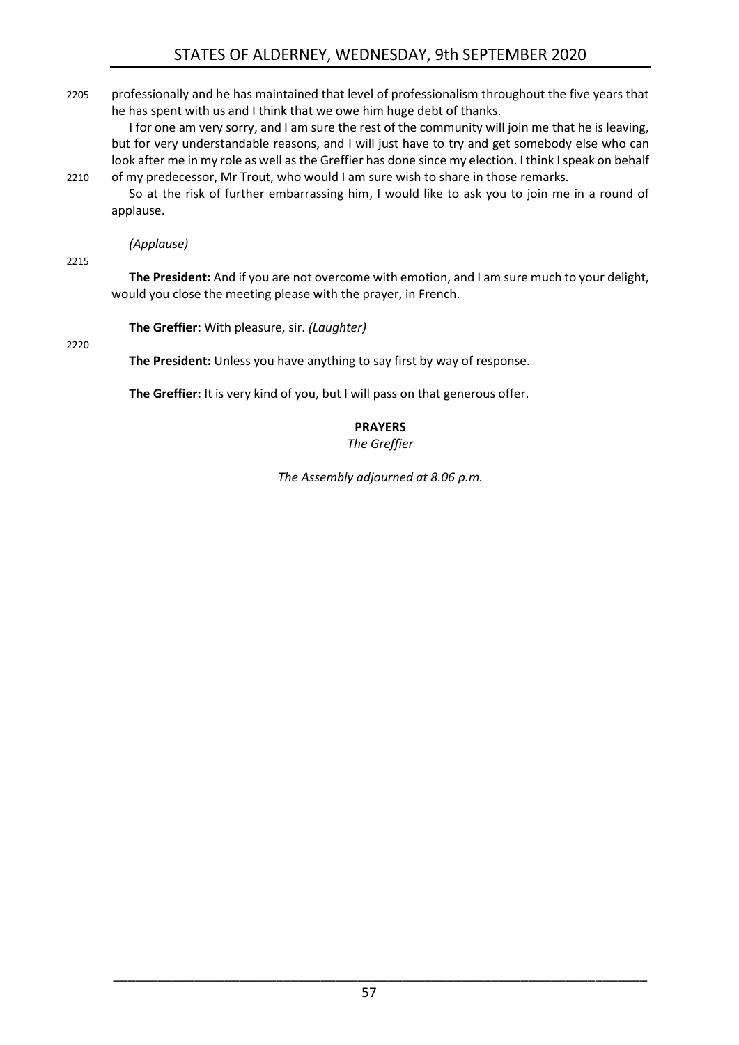professionally and he has maintained that level of professionalism throughout the five years that he has spent with us and I think that we owe him huge debt of thanks.

I for one am very sorry, and I am sure the rest of the community will join me that he is leaving, but for very understandable reasons, and I will just have to try and get somebody else who can look after me in my role as well as the Greffier has done since my election. I think I speak on behalf of my predecessor, Mr Trout, who would I am sure wish to share in those remarks.

So at the risk of further embarrassing him, I would like to ask you to join me in a round of applause.

*(Applause)*

**The President:** And if you are not overcome with emotion, and I am sure much to your delight, would you close the meeting please with the prayer, in French.

**The Greffier:** With pleasure, sir. *(Laughter)*

**The President:** Unless you have anything to say first by way of response.

**The Greffier:** It is very kind of you, but I will pass on that generous offer.

**PRAYERS**

*The Greffier*

*The Assembly adjourned at 8.06 p.m.*